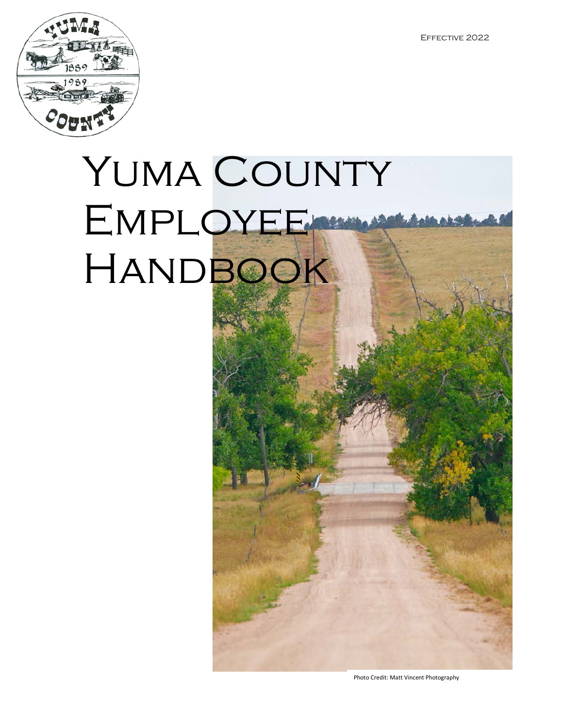Effective 2022

# Yuma County Employee Handbook

Photo Credit: Matt Vincent Photography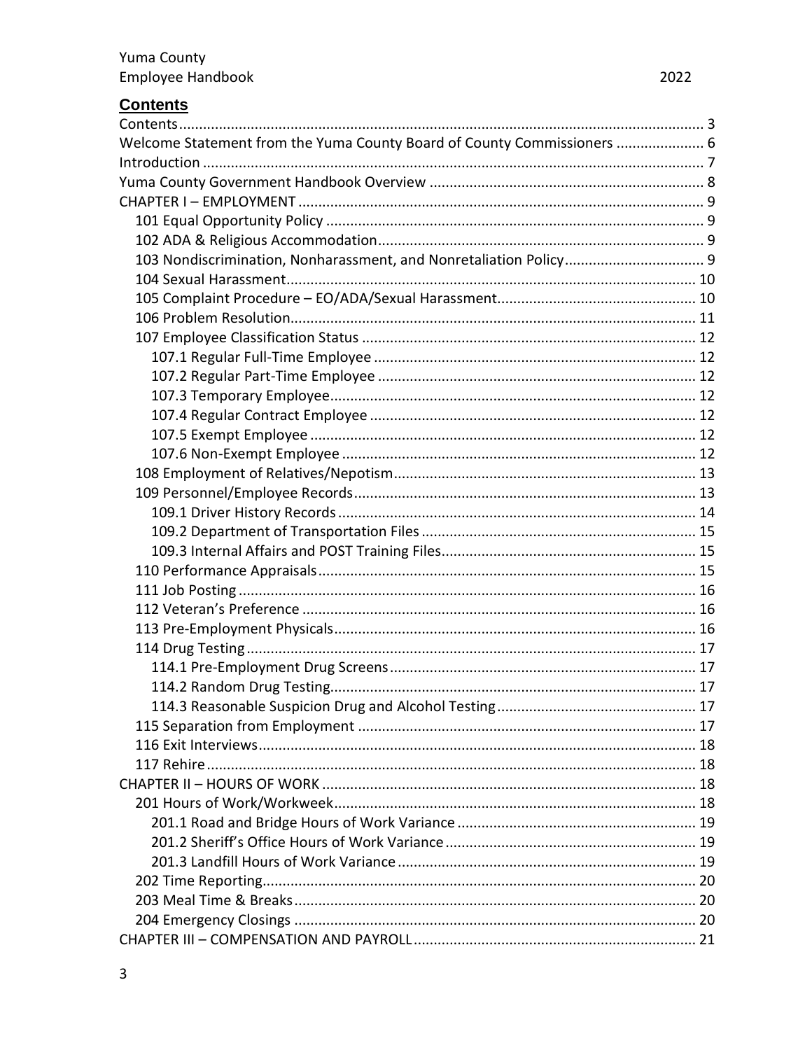## Contents

- Contents ... 3
- Welcome Statement from the Yuma County Board of County Commissioners ... 6
- Introduction ... 7
- Yuma County Government Handbook Overview ... 8
- CHAPTER I – EMPLOYMENT ... 9
  - 101 Equal Opportunity Policy ... 9
  - 102 ADA & Religious Accommodation ... 9
  - 103 Nondiscrimination, Nonharassment, and Nonretaliation Policy ... 9
  - 104 Sexual Harassment ... 10
  - 105 Complaint Procedure – EO/ADA/Sexual Harassment ... 10
  - 106 Problem Resolution ... 11
  - 107 Employee Classification Status ... 12
    - 107.1 Regular Full-Time Employee ... 12
    - 107.2 Regular Part-Time Employee ... 12
    - 107.3 Temporary Employee ... 12
    - 107.4 Regular Contract Employee ... 12
    - 107.5 Exempt Employee ... 12
    - 107.6 Non-Exempt Employee ... 12
  - 108 Employment of Relatives/Nepotism ... 13
  - 109 Personnel/Employee Records ... 13
    - 109.1 Driver History Records ... 14
    - 109.2 Department of Transportation Files ... 15
    - 109.3 Internal Affairs and POST Training Files ... 15
  - 110 Performance Appraisals ... 15
  - 111 Job Posting ... 16
  - 112 Veteran's Preference ... 16
  - 113 Pre-Employment Physicals ... 16
  - 114 Drug Testing ... 17
    - 114.1 Pre-Employment Drug Screens ... 17
    - 114.2 Random Drug Testing ... 17
    - 114.3 Reasonable Suspicion Drug and Alcohol Testing ... 17
  - 115 Separation from Employment ... 17
  - 116 Exit Interviews ... 18
  - 117 Rehire ... 18
- CHAPTER II – HOURS OF WORK ... 18
  - 201 Hours of Work/Workweek ... 18
    - 201.1 Road and Bridge Hours of Work Variance ... 19
    - 201.2 Sheriff's Office Hours of Work Variance ... 19
    - 201.3 Landfill Hours of Work Variance ... 19
  - 202 Time Reporting ... 20
  - 203 Meal Time & Breaks ... 20
  - 204 Emergency Closings ... 20
- CHAPTER III – COMPENSATION AND PAYROLL ... 21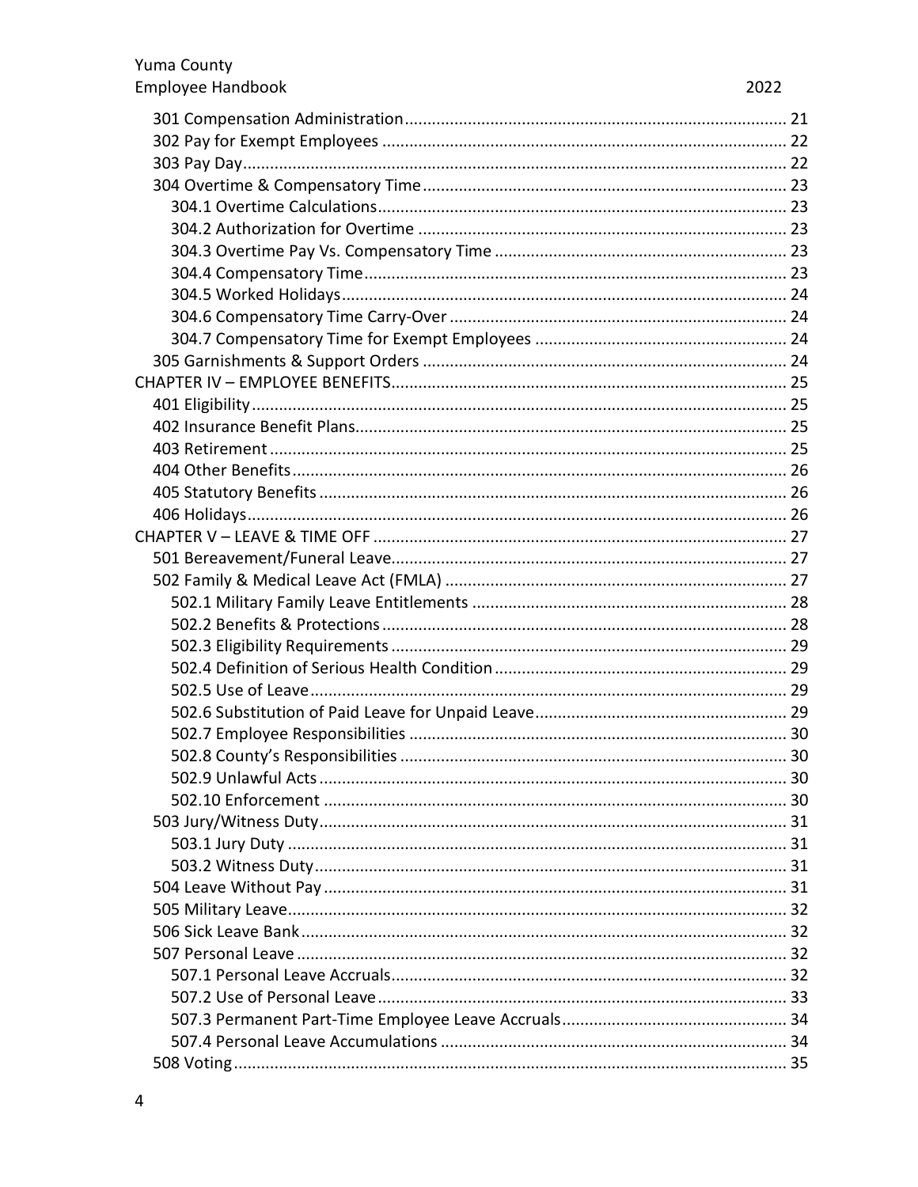- 301 Compensation Administration ..... 21
- 302 Pay for Exempt Employees ..... 22
- 303 Pay Day ..... 22
- 304 Overtime & Compensatory Time ..... 23
  - 304.1 Overtime Calculations ..... 23
  - 304.2 Authorization for Overtime ..... 23
  - 304.3 Overtime Pay Vs. Compensatory Time ..... 23
  - 304.4 Compensatory Time ..... 23
  - 304.5 Worked Holidays ..... 24
  - 304.6 Compensatory Time Carry-Over ..... 24
  - 304.7 Compensatory Time for Exempt Employees ..... 24
- 305 Garnishments & Support Orders ..... 24

CHAPTER IV – EMPLOYEE BENEFITS ..... 25

- 401 Eligibility ..... 25
- 402 Insurance Benefit Plans ..... 25
- 403 Retirement ..... 25
- 404 Other Benefits ..... 26
- 405 Statutory Benefits ..... 26
- 406 Holidays ..... 26

CHAPTER V – LEAVE & TIME OFF ..... 27

- 501 Bereavement/Funeral Leave ..... 27
- 502 Family & Medical Leave Act (FMLA) ..... 27
  - 502.1 Military Family Leave Entitlements ..... 28
  - 502.2 Benefits & Protections ..... 28
  - 502.3 Eligibility Requirements ..... 29
  - 502.4 Definition of Serious Health Condition ..... 29
  - 502.5 Use of Leave ..... 29
  - 502.6 Substitution of Paid Leave for Unpaid Leave ..... 29
  - 502.7 Employee Responsibilities ..... 30
  - 502.8 County's Responsibilities ..... 30
  - 502.9 Unlawful Acts ..... 30
  - 502.10 Enforcement ..... 30
- 503 Jury/Witness Duty ..... 31
  - 503.1 Jury Duty ..... 31
  - 503.2 Witness Duty ..... 31
- 504 Leave Without Pay ..... 31
- 505 Military Leave ..... 32
- 506 Sick Leave Bank ..... 32
- 507 Personal Leave ..... 32
  - 507.1 Personal Leave Accruals ..... 32
  - 507.2 Use of Personal Leave ..... 33
  - 507.3 Permanent Part-Time Employee Leave Accruals ..... 34
  - 507.4 Personal Leave Accumulations ..... 34
- 508 Voting ..... 35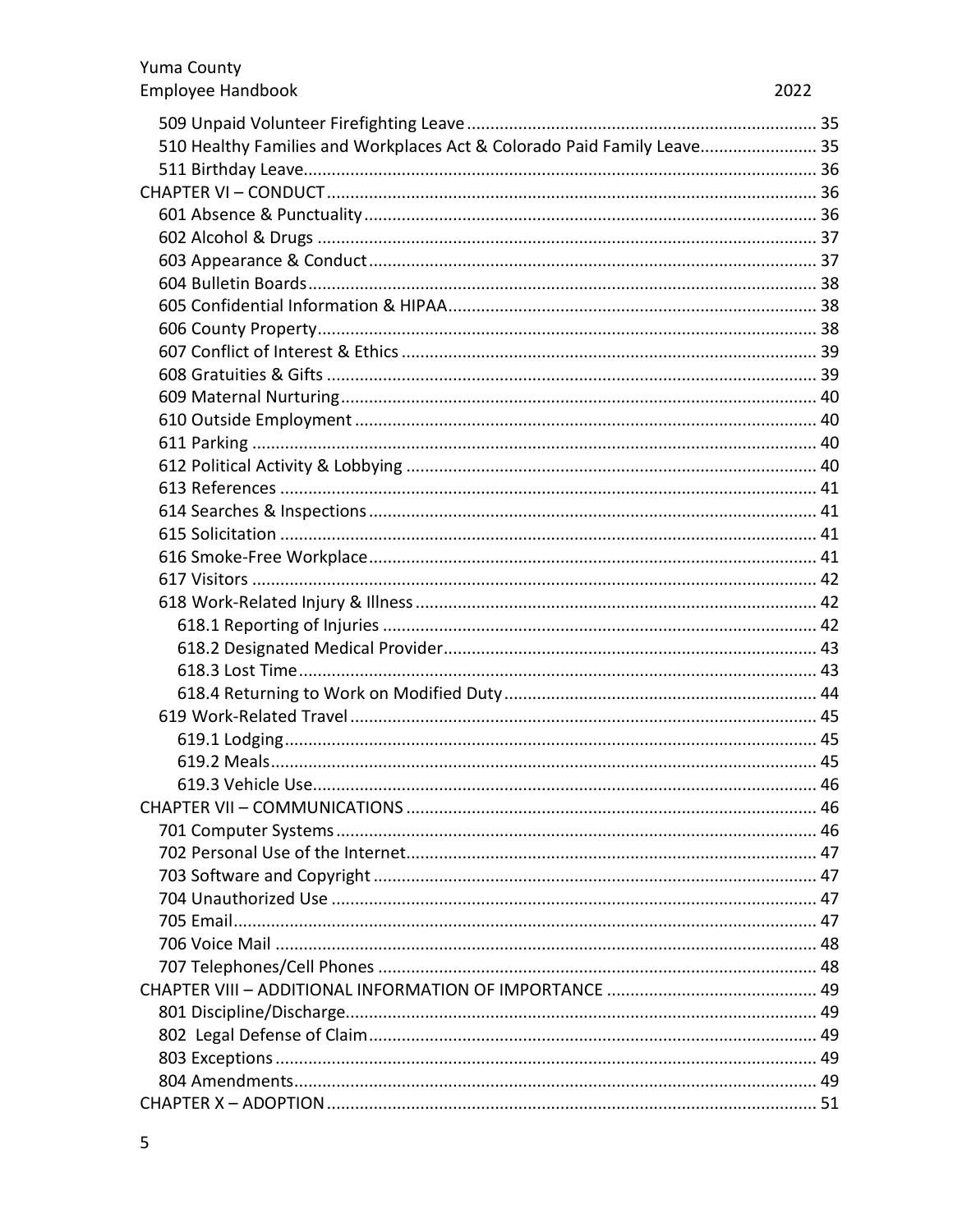509 Unpaid Volunteer Firefighting Leave ........................................................................ 35
510 Healthy Families and Workplaces Act & Colorado Paid Family Leave........................ 35
511 Birthday Leave........................................................................................................ 36
CHAPTER VI – CONDUCT ............................................................................................ 36
601 Absence & Punctuality ............................................................................................ 36
602 Alcohol & Drugs ...................................................................................................... 37
603 Appearance & Conduct ........................................................................................... 37
604 Bulletin Boards ........................................................................................................ 38
605 Confidential Information & HIPAA........................................................................... 38
606 County Property ...................................................................................................... 38
607 Conflict of Interest & Ethics .................................................................................... 39
608 Gratuities & Gifts .................................................................................................... 39
609 Maternal Nurturing ................................................................................................. 40
610 Outside Employment .............................................................................................. 40
611 Parking ................................................................................................................... 40
612 Political Activity & Lobbying ................................................................................... 40
613 References ............................................................................................................. 41
614 Searches & Inspections ........................................................................................... 41
615 Solicitation ............................................................................................................. 41
616 Smoke-Free Workplace ............................................................................................ 41
617 Visitors ................................................................................................................... 42
618 Work-Related Injury & Illness ................................................................................. 42
618.1 Reporting of Injuries ........................................................................................... 42
618.2 Designated Medical Provider ............................................................................... 43
618.3 Lost Time ............................................................................................................ 43
618.4 Returning to Work on Modified Duty .................................................................. 44
619 Work-Related Travel ............................................................................................... 45
619.1 Lodging ............................................................................................................... 45
619.2 Meals .................................................................................................................. 45
619.3 Vehicle Use ......................................................................................................... 46
CHAPTER VII – COMMUNICATIONS ............................................................................ 46
701 Computer Systems .................................................................................................. 46
702 Personal Use of the Internet .................................................................................... 47
703 Software and Copyright .......................................................................................... 47
704 Unauthorized Use ................................................................................................... 47
705 Email ...................................................................................................................... 47
706 Voice Mail .............................................................................................................. 48
707 Telephones/Cell Phones .......................................................................................... 48
CHAPTER VIII – ADDITIONAL INFORMATION OF IMPORTANCE ............................. 49
801 Discipline/Discharge ................................................................................................ 49
802 Legal Defense of Claim ........................................................................................... 49
803 Exceptions .............................................................................................................. 49
804 Amendments .......................................................................................................... 49
CHAPTER X – ADOPTION ............................................................................................. 51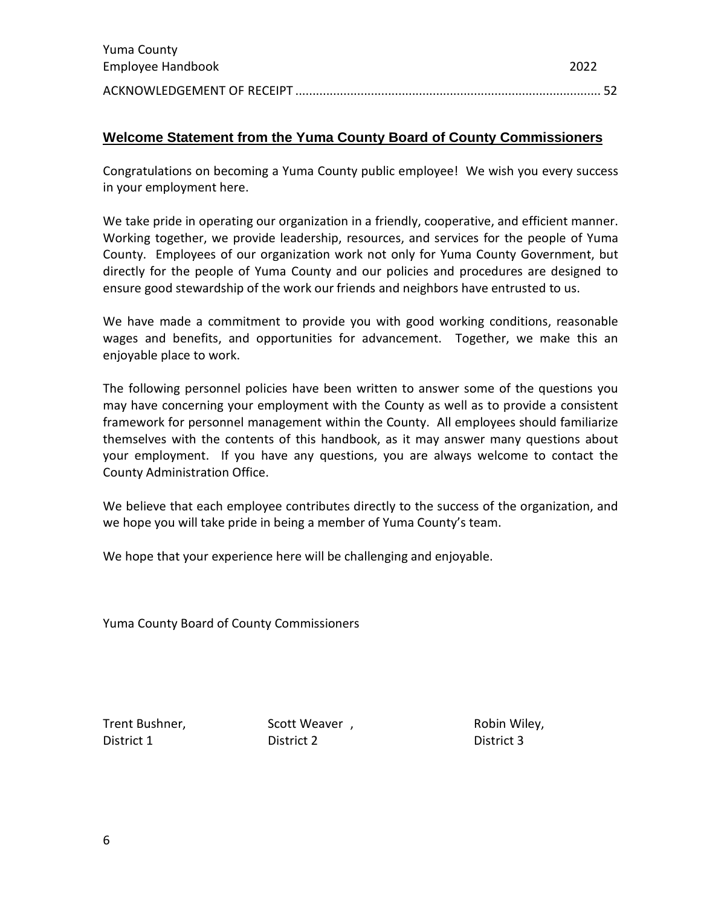ACKNOWLEDGEMENT OF RECEIPT ........................................................................................ 52

## Welcome Statement from the Yuma County Board of County Commissioners

Congratulations on becoming a Yuma County public employee! We wish you every success in your employment here.

We take pride in operating our organization in a friendly, cooperative, and efficient manner. Working together, we provide leadership, resources, and services for the people of Yuma County. Employees of our organization work not only for Yuma County Government, but directly for the people of Yuma County and our policies and procedures are designed to ensure good stewardship of the work our friends and neighbors have entrusted to us.

We have made a commitment to provide you with good working conditions, reasonable wages and benefits, and opportunities for advancement. Together, we make this an enjoyable place to work.

The following personnel policies have been written to answer some of the questions you may have concerning your employment with the County as well as to provide a consistent framework for personnel management within the County. All employees should familiarize themselves with the contents of this handbook, as it may answer many questions about your employment. If you have any questions, you are always welcome to contact the County Administration Office.

We believe that each employee contributes directly to the success of the organization, and we hope you will take pride in being a member of Yuma County's team.

We hope that your experience here will be challenging and enjoyable.

Yuma County Board of County Commissioners

Trent Bushner,
District 1

Scott Weaver ,
District 2

Robin Wiley,
District 3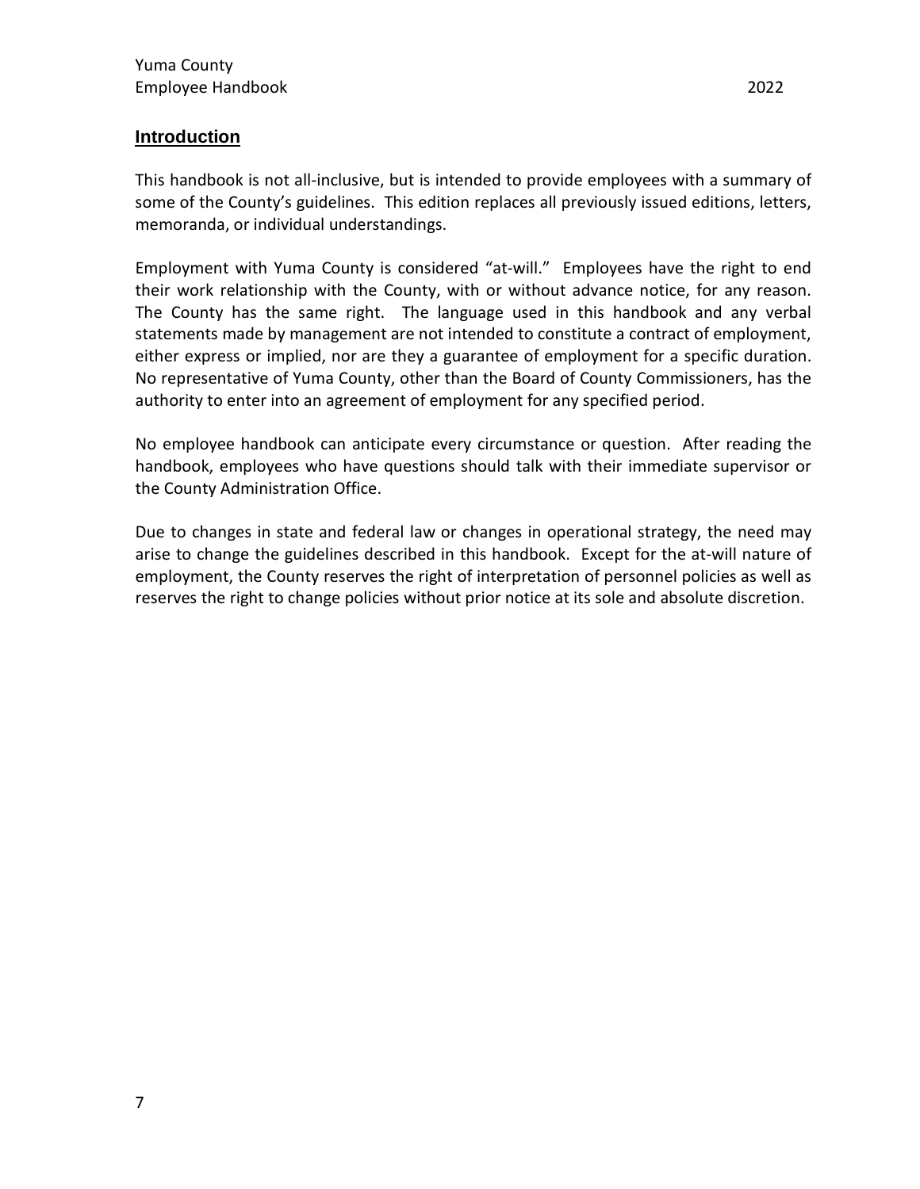## Introduction

This handbook is not all-inclusive, but is intended to provide employees with a summary of some of the County's guidelines. This edition replaces all previously issued editions, letters, memoranda, or individual understandings.

Employment with Yuma County is considered "at-will." Employees have the right to end their work relationship with the County, with or without advance notice, for any reason. The County has the same right. The language used in this handbook and any verbal statements made by management are not intended to constitute a contract of employment, either express or implied, nor are they a guarantee of employment for a specific duration. No representative of Yuma County, other than the Board of County Commissioners, has the authority to enter into an agreement of employment for any specified period.

No employee handbook can anticipate every circumstance or question. After reading the handbook, employees who have questions should talk with their immediate supervisor or the County Administration Office.

Due to changes in state and federal law or changes in operational strategy, the need may arise to change the guidelines described in this handbook. Except for the at-will nature of employment, the County reserves the right of interpretation of personnel policies as well as reserves the right to change policies without prior notice at its sole and absolute discretion.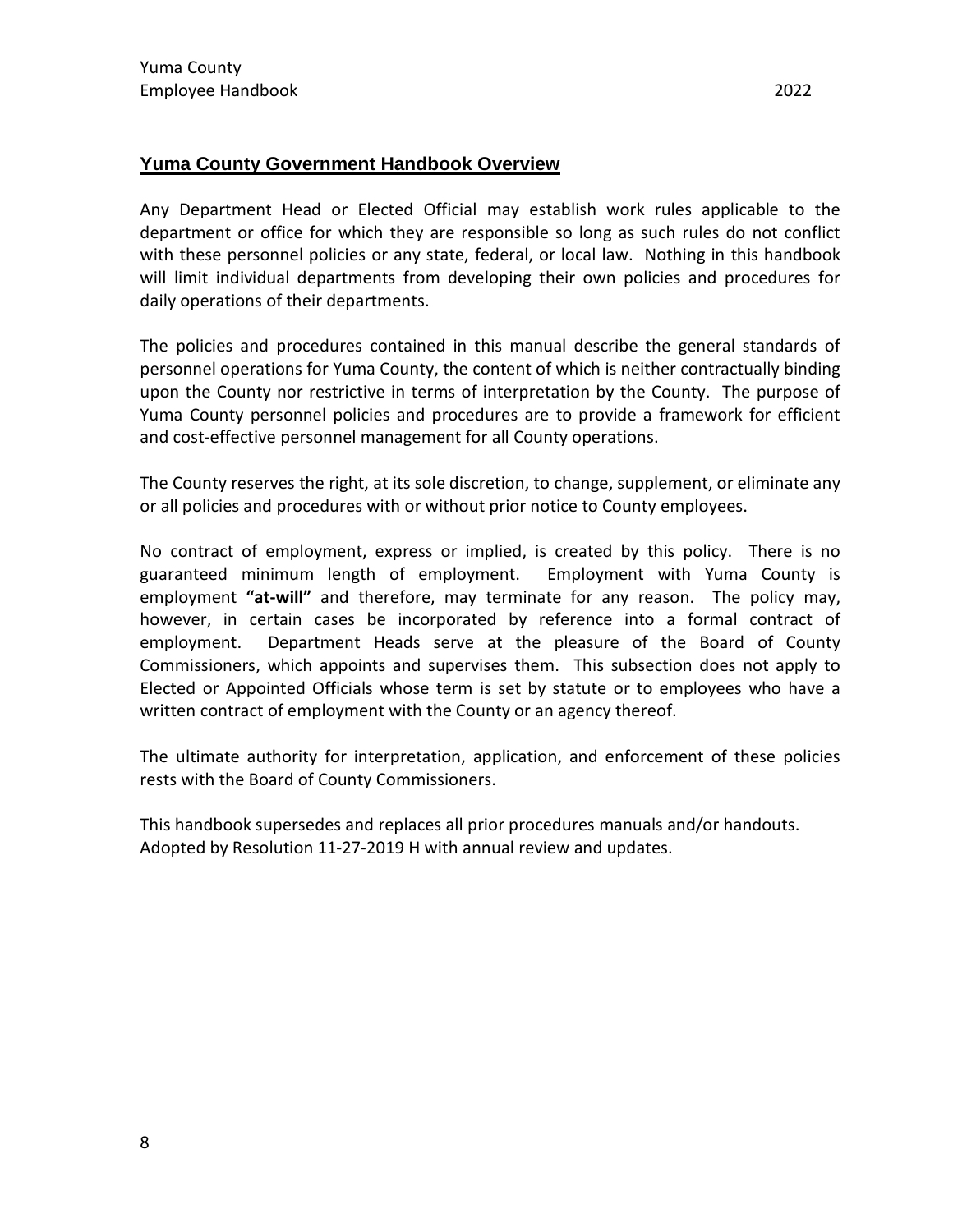## Yuma County Government Handbook Overview

Any Department Head or Elected Official may establish work rules applicable to the department or office for which they are responsible so long as such rules do not conflict with these personnel policies or any state, federal, or local law. Nothing in this handbook will limit individual departments from developing their own policies and procedures for daily operations of their departments.

The policies and procedures contained in this manual describe the general standards of personnel operations for Yuma County, the content of which is neither contractually binding upon the County nor restrictive in terms of interpretation by the County. The purpose of Yuma County personnel policies and procedures are to provide a framework for efficient and cost-effective personnel management for all County operations.

The County reserves the right, at its sole discretion, to change, supplement, or eliminate any or all policies and procedures with or without prior notice to County employees.

No contract of employment, express or implied, is created by this policy. There is no guaranteed minimum length of employment. Employment with Yuma County is employment **"at-will"** and therefore, may terminate for any reason. The policy may, however, in certain cases be incorporated by reference into a formal contract of employment. Department Heads serve at the pleasure of the Board of County Commissioners, which appoints and supervises them. This subsection does not apply to Elected or Appointed Officials whose term is set by statute or to employees who have a written contract of employment with the County or an agency thereof.

The ultimate authority for interpretation, application, and enforcement of these policies rests with the Board of County Commissioners.

This handbook supersedes and replaces all prior procedures manuals and/or handouts.
Adopted by Resolution 11-27-2019 H with annual review and updates.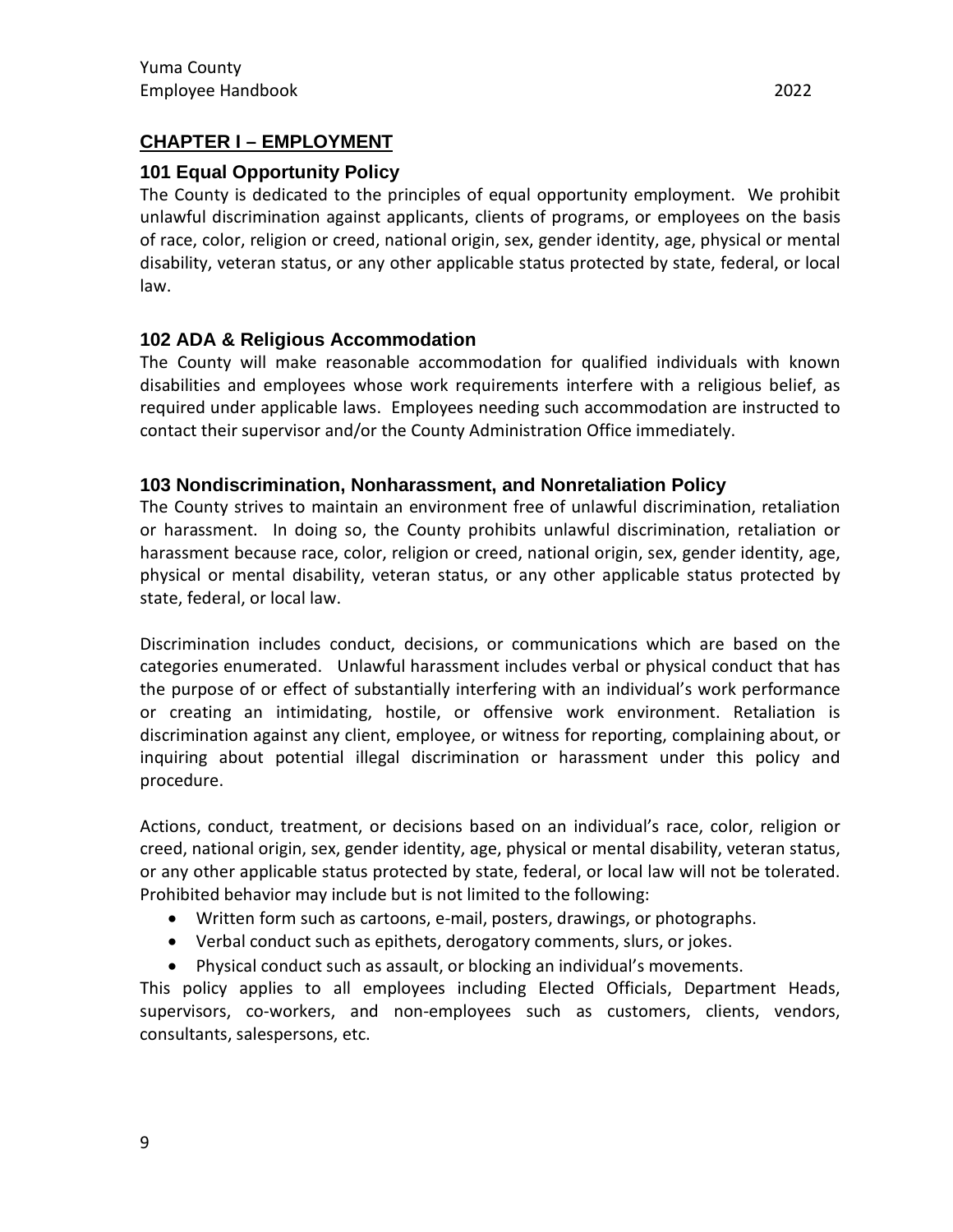## CHAPTER I – EMPLOYMENT

### 101 Equal Opportunity Policy

The County is dedicated to the principles of equal opportunity employment. We prohibit unlawful discrimination against applicants, clients of programs, or employees on the basis of race, color, religion or creed, national origin, sex, gender identity, age, physical or mental disability, veteran status, or any other applicable status protected by state, federal, or local law.

### 102 ADA & Religious Accommodation

The County will make reasonable accommodation for qualified individuals with known disabilities and employees whose work requirements interfere with a religious belief, as required under applicable laws. Employees needing such accommodation are instructed to contact their supervisor and/or the County Administration Office immediately.

### 103 Nondiscrimination, Nonharassment, and Nonretaliation Policy

The County strives to maintain an environment free of unlawful discrimination, retaliation or harassment. In doing so, the County prohibits unlawful discrimination, retaliation or harassment because race, color, religion or creed, national origin, sex, gender identity, age, physical or mental disability, veteran status, or any other applicable status protected by state, federal, or local law.

Discrimination includes conduct, decisions, or communications which are based on the categories enumerated. Unlawful harassment includes verbal or physical conduct that has the purpose of or effect of substantially interfering with an individual's work performance or creating an intimidating, hostile, or offensive work environment. Retaliation is discrimination against any client, employee, or witness for reporting, complaining about, or inquiring about potential illegal discrimination or harassment under this policy and procedure.

Actions, conduct, treatment, or decisions based on an individual's race, color, religion or creed, national origin, sex, gender identity, age, physical or mental disability, veteran status, or any other applicable status protected by state, federal, or local law will not be tolerated. Prohibited behavior may include but is not limited to the following:

- Written form such as cartoons, e-mail, posters, drawings, or photographs.
- Verbal conduct such as epithets, derogatory comments, slurs, or jokes.
- Physical conduct such as assault, or blocking an individual's movements.

This policy applies to all employees including Elected Officials, Department Heads, supervisors, co-workers, and non-employees such as customers, clients, vendors, consultants, salespersons, etc.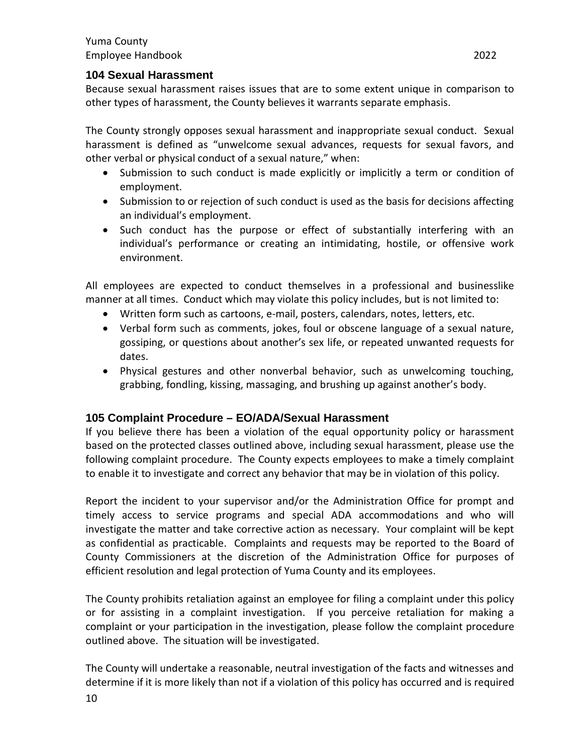## 104 Sexual Harassment

Because sexual harassment raises issues that are to some extent unique in comparison to other types of harassment, the County believes it warrants separate emphasis.

The County strongly opposes sexual harassment and inappropriate sexual conduct. Sexual harassment is defined as "unwelcome sexual advances, requests for sexual favors, and other verbal or physical conduct of a sexual nature," when:

- Submission to such conduct is made explicitly or implicitly a term or condition of employment.
- Submission to or rejection of such conduct is used as the basis for decisions affecting an individual's employment.
- Such conduct has the purpose or effect of substantially interfering with an individual's performance or creating an intimidating, hostile, or offensive work environment.

All employees are expected to conduct themselves in a professional and businesslike manner at all times. Conduct which may violate this policy includes, but is not limited to:

- Written form such as cartoons, e-mail, posters, calendars, notes, letters, etc.
- Verbal form such as comments, jokes, foul or obscene language of a sexual nature, gossiping, or questions about another's sex life, or repeated unwanted requests for dates.
- Physical gestures and other nonverbal behavior, such as unwelcoming touching, grabbing, fondling, kissing, massaging, and brushing up against another's body.

## 105 Complaint Procedure – EO/ADA/Sexual Harassment

If you believe there has been a violation of the equal opportunity policy or harassment based on the protected classes outlined above, including sexual harassment, please use the following complaint procedure. The County expects employees to make a timely complaint to enable it to investigate and correct any behavior that may be in violation of this policy.

Report the incident to your supervisor and/or the Administration Office for prompt and timely access to service programs and special ADA accommodations and who will investigate the matter and take corrective action as necessary. Your complaint will be kept as confidential as practicable. Complaints and requests may be reported to the Board of County Commissioners at the discretion of the Administration Office for purposes of efficient resolution and legal protection of Yuma County and its employees.

The County prohibits retaliation against an employee for filing a complaint under this policy or for assisting in a complaint investigation. If you perceive retaliation for making a complaint or your participation in the investigation, please follow the complaint procedure outlined above. The situation will be investigated.

The County will undertake a reasonable, neutral investigation of the facts and witnesses and determine if it is more likely than not if a violation of this policy has occurred and is required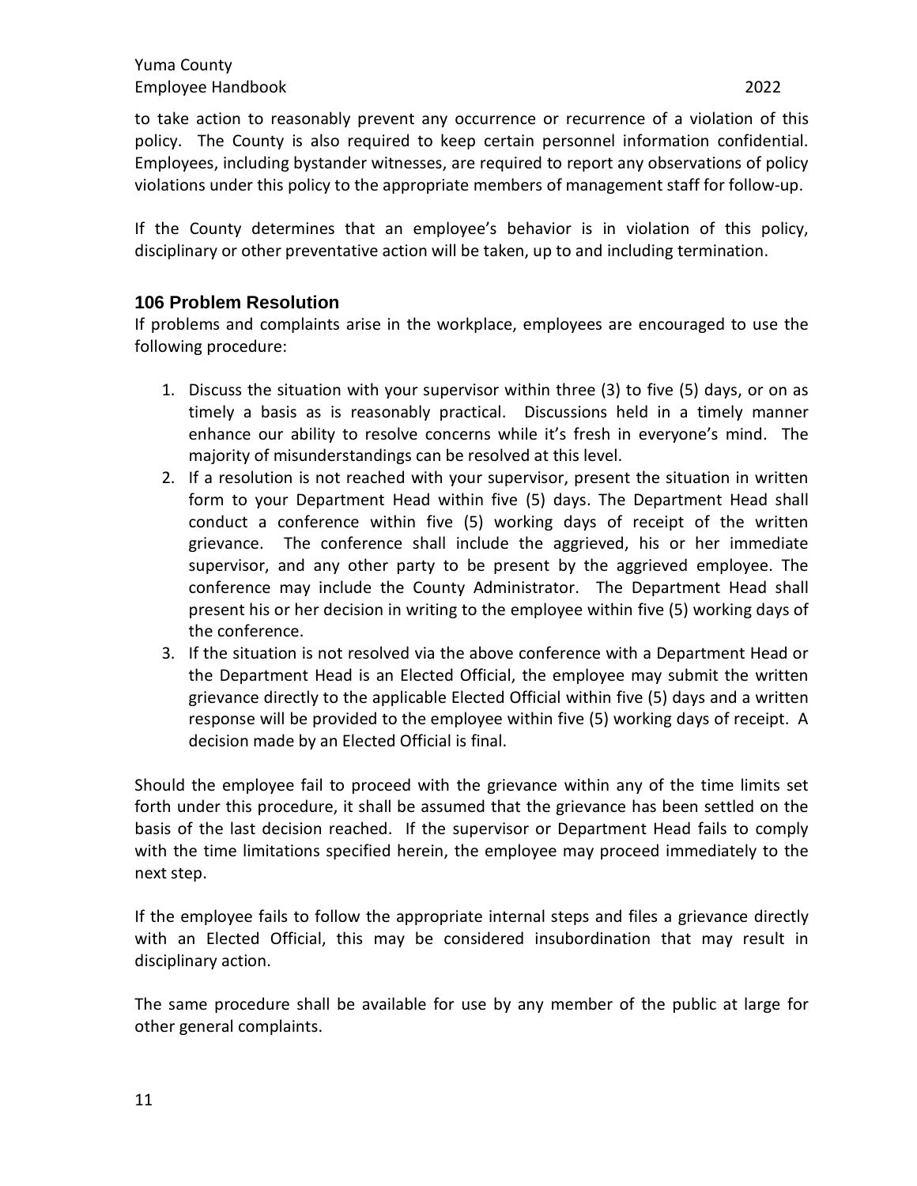to take action to reasonably prevent any occurrence or recurrence of a violation of this policy. The County is also required to keep certain personnel information confidential. Employees, including bystander witnesses, are required to report any observations of policy violations under this policy to the appropriate members of management staff for follow-up.

If the County determines that an employee's behavior is in violation of this policy, disciplinary or other preventative action will be taken, up to and including termination.

## 106 Problem Resolution

If problems and complaints arise in the workplace, employees are encouraged to use the following procedure:

1. Discuss the situation with your supervisor within three (3) to five (5) days, or on as timely a basis as is reasonably practical. Discussions held in a timely manner enhance our ability to resolve concerns while it's fresh in everyone's mind. The majority of misunderstandings can be resolved at this level.
2. If a resolution is not reached with your supervisor, present the situation in written form to your Department Head within five (5) days. The Department Head shall conduct a conference within five (5) working days of receipt of the written grievance. The conference shall include the aggrieved, his or her immediate supervisor, and any other party to be present by the aggrieved employee. The conference may include the County Administrator. The Department Head shall present his or her decision in writing to the employee within five (5) working days of the conference.
3. If the situation is not resolved via the above conference with a Department Head or the Department Head is an Elected Official, the employee may submit the written grievance directly to the applicable Elected Official within five (5) days and a written response will be provided to the employee within five (5) working days of receipt. A decision made by an Elected Official is final.

Should the employee fail to proceed with the grievance within any of the time limits set forth under this procedure, it shall be assumed that the grievance has been settled on the basis of the last decision reached. If the supervisor or Department Head fails to comply with the time limitations specified herein, the employee may proceed immediately to the next step.

If the employee fails to follow the appropriate internal steps and files a grievance directly with an Elected Official, this may be considered insubordination that may result in disciplinary action.

The same procedure shall be available for use by any member of the public at large for other general complaints.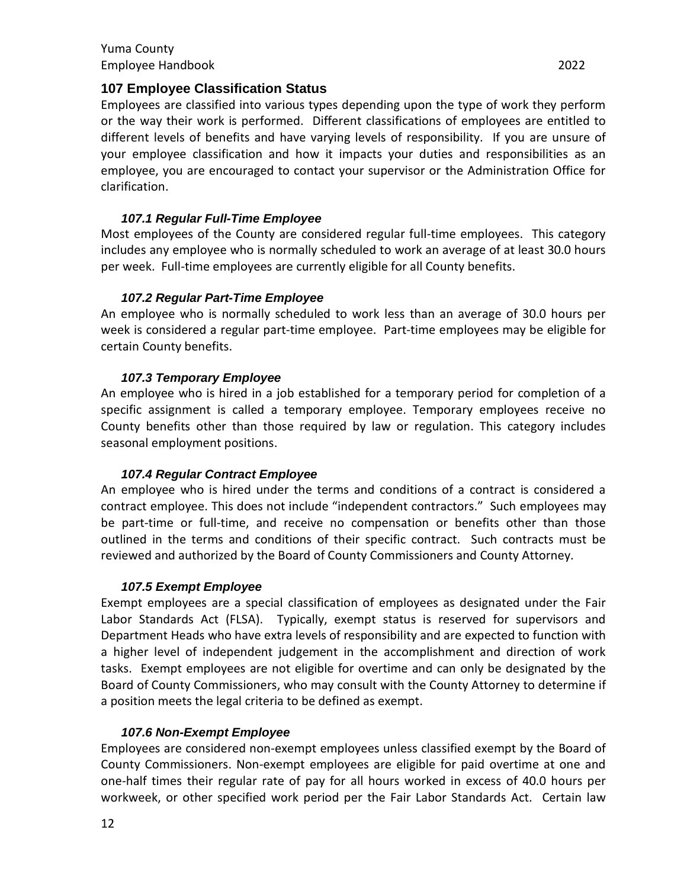## 107 Employee Classification Status

Employees are classified into various types depending upon the type of work they perform or the way their work is performed. Different classifications of employees are entitled to different levels of benefits and have varying levels of responsibility. If you are unsure of your employee classification and how it impacts your duties and responsibilities as an employee, you are encouraged to contact your supervisor or the Administration Office for clarification.

### *107.1 Regular Full-Time Employee*

Most employees of the County are considered regular full-time employees. This category includes any employee who is normally scheduled to work an average of at least 30.0 hours per week. Full-time employees are currently eligible for all County benefits.

### *107.2 Regular Part-Time Employee*

An employee who is normally scheduled to work less than an average of 30.0 hours per week is considered a regular part-time employee. Part-time employees may be eligible for certain County benefits.

### *107.3 Temporary Employee*

An employee who is hired in a job established for a temporary period for completion of a specific assignment is called a temporary employee. Temporary employees receive no County benefits other than those required by law or regulation. This category includes seasonal employment positions.

### *107.4 Regular Contract Employee*

An employee who is hired under the terms and conditions of a contract is considered a contract employee. This does not include "independent contractors." Such employees may be part-time or full-time, and receive no compensation or benefits other than those outlined in the terms and conditions of their specific contract. Such contracts must be reviewed and authorized by the Board of County Commissioners and County Attorney.

### *107.5 Exempt Employee*

Exempt employees are a special classification of employees as designated under the Fair Labor Standards Act (FLSA). Typically, exempt status is reserved for supervisors and Department Heads who have extra levels of responsibility and are expected to function with a higher level of independent judgement in the accomplishment and direction of work tasks. Exempt employees are not eligible for overtime and can only be designated by the Board of County Commissioners, who may consult with the County Attorney to determine if a position meets the legal criteria to be defined as exempt.

### *107.6 Non-Exempt Employee*

Employees are considered non-exempt employees unless classified exempt by the Board of County Commissioners. Non-exempt employees are eligible for paid overtime at one and one-half times their regular rate of pay for all hours worked in excess of 40.0 hours per workweek, or other specified work period per the Fair Labor Standards Act. Certain law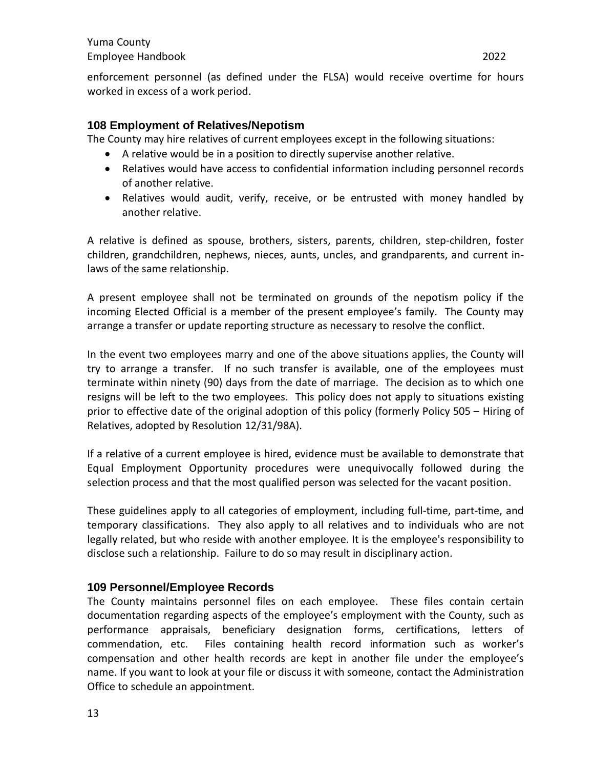enforcement personnel (as defined under the FLSA) would receive overtime for hours worked in excess of a work period.

### 108 Employment of Relatives/Nepotism

The County may hire relatives of current employees except in the following situations:

- A relative would be in a position to directly supervise another relative.
- Relatives would have access to confidential information including personnel records of another relative.
- Relatives would audit, verify, receive, or be entrusted with money handled by another relative.

A relative is defined as spouse, brothers, sisters, parents, children, step-children, foster children, grandchildren, nephews, nieces, aunts, uncles, and grandparents, and current in-laws of the same relationship.

A present employee shall not be terminated on grounds of the nepotism policy if the incoming Elected Official is a member of the present employee's family. The County may arrange a transfer or update reporting structure as necessary to resolve the conflict.

In the event two employees marry and one of the above situations applies, the County will try to arrange a transfer. If no such transfer is available, one of the employees must terminate within ninety (90) days from the date of marriage. The decision as to which one resigns will be left to the two employees. This policy does not apply to situations existing prior to effective date of the original adoption of this policy (formerly Policy 505 – Hiring of Relatives, adopted by Resolution 12/31/98A).

If a relative of a current employee is hired, evidence must be available to demonstrate that Equal Employment Opportunity procedures were unequivocally followed during the selection process and that the most qualified person was selected for the vacant position.

These guidelines apply to all categories of employment, including full-time, part-time, and temporary classifications. They also apply to all relatives and to individuals who are not legally related, but who reside with another employee. It is the employee's responsibility to disclose such a relationship. Failure to do so may result in disciplinary action.

### 109 Personnel/Employee Records

The County maintains personnel files on each employee. These files contain certain documentation regarding aspects of the employee's employment with the County, such as performance appraisals, beneficiary designation forms, certifications, letters of commendation, etc. Files containing health record information such as worker's compensation and other health records are kept in another file under the employee's name. If you want to look at your file or discuss it with someone, contact the Administration Office to schedule an appointment.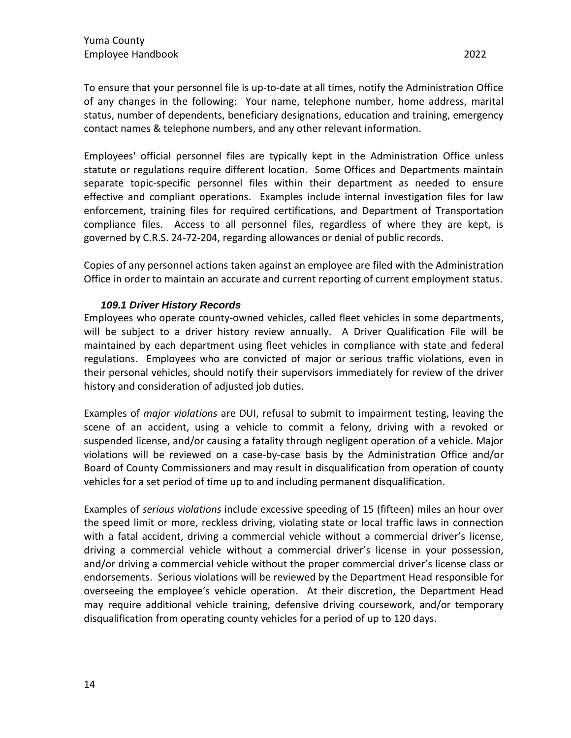To ensure that your personnel file is up-to-date at all times, notify the Administration Office of any changes in the following: Your name, telephone number, home address, marital status, number of dependents, beneficiary designations, education and training, emergency contact names & telephone numbers, and any other relevant information.

Employees' official personnel files are typically kept in the Administration Office unless statute or regulations require different location. Some Offices and Departments maintain separate topic-specific personnel files within their department as needed to ensure effective and compliant operations. Examples include internal investigation files for law enforcement, training files for required certifications, and Department of Transportation compliance files. Access to all personnel files, regardless of where they are kept, is governed by C.R.S. 24-72-204, regarding allowances or denial of public records.

Copies of any personnel actions taken against an employee are filed with the Administration Office in order to maintain an accurate and current reporting of current employment status.

### *109.1 Driver History Records*

Employees who operate county-owned vehicles, called fleet vehicles in some departments, will be subject to a driver history review annually. A Driver Qualification File will be maintained by each department using fleet vehicles in compliance with state and federal regulations. Employees who are convicted of major or serious traffic violations, even in their personal vehicles, should notify their supervisors immediately for review of the driver history and consideration of adjusted job duties.

Examples of *major violations* are DUI, refusal to submit to impairment testing, leaving the scene of an accident, using a vehicle to commit a felony, driving with a revoked or suspended license, and/or causing a fatality through negligent operation of a vehicle. Major violations will be reviewed on a case-by-case basis by the Administration Office and/or Board of County Commissioners and may result in disqualification from operation of county vehicles for a set period of time up to and including permanent disqualification.

Examples of *serious violations* include excessive speeding of 15 (fifteen) miles an hour over the speed limit or more, reckless driving, violating state or local traffic laws in connection with a fatal accident, driving a commercial vehicle without a commercial driver's license, driving a commercial vehicle without a commercial driver's license in your possession, and/or driving a commercial vehicle without the proper commercial driver's license class or endorsements. Serious violations will be reviewed by the Department Head responsible for overseeing the employee's vehicle operation. At their discretion, the Department Head may require additional vehicle training, defensive driving coursework, and/or temporary disqualification from operating county vehicles for a period of up to 120 days.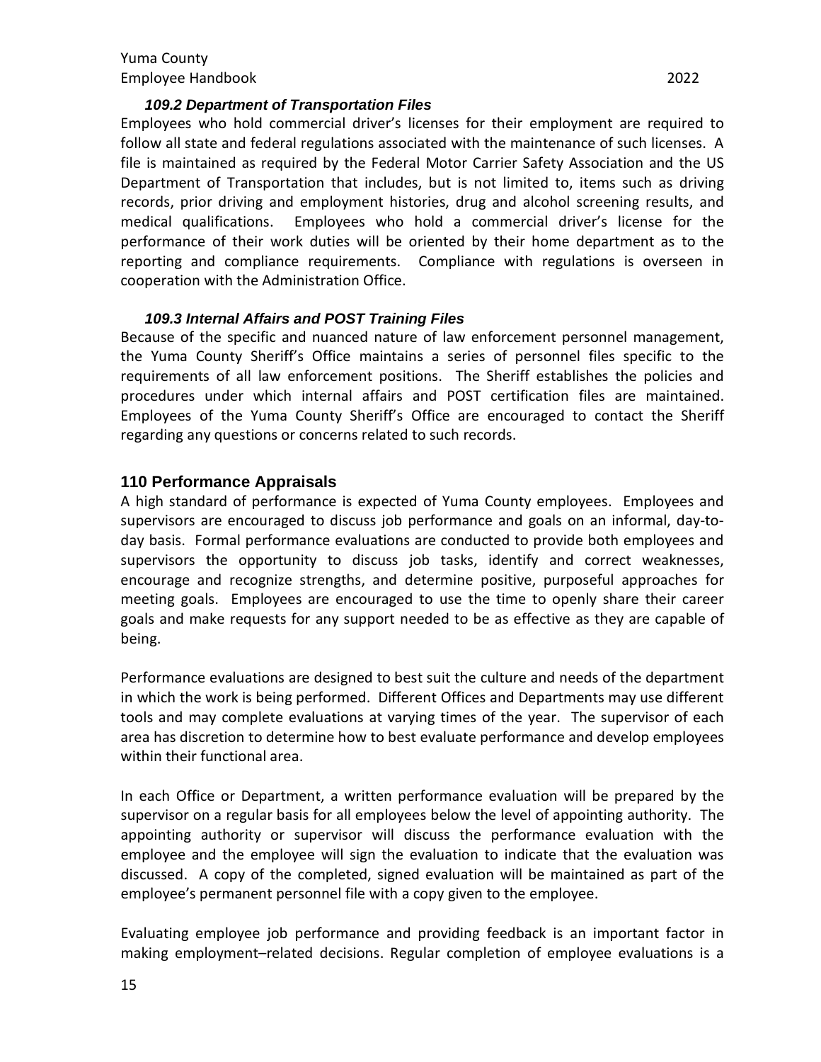### *109.2 Department of Transportation Files*

Employees who hold commercial driver's licenses for their employment are required to follow all state and federal regulations associated with the maintenance of such licenses. A file is maintained as required by the Federal Motor Carrier Safety Association and the US Department of Transportation that includes, but is not limited to, items such as driving records, prior driving and employment histories, drug and alcohol screening results, and medical qualifications. Employees who hold a commercial driver's license for the performance of their work duties will be oriented by their home department as to the reporting and compliance requirements. Compliance with regulations is overseen in cooperation with the Administration Office.

### *109.3 Internal Affairs and POST Training Files*

Because of the specific and nuanced nature of law enforcement personnel management, the Yuma County Sheriff's Office maintains a series of personnel files specific to the requirements of all law enforcement positions. The Sheriff establishes the policies and procedures under which internal affairs and POST certification files are maintained. Employees of the Yuma County Sheriff's Office are encouraged to contact the Sheriff regarding any questions or concerns related to such records.

## 110 Performance Appraisals

A high standard of performance is expected of Yuma County employees. Employees and supervisors are encouraged to discuss job performance and goals on an informal, day-to-day basis. Formal performance evaluations are conducted to provide both employees and supervisors the opportunity to discuss job tasks, identify and correct weaknesses, encourage and recognize strengths, and determine positive, purposeful approaches for meeting goals. Employees are encouraged to use the time to openly share their career goals and make requests for any support needed to be as effective as they are capable of being.

Performance evaluations are designed to best suit the culture and needs of the department in which the work is being performed. Different Offices and Departments may use different tools and may complete evaluations at varying times of the year. The supervisor of each area has discretion to determine how to best evaluate performance and develop employees within their functional area.

In each Office or Department, a written performance evaluation will be prepared by the supervisor on a regular basis for all employees below the level of appointing authority. The appointing authority or supervisor will discuss the performance evaluation with the employee and the employee will sign the evaluation to indicate that the evaluation was discussed. A copy of the completed, signed evaluation will be maintained as part of the employee's permanent personnel file with a copy given to the employee.

Evaluating employee job performance and providing feedback is an important factor in making employment–related decisions. Regular completion of employee evaluations is a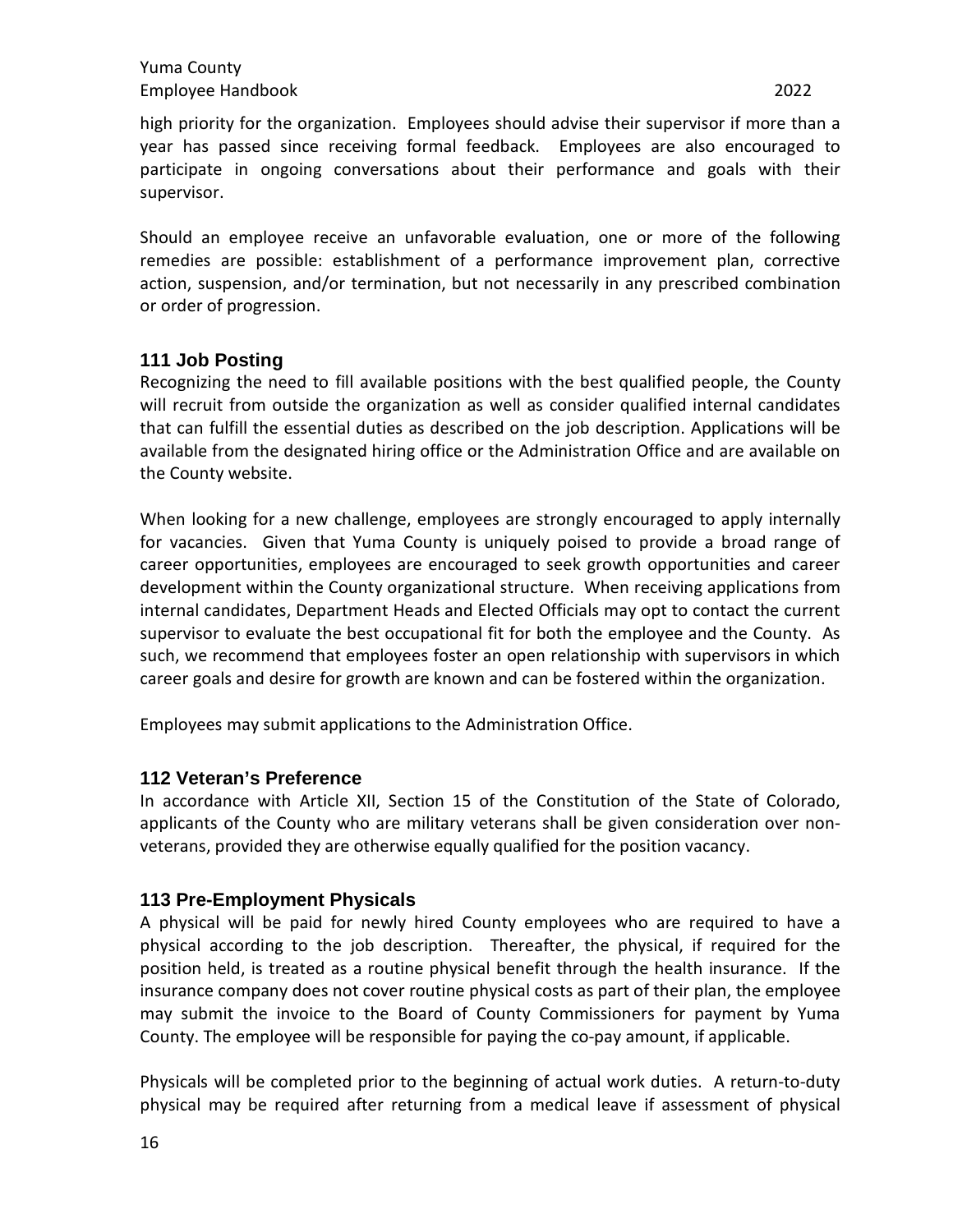high priority for the organization. Employees should advise their supervisor if more than a year has passed since receiving formal feedback. Employees are also encouraged to participate in ongoing conversations about their performance and goals with their supervisor.

Should an employee receive an unfavorable evaluation, one or more of the following remedies are possible: establishment of a performance improvement plan, corrective action, suspension, and/or termination, but not necessarily in any prescribed combination or order of progression.

## 111 Job Posting

Recognizing the need to fill available positions with the best qualified people, the County will recruit from outside the organization as well as consider qualified internal candidates that can fulfill the essential duties as described on the job description. Applications will be available from the designated hiring office or the Administration Office and are available on the County website.

When looking for a new challenge, employees are strongly encouraged to apply internally for vacancies. Given that Yuma County is uniquely poised to provide a broad range of career opportunities, employees are encouraged to seek growth opportunities and career development within the County organizational structure. When receiving applications from internal candidates, Department Heads and Elected Officials may opt to contact the current supervisor to evaluate the best occupational fit for both the employee and the County. As such, we recommend that employees foster an open relationship with supervisors in which career goals and desire for growth are known and can be fostered within the organization.

Employees may submit applications to the Administration Office.

## 112 Veteran's Preference

In accordance with Article XII, Section 15 of the Constitution of the State of Colorado, applicants of the County who are military veterans shall be given consideration over non-veterans, provided they are otherwise equally qualified for the position vacancy.

## 113 Pre-Employment Physicals

A physical will be paid for newly hired County employees who are required to have a physical according to the job description. Thereafter, the physical, if required for the position held, is treated as a routine physical benefit through the health insurance. If the insurance company does not cover routine physical costs as part of their plan, the employee may submit the invoice to the Board of County Commissioners for payment by Yuma County. The employee will be responsible for paying the co-pay amount, if applicable.

Physicals will be completed prior to the beginning of actual work duties. A return-to-duty physical may be required after returning from a medical leave if assessment of physical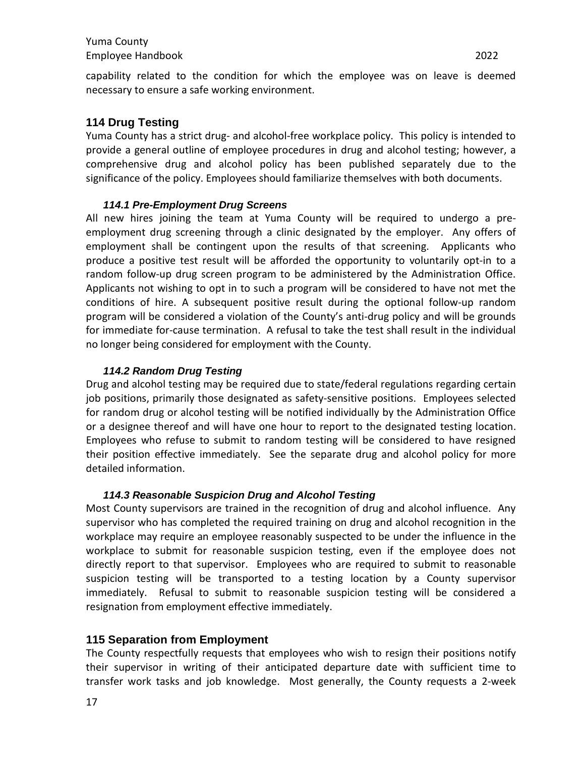capability related to the condition for which the employee was on leave is deemed necessary to ensure a safe working environment.

## 114 Drug Testing

Yuma County has a strict drug- and alcohol-free workplace policy. This policy is intended to provide a general outline of employee procedures in drug and alcohol testing; however, a comprehensive drug and alcohol policy has been published separately due to the significance of the policy. Employees should familiarize themselves with both documents.

### *114.1 Pre-Employment Drug Screens*

All new hires joining the team at Yuma County will be required to undergo a pre-employment drug screening through a clinic designated by the employer. Any offers of employment shall be contingent upon the results of that screening. Applicants who produce a positive test result will be afforded the opportunity to voluntarily opt-in to a random follow-up drug screen program to be administered by the Administration Office. Applicants not wishing to opt in to such a program will be considered to have not met the conditions of hire. A subsequent positive result during the optional follow-up random program will be considered a violation of the County's anti-drug policy and will be grounds for immediate for-cause termination. A refusal to take the test shall result in the individual no longer being considered for employment with the County.

### *114.2 Random Drug Testing*

Drug and alcohol testing may be required due to state/federal regulations regarding certain job positions, primarily those designated as safety-sensitive positions. Employees selected for random drug or alcohol testing will be notified individually by the Administration Office or a designee thereof and will have one hour to report to the designated testing location. Employees who refuse to submit to random testing will be considered to have resigned their position effective immediately. See the separate drug and alcohol policy for more detailed information.

### *114.3 Reasonable Suspicion Drug and Alcohol Testing*

Most County supervisors are trained in the recognition of drug and alcohol influence. Any supervisor who has completed the required training on drug and alcohol recognition in the workplace may require an employee reasonably suspected to be under the influence in the workplace to submit for reasonable suspicion testing, even if the employee does not directly report to that supervisor. Employees who are required to submit to reasonable suspicion testing will be transported to a testing location by a County supervisor immediately. Refusal to submit to reasonable suspicion testing will be considered a resignation from employment effective immediately.

## 115 Separation from Employment

The County respectfully requests that employees who wish to resign their positions notify their supervisor in writing of their anticipated departure date with sufficient time to transfer work tasks and job knowledge. Most generally, the County requests a 2-week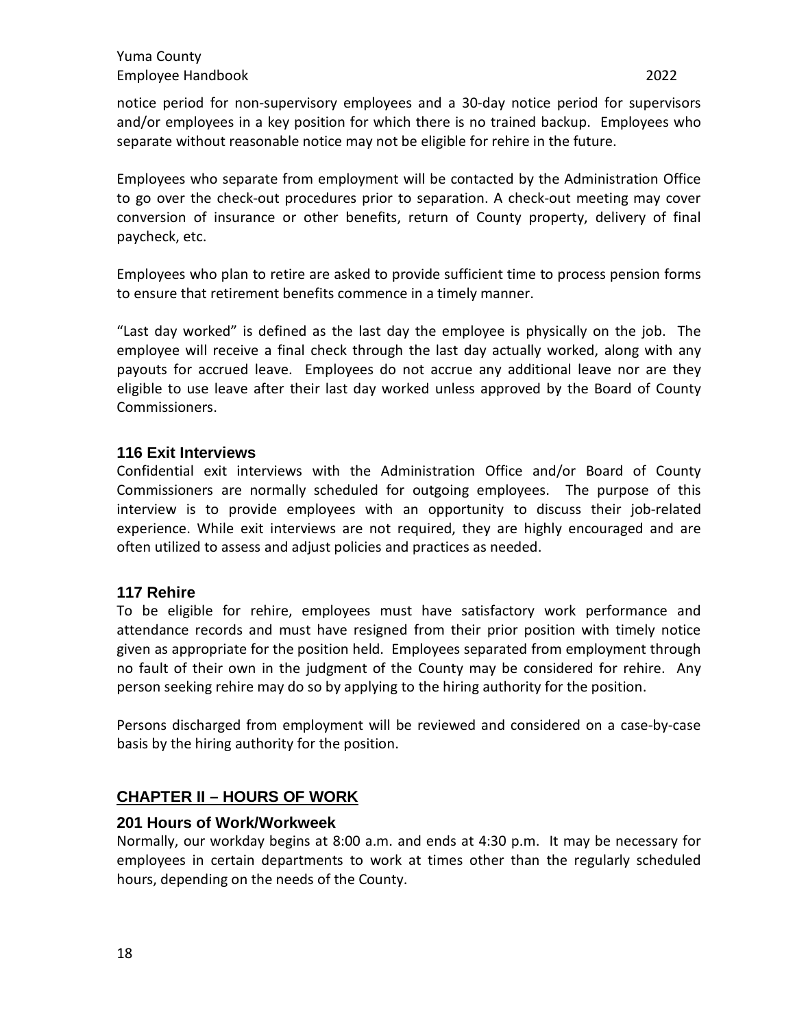notice period for non-supervisory employees and a 30-day notice period for supervisors and/or employees in a key position for which there is no trained backup. Employees who separate without reasonable notice may not be eligible for rehire in the future.

Employees who separate from employment will be contacted by the Administration Office to go over the check-out procedures prior to separation. A check-out meeting may cover conversion of insurance or other benefits, return of County property, delivery of final paycheck, etc.

Employees who plan to retire are asked to provide sufficient time to process pension forms to ensure that retirement benefits commence in a timely manner.

"Last day worked" is defined as the last day the employee is physically on the job. The employee will receive a final check through the last day actually worked, along with any payouts for accrued leave. Employees do not accrue any additional leave nor are they eligible to use leave after their last day worked unless approved by the Board of County Commissioners.

### 116 Exit Interviews

Confidential exit interviews with the Administration Office and/or Board of County Commissioners are normally scheduled for outgoing employees. The purpose of this interview is to provide employees with an opportunity to discuss their job-related experience. While exit interviews are not required, they are highly encouraged and are often utilized to assess and adjust policies and practices as needed.

### 117 Rehire

To be eligible for rehire, employees must have satisfactory work performance and attendance records and must have resigned from their prior position with timely notice given as appropriate for the position held. Employees separated from employment through no fault of their own in the judgment of the County may be considered for rehire. Any person seeking rehire may do so by applying to the hiring authority for the position.

Persons discharged from employment will be reviewed and considered on a case-by-case basis by the hiring authority for the position.

## CHAPTER II – HOURS OF WORK

### 201 Hours of Work/Workweek

Normally, our workday begins at 8:00 a.m. and ends at 4:30 p.m. It may be necessary for employees in certain departments to work at times other than the regularly scheduled hours, depending on the needs of the County.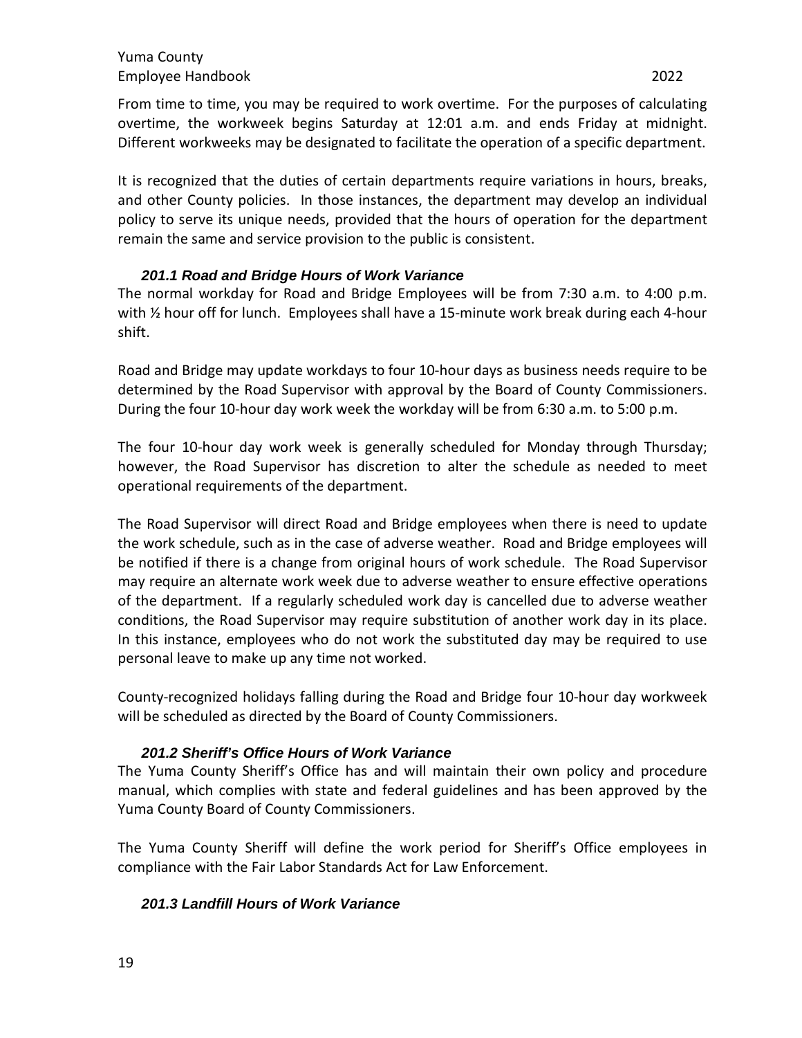From time to time, you may be required to work overtime. For the purposes of calculating overtime, the workweek begins Saturday at 12:01 a.m. and ends Friday at midnight. Different workweeks may be designated to facilitate the operation of a specific department.

It is recognized that the duties of certain departments require variations in hours, breaks, and other County policies. In those instances, the department may develop an individual policy to serve its unique needs, provided that the hours of operation for the department remain the same and service provision to the public is consistent.

### *201.1 Road and Bridge Hours of Work Variance*

The normal workday for Road and Bridge Employees will be from 7:30 a.m. to 4:00 p.m. with ½ hour off for lunch. Employees shall have a 15-minute work break during each 4-hour shift.

Road and Bridge may update workdays to four 10-hour days as business needs require to be determined by the Road Supervisor with approval by the Board of County Commissioners. During the four 10-hour day work week the workday will be from 6:30 a.m. to 5:00 p.m.

The four 10-hour day work week is generally scheduled for Monday through Thursday; however, the Road Supervisor has discretion to alter the schedule as needed to meet operational requirements of the department.

The Road Supervisor will direct Road and Bridge employees when there is need to update the work schedule, such as in the case of adverse weather. Road and Bridge employees will be notified if there is a change from original hours of work schedule. The Road Supervisor may require an alternate work week due to adverse weather to ensure effective operations of the department. If a regularly scheduled work day is cancelled due to adverse weather conditions, the Road Supervisor may require substitution of another work day in its place. In this instance, employees who do not work the substituted day may be required to use personal leave to make up any time not worked.

County-recognized holidays falling during the Road and Bridge four 10-hour day workweek will be scheduled as directed by the Board of County Commissioners.

### *201.2 Sheriff's Office Hours of Work Variance*

The Yuma County Sheriff's Office has and will maintain their own policy and procedure manual, which complies with state and federal guidelines and has been approved by the Yuma County Board of County Commissioners.

The Yuma County Sheriff will define the work period for Sheriff's Office employees in compliance with the Fair Labor Standards Act for Law Enforcement.

### *201.3 Landfill Hours of Work Variance*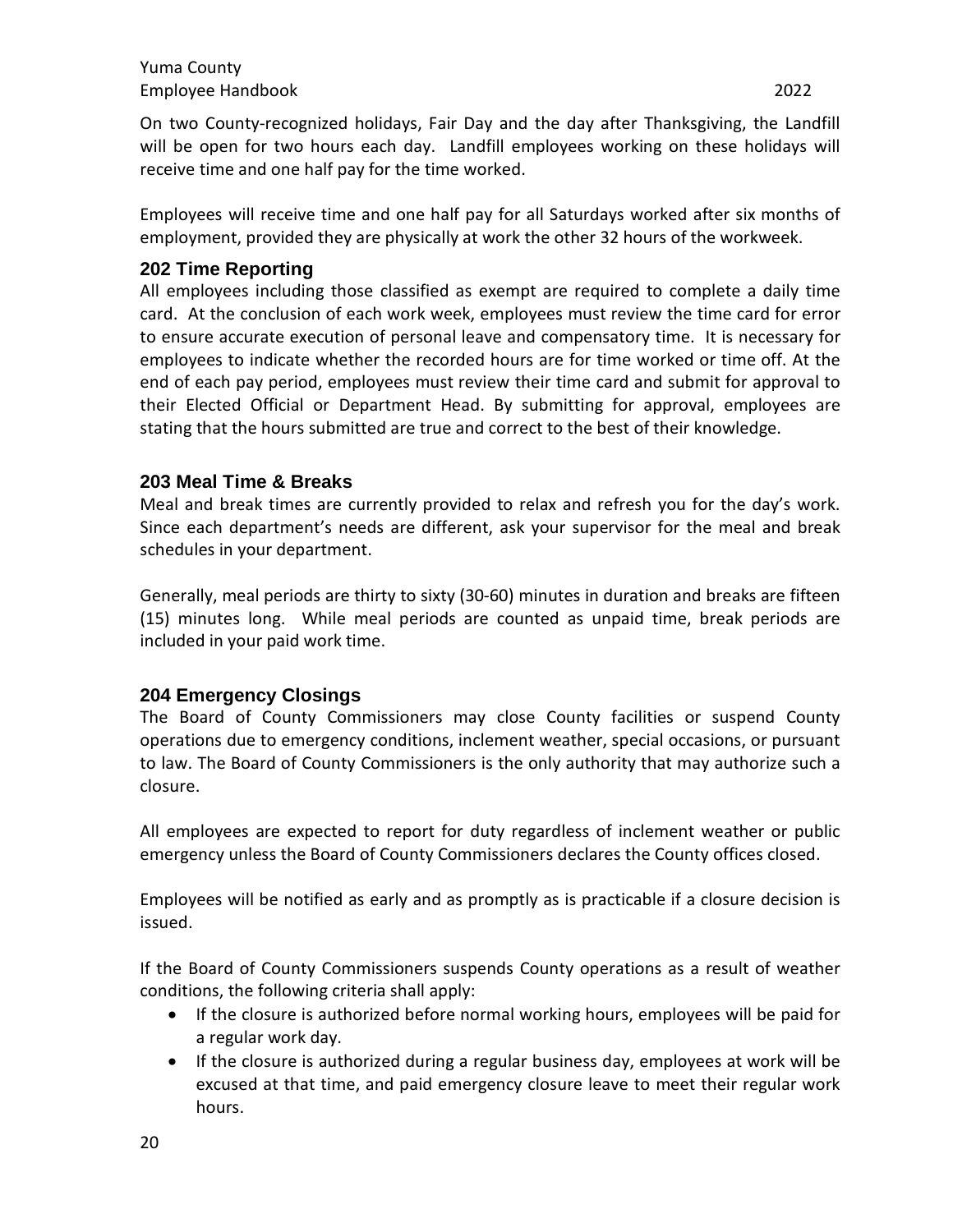On two County-recognized holidays, Fair Day and the day after Thanksgiving, the Landfill will be open for two hours each day. Landfill employees working on these holidays will receive time and one half pay for the time worked.

Employees will receive time and one half pay for all Saturdays worked after six months of employment, provided they are physically at work the other 32 hours of the workweek.

## 202 Time Reporting

All employees including those classified as exempt are required to complete a daily time card. At the conclusion of each work week, employees must review the time card for error to ensure accurate execution of personal leave and compensatory time. It is necessary for employees to indicate whether the recorded hours are for time worked or time off. At the end of each pay period, employees must review their time card and submit for approval to their Elected Official or Department Head. By submitting for approval, employees are stating that the hours submitted are true and correct to the best of their knowledge.

## 203 Meal Time & Breaks

Meal and break times are currently provided to relax and refresh you for the day's work. Since each department's needs are different, ask your supervisor for the meal and break schedules in your department.

Generally, meal periods are thirty to sixty (30-60) minutes in duration and breaks are fifteen (15) minutes long. While meal periods are counted as unpaid time, break periods are included in your paid work time.

## 204 Emergency Closings

The Board of County Commissioners may close County facilities or suspend County operations due to emergency conditions, inclement weather, special occasions, or pursuant to law. The Board of County Commissioners is the only authority that may authorize such a closure.

All employees are expected to report for duty regardless of inclement weather or public emergency unless the Board of County Commissioners declares the County offices closed.

Employees will be notified as early and as promptly as is practicable if a closure decision is issued.

If the Board of County Commissioners suspends County operations as a result of weather conditions, the following criteria shall apply:

- If the closure is authorized before normal working hours, employees will be paid for a regular work day.
- If the closure is authorized during a regular business day, employees at work will be excused at that time, and paid emergency closure leave to meet their regular work hours.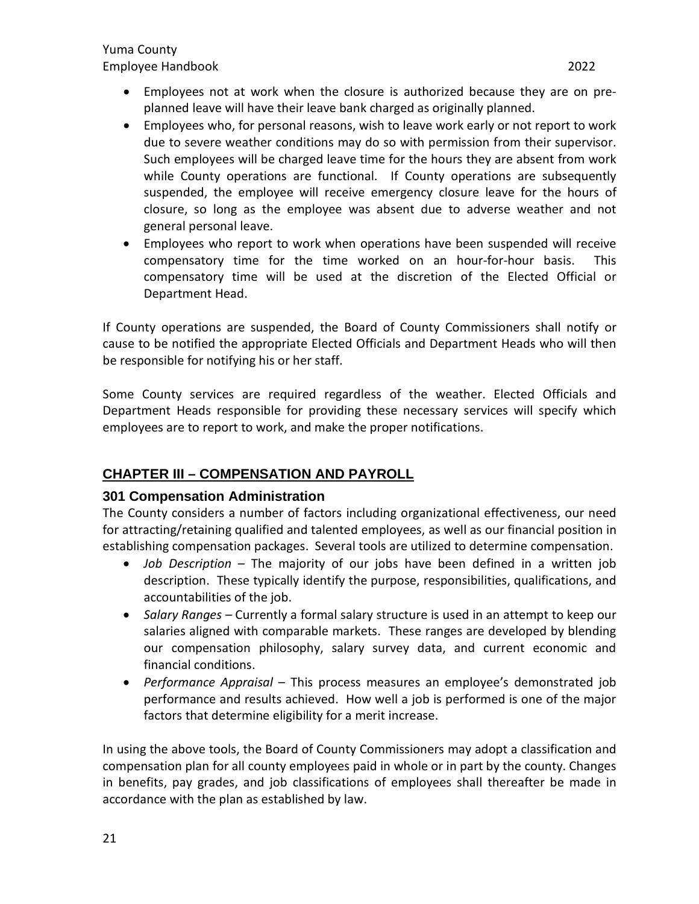- Employees not at work when the closure is authorized because they are on pre-planned leave will have their leave bank charged as originally planned.
- Employees who, for personal reasons, wish to leave work early or not report to work due to severe weather conditions may do so with permission from their supervisor. Such employees will be charged leave time for the hours they are absent from work while County operations are functional. If County operations are subsequently suspended, the employee will receive emergency closure leave for the hours of closure, so long as the employee was absent due to adverse weather and not general personal leave.
- Employees who report to work when operations have been suspended will receive compensatory time for the time worked on an hour-for-hour basis. This compensatory time will be used at the discretion of the Elected Official or Department Head.

If County operations are suspended, the Board of County Commissioners shall notify or cause to be notified the appropriate Elected Officials and Department Heads who will then be responsible for notifying his or her staff.

Some County services are required regardless of the weather. Elected Officials and Department Heads responsible for providing these necessary services will specify which employees are to report to work, and make the proper notifications.

## CHAPTER III – COMPENSATION AND PAYROLL

### 301 Compensation Administration

The County considers a number of factors including organizational effectiveness, our need for attracting/retaining qualified and talented employees, as well as our financial position in establishing compensation packages. Several tools are utilized to determine compensation.

- *Job Description* – The majority of our jobs have been defined in a written job description. These typically identify the purpose, responsibilities, qualifications, and accountabilities of the job.
- *Salary Ranges* – Currently a formal salary structure is used in an attempt to keep our salaries aligned with comparable markets. These ranges are developed by blending our compensation philosophy, salary survey data, and current economic and financial conditions.
- *Performance Appraisal* – This process measures an employee's demonstrated job performance and results achieved. How well a job is performed is one of the major factors that determine eligibility for a merit increase.

In using the above tools, the Board of County Commissioners may adopt a classification and compensation plan for all county employees paid in whole or in part by the county. Changes in benefits, pay grades, and job classifications of employees shall thereafter be made in accordance with the plan as established by law.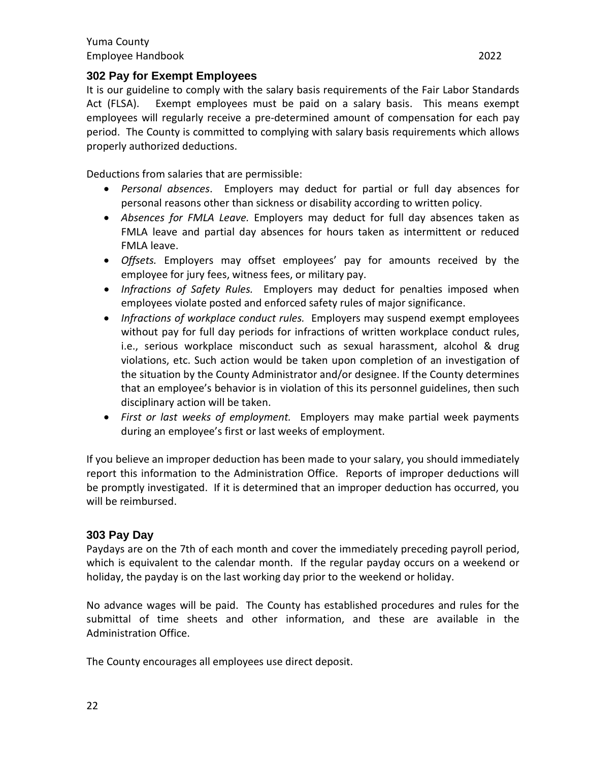## 302 Pay for Exempt Employees

It is our guideline to comply with the salary basis requirements of the Fair Labor Standards Act (FLSA). Exempt employees must be paid on a salary basis. This means exempt employees will regularly receive a pre-determined amount of compensation for each pay period. The County is committed to complying with salary basis requirements which allows properly authorized deductions.

Deductions from salaries that are permissible:

- *Personal absences*. Employers may deduct for partial or full day absences for personal reasons other than sickness or disability according to written policy.
- *Absences for FMLA Leave.* Employers may deduct for full day absences taken as FMLA leave and partial day absences for hours taken as intermittent or reduced FMLA leave.
- *Offsets.* Employers may offset employees' pay for amounts received by the employee for jury fees, witness fees, or military pay.
- *Infractions of Safety Rules.* Employers may deduct for penalties imposed when employees violate posted and enforced safety rules of major significance.
- *Infractions of workplace conduct rules.* Employers may suspend exempt employees without pay for full day periods for infractions of written workplace conduct rules, i.e., serious workplace misconduct such as sexual harassment, alcohol & drug violations, etc. Such action would be taken upon completion of an investigation of the situation by the County Administrator and/or designee. If the County determines that an employee's behavior is in violation of this its personnel guidelines, then such disciplinary action will be taken.
- *First or last weeks of employment.* Employers may make partial week payments during an employee's first or last weeks of employment.

If you believe an improper deduction has been made to your salary, you should immediately report this information to the Administration Office. Reports of improper deductions will be promptly investigated. If it is determined that an improper deduction has occurred, you will be reimbursed.

## 303 Pay Day

Paydays are on the 7th of each month and cover the immediately preceding payroll period, which is equivalent to the calendar month. If the regular payday occurs on a weekend or holiday, the payday is on the last working day prior to the weekend or holiday.

No advance wages will be paid. The County has established procedures and rules for the submittal of time sheets and other information, and these are available in the Administration Office.

The County encourages all employees use direct deposit.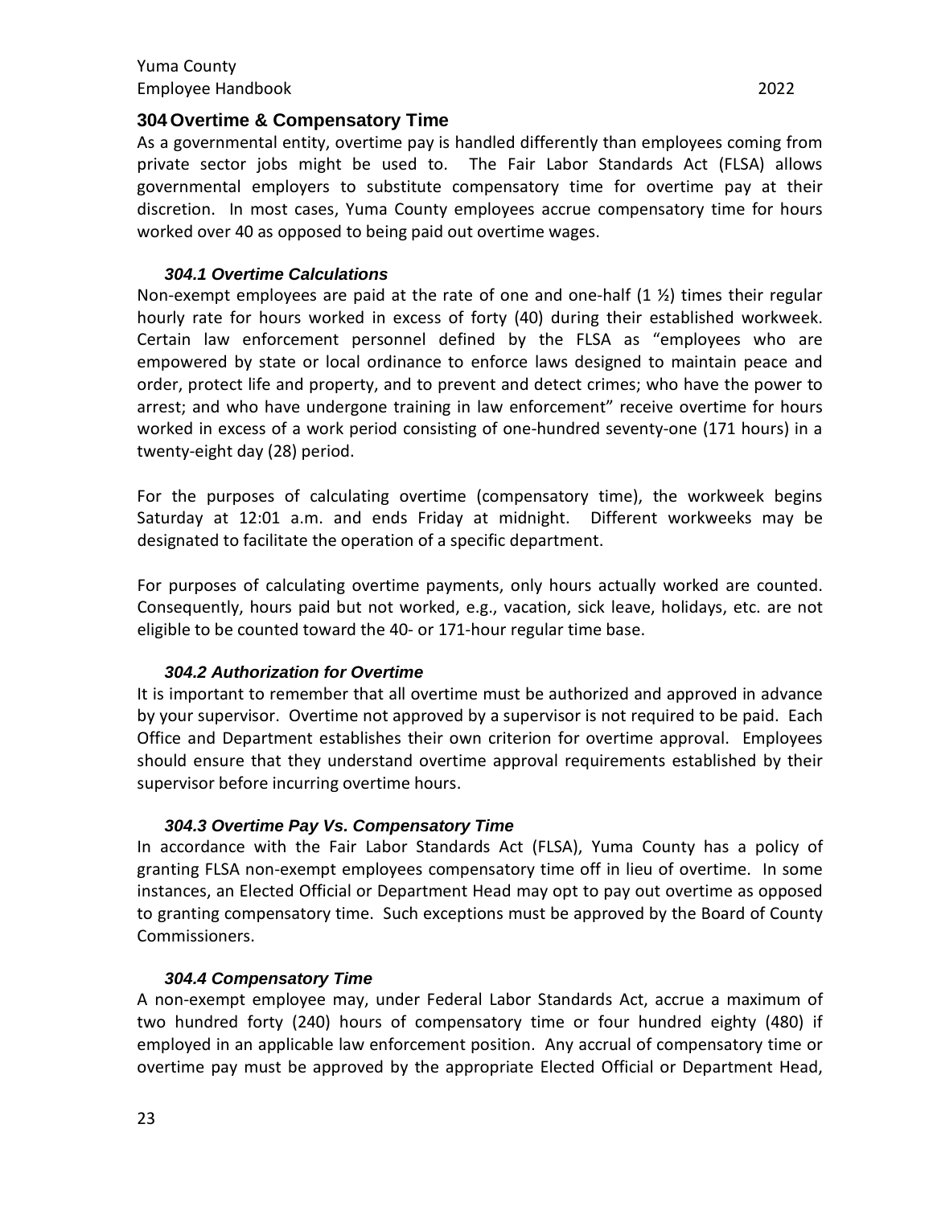## 304 Overtime & Compensatory Time

As a governmental entity, overtime pay is handled differently than employees coming from private sector jobs might be used to. The Fair Labor Standards Act (FLSA) allows governmental employers to substitute compensatory time for overtime pay at their discretion. In most cases, Yuma County employees accrue compensatory time for hours worked over 40 as opposed to being paid out overtime wages.

### *304.1 Overtime Calculations*

Non-exempt employees are paid at the rate of one and one-half (1 ½) times their regular hourly rate for hours worked in excess of forty (40) during their established workweek. Certain law enforcement personnel defined by the FLSA as "employees who are empowered by state or local ordinance to enforce laws designed to maintain peace and order, protect life and property, and to prevent and detect crimes; who have the power to arrest; and who have undergone training in law enforcement" receive overtime for hours worked in excess of a work period consisting of one-hundred seventy-one (171 hours) in a twenty-eight day (28) period.

For the purposes of calculating overtime (compensatory time), the workweek begins Saturday at 12:01 a.m. and ends Friday at midnight. Different workweeks may be designated to facilitate the operation of a specific department.

For purposes of calculating overtime payments, only hours actually worked are counted. Consequently, hours paid but not worked, e.g., vacation, sick leave, holidays, etc. are not eligible to be counted toward the 40- or 171-hour regular time base.

### *304.2 Authorization for Overtime*

It is important to remember that all overtime must be authorized and approved in advance by your supervisor. Overtime not approved by a supervisor is not required to be paid. Each Office and Department establishes their own criterion for overtime approval. Employees should ensure that they understand overtime approval requirements established by their supervisor before incurring overtime hours.

### *304.3 Overtime Pay Vs. Compensatory Time*

In accordance with the Fair Labor Standards Act (FLSA), Yuma County has a policy of granting FLSA non-exempt employees compensatory time off in lieu of overtime. In some instances, an Elected Official or Department Head may opt to pay out overtime as opposed to granting compensatory time. Such exceptions must be approved by the Board of County Commissioners.

### *304.4 Compensatory Time*

A non-exempt employee may, under Federal Labor Standards Act, accrue a maximum of two hundred forty (240) hours of compensatory time or four hundred eighty (480) if employed in an applicable law enforcement position. Any accrual of compensatory time or overtime pay must be approved by the appropriate Elected Official or Department Head,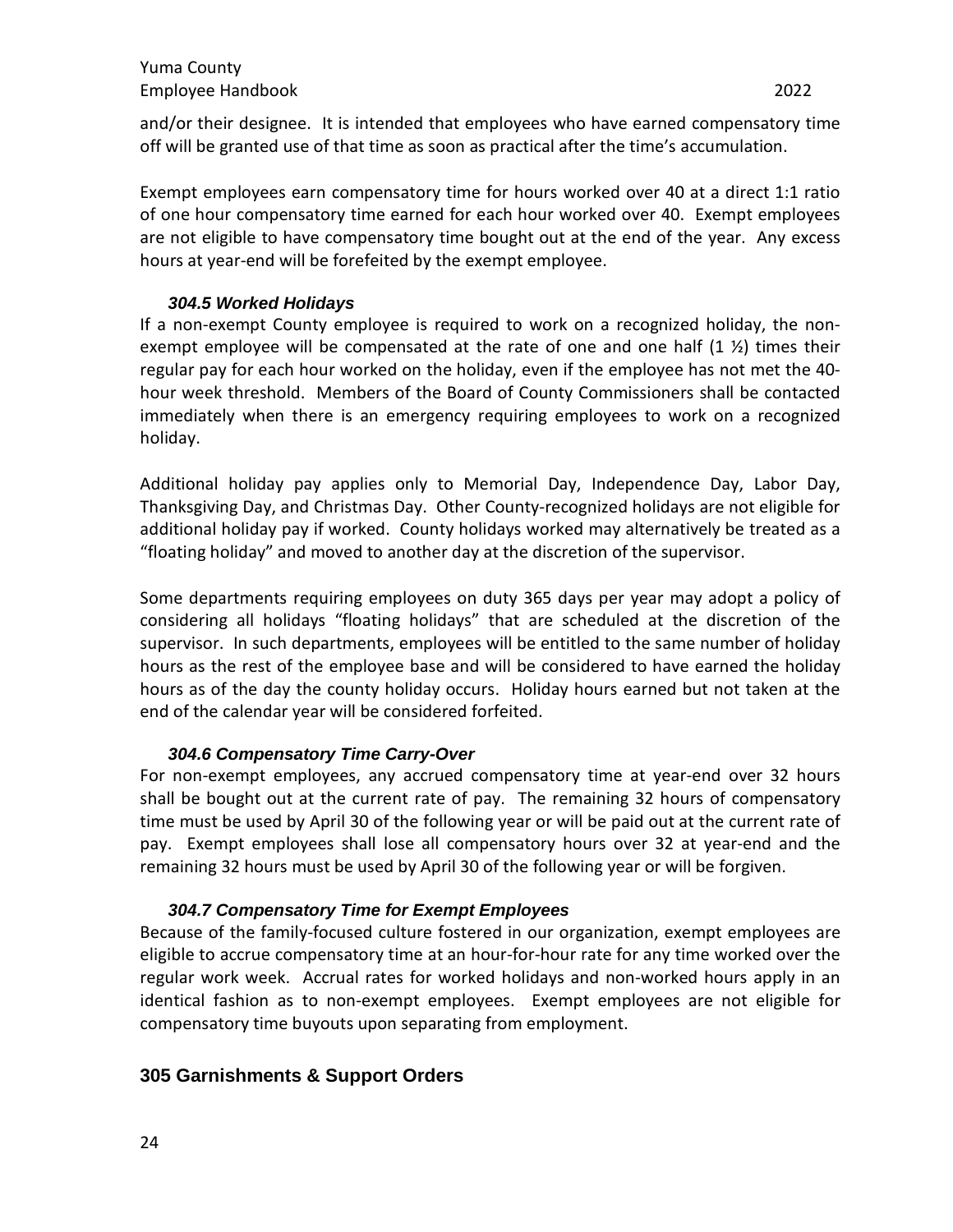and/or their designee. It is intended that employees who have earned compensatory time off will be granted use of that time as soon as practical after the time's accumulation.

Exempt employees earn compensatory time for hours worked over 40 at a direct 1:1 ratio of one hour compensatory time earned for each hour worked over 40. Exempt employees are not eligible to have compensatory time bought out at the end of the year. Any excess hours at year-end will be forefeited by the exempt employee.

### *304.5 Worked Holidays*

If a non-exempt County employee is required to work on a recognized holiday, the non-exempt employee will be compensated at the rate of one and one half (1 ½) times their regular pay for each hour worked on the holiday, even if the employee has not met the 40-hour week threshold. Members of the Board of County Commissioners shall be contacted immediately when there is an emergency requiring employees to work on a recognized holiday.

Additional holiday pay applies only to Memorial Day, Independence Day, Labor Day, Thanksgiving Day, and Christmas Day. Other County-recognized holidays are not eligible for additional holiday pay if worked. County holidays worked may alternatively be treated as a "floating holiday" and moved to another day at the discretion of the supervisor.

Some departments requiring employees on duty 365 days per year may adopt a policy of considering all holidays "floating holidays" that are scheduled at the discretion of the supervisor. In such departments, employees will be entitled to the same number of holiday hours as the rest of the employee base and will be considered to have earned the holiday hours as of the day the county holiday occurs. Holiday hours earned but not taken at the end of the calendar year will be considered forfeited.

### *304.6 Compensatory Time Carry-Over*

For non-exempt employees, any accrued compensatory time at year-end over 32 hours shall be bought out at the current rate of pay. The remaining 32 hours of compensatory time must be used by April 30 of the following year or will be paid out at the current rate of pay. Exempt employees shall lose all compensatory hours over 32 at year-end and the remaining 32 hours must be used by April 30 of the following year or will be forgiven.

### *304.7 Compensatory Time for Exempt Employees*

Because of the family-focused culture fostered in our organization, exempt employees are eligible to accrue compensatory time at an hour-for-hour rate for any time worked over the regular work week. Accrual rates for worked holidays and non-worked hours apply in an identical fashion as to non-exempt employees. Exempt employees are not eligible for compensatory time buyouts upon separating from employment.

## 305 Garnishments & Support Orders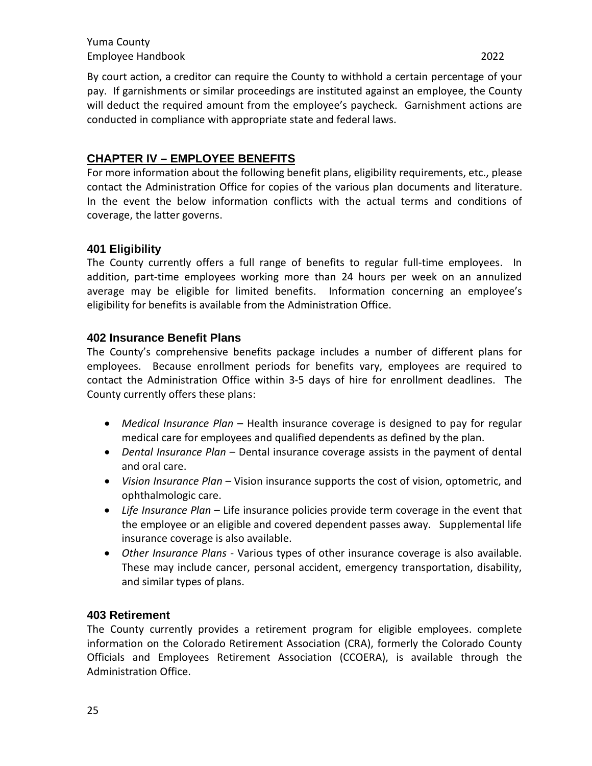By court action, a creditor can require the County to withhold a certain percentage of your pay. If garnishments or similar proceedings are instituted against an employee, the County will deduct the required amount from the employee's paycheck. Garnishment actions are conducted in compliance with appropriate state and federal laws.

## CHAPTER IV – EMPLOYEE BENEFITS

For more information about the following benefit plans, eligibility requirements, etc., please contact the Administration Office for copies of the various plan documents and literature. In the event the below information conflicts with the actual terms and conditions of coverage, the latter governs.

### 401 Eligibility

The County currently offers a full range of benefits to regular full-time employees. In addition, part-time employees working more than 24 hours per week on an annulized average may be eligible for limited benefits. Information concerning an employee's eligibility for benefits is available from the Administration Office.

### 402 Insurance Benefit Plans

The County's comprehensive benefits package includes a number of different plans for employees. Because enrollment periods for benefits vary, employees are required to contact the Administration Office within 3-5 days of hire for enrollment deadlines. The County currently offers these plans:

- *Medical Insurance Plan* – Health insurance coverage is designed to pay for regular medical care for employees and qualified dependents as defined by the plan.
- *Dental Insurance Plan* – Dental insurance coverage assists in the payment of dental and oral care.
- *Vision Insurance Plan* – Vision insurance supports the cost of vision, optometric, and ophthalmologic care.
- *Life Insurance Plan* – Life insurance policies provide term coverage in the event that the employee or an eligible and covered dependent passes away. Supplemental life insurance coverage is also available.
- *Other Insurance Plans* - Various types of other insurance coverage is also available. These may include cancer, personal accident, emergency transportation, disability, and similar types of plans.

### 403 Retirement

The County currently provides a retirement program for eligible employees. complete information on the Colorado Retirement Association (CRA), formerly the Colorado County Officials and Employees Retirement Association (CCOERA), is available through the Administration Office.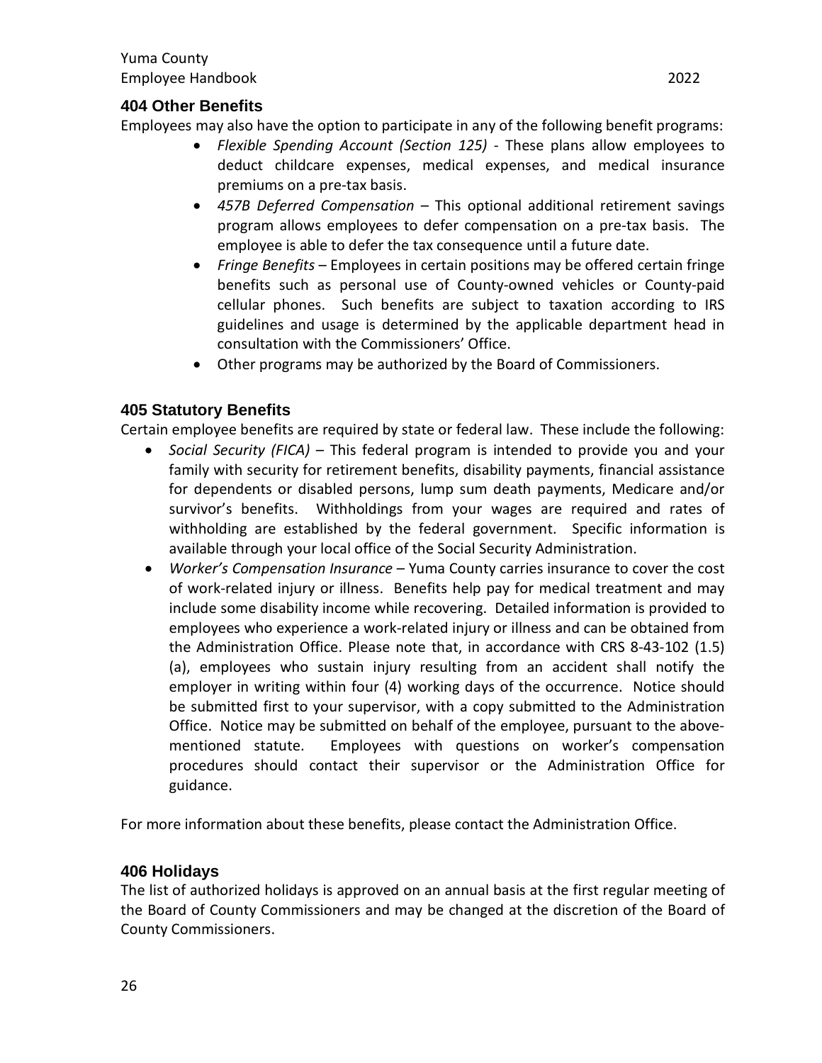## 404 Other Benefits

Employees may also have the option to participate in any of the following benefit programs:

- *Flexible Spending Account (Section 125)* - These plans allow employees to deduct childcare expenses, medical expenses, and medical insurance premiums on a pre-tax basis.
- *457B Deferred Compensation* – This optional additional retirement savings program allows employees to defer compensation on a pre-tax basis. The employee is able to defer the tax consequence until a future date.
- *Fringe Benefits* – Employees in certain positions may be offered certain fringe benefits such as personal use of County-owned vehicles or County-paid cellular phones. Such benefits are subject to taxation according to IRS guidelines and usage is determined by the applicable department head in consultation with the Commissioners' Office.
- Other programs may be authorized by the Board of Commissioners.

## 405 Statutory Benefits

Certain employee benefits are required by state or federal law. These include the following:

- *Social Security (FICA)* – This federal program is intended to provide you and your family with security for retirement benefits, disability payments, financial assistance for dependents or disabled persons, lump sum death payments, Medicare and/or survivor's benefits. Withholdings from your wages are required and rates of withholding are established by the federal government. Specific information is available through your local office of the Social Security Administration.
- *Worker's Compensation Insurance* – Yuma County carries insurance to cover the cost of work-related injury or illness. Benefits help pay for medical treatment and may include some disability income while recovering. Detailed information is provided to employees who experience a work-related injury or illness and can be obtained from the Administration Office. Please note that, in accordance with CRS 8-43-102 (1.5)(a), employees who sustain injury resulting from an accident shall notify the employer in writing within four (4) working days of the occurrence. Notice should be submitted first to your supervisor, with a copy submitted to the Administration Office. Notice may be submitted on behalf of the employee, pursuant to the above-mentioned statute. Employees with questions on worker's compensation procedures should contact their supervisor or the Administration Office for guidance.

For more information about these benefits, please contact the Administration Office.

## 406 Holidays

The list of authorized holidays is approved on an annual basis at the first regular meeting of the Board of County Commissioners and may be changed at the discretion of the Board of County Commissioners.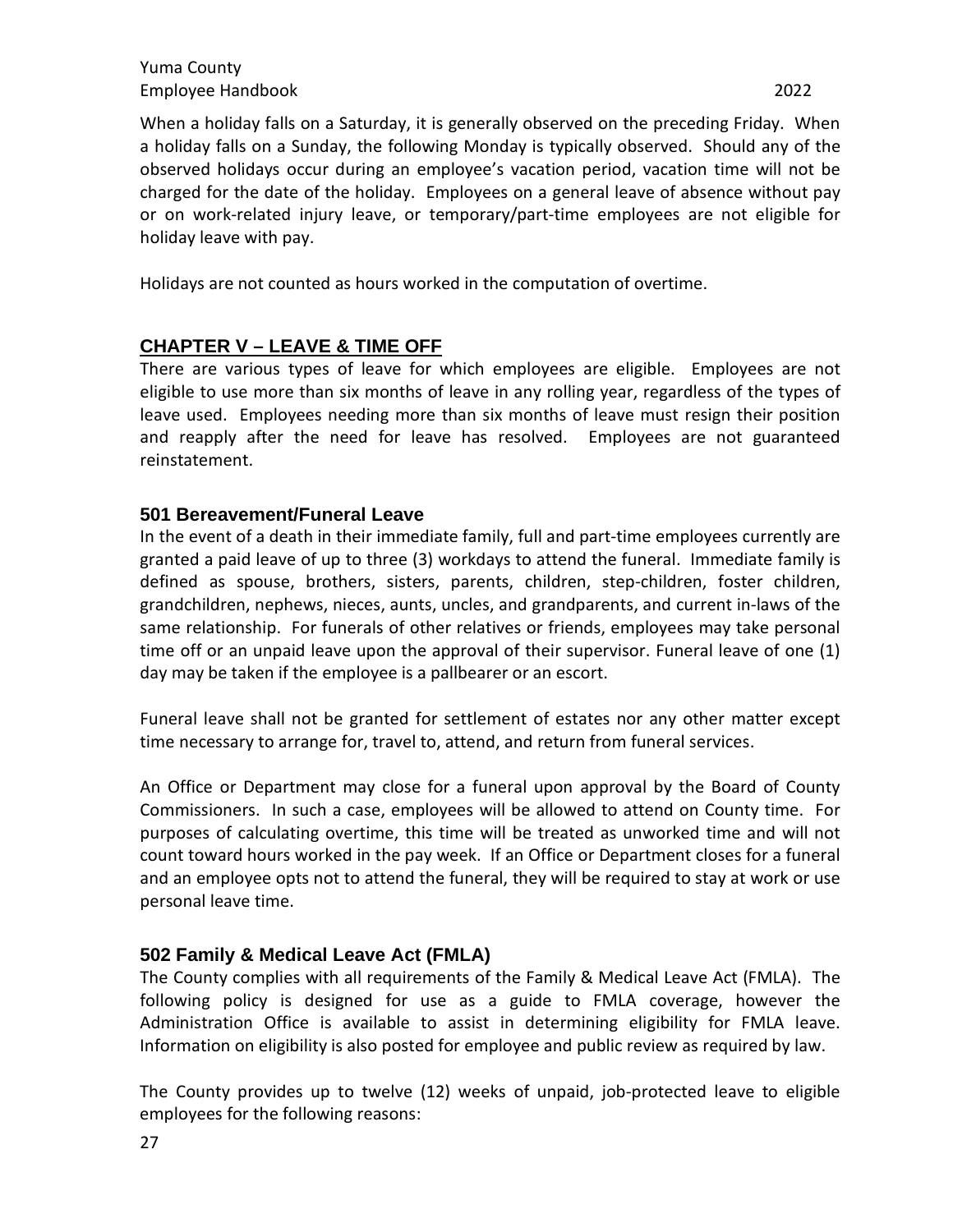When a holiday falls on a Saturday, it is generally observed on the preceding Friday. When a holiday falls on a Sunday, the following Monday is typically observed. Should any of the observed holidays occur during an employee's vacation period, vacation time will not be charged for the date of the holiday. Employees on a general leave of absence without pay or on work-related injury leave, or temporary/part-time employees are not eligible for holiday leave with pay.

Holidays are not counted as hours worked in the computation of overtime.

## CHAPTER V – LEAVE & TIME OFF

There are various types of leave for which employees are eligible. Employees are not eligible to use more than six months of leave in any rolling year, regardless of the types of leave used. Employees needing more than six months of leave must resign their position and reapply after the need for leave has resolved. Employees are not guaranteed reinstatement.

### 501 Bereavement/Funeral Leave

In the event of a death in their immediate family, full and part-time employees currently are granted a paid leave of up to three (3) workdays to attend the funeral. Immediate family is defined as spouse, brothers, sisters, parents, children, step-children, foster children, grandchildren, nephews, nieces, aunts, uncles, and grandparents, and current in-laws of the same relationship. For funerals of other relatives or friends, employees may take personal time off or an unpaid leave upon the approval of their supervisor. Funeral leave of one (1) day may be taken if the employee is a pallbearer or an escort.

Funeral leave shall not be granted for settlement of estates nor any other matter except time necessary to arrange for, travel to, attend, and return from funeral services.

An Office or Department may close for a funeral upon approval by the Board of County Commissioners. In such a case, employees will be allowed to attend on County time. For purposes of calculating overtime, this time will be treated as unworked time and will not count toward hours worked in the pay week. If an Office or Department closes for a funeral and an employee opts not to attend the funeral, they will be required to stay at work or use personal leave time.

### 502 Family & Medical Leave Act (FMLA)

The County complies with all requirements of the Family & Medical Leave Act (FMLA). The following policy is designed for use as a guide to FMLA coverage, however the Administration Office is available to assist in determining eligibility for FMLA leave. Information on eligibility is also posted for employee and public review as required by law.

The County provides up to twelve (12) weeks of unpaid, job-protected leave to eligible employees for the following reasons: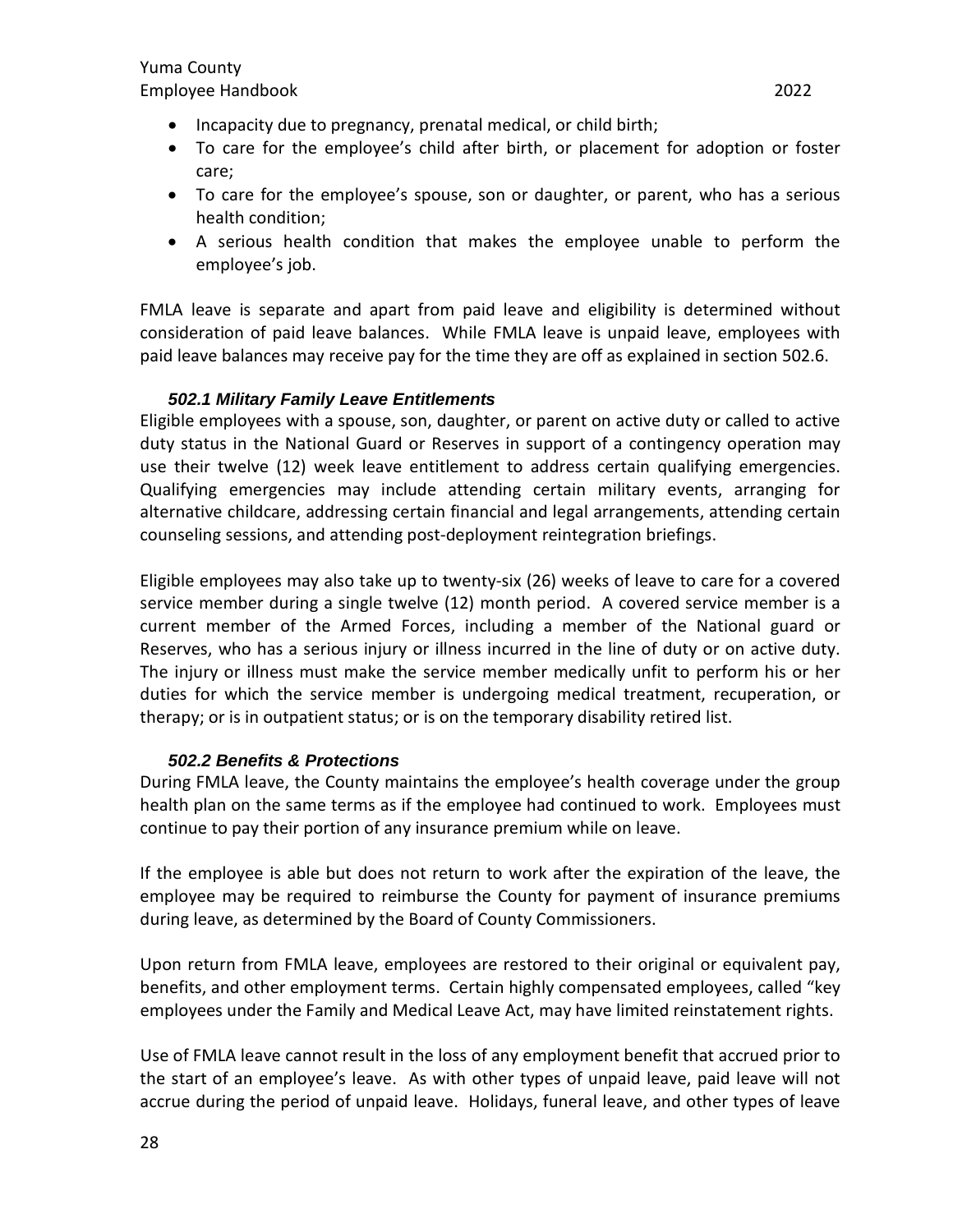- Incapacity due to pregnancy, prenatal medical, or child birth;
- To care for the employee's child after birth, or placement for adoption or foster care;
- To care for the employee's spouse, son or daughter, or parent, who has a serious health condition;
- A serious health condition that makes the employee unable to perform the employee's job.

FMLA leave is separate and apart from paid leave and eligibility is determined without consideration of paid leave balances. While FMLA leave is unpaid leave, employees with paid leave balances may receive pay for the time they are off as explained in section 502.6.

### *502.1 Military Family Leave Entitlements*

Eligible employees with a spouse, son, daughter, or parent on active duty or called to active duty status in the National Guard or Reserves in support of a contingency operation may use their twelve (12) week leave entitlement to address certain qualifying emergencies. Qualifying emergencies may include attending certain military events, arranging for alternative childcare, addressing certain financial and legal arrangements, attending certain counseling sessions, and attending post-deployment reintegration briefings.

Eligible employees may also take up to twenty-six (26) weeks of leave to care for a covered service member during a single twelve (12) month period. A covered service member is a current member of the Armed Forces, including a member of the National guard or Reserves, who has a serious injury or illness incurred in the line of duty or on active duty. The injury or illness must make the service member medically unfit to perform his or her duties for which the service member is undergoing medical treatment, recuperation, or therapy; or is in outpatient status; or is on the temporary disability retired list.

### *502.2 Benefits & Protections*

During FMLA leave, the County maintains the employee's health coverage under the group health plan on the same terms as if the employee had continued to work. Employees must continue to pay their portion of any insurance premium while on leave.

If the employee is able but does not return to work after the expiration of the leave, the employee may be required to reimburse the County for payment of insurance premiums during leave, as determined by the Board of County Commissioners.

Upon return from FMLA leave, employees are restored to their original or equivalent pay, benefits, and other employment terms. Certain highly compensated employees, called "key employees under the Family and Medical Leave Act, may have limited reinstatement rights.

Use of FMLA leave cannot result in the loss of any employment benefit that accrued prior to the start of an employee's leave. As with other types of unpaid leave, paid leave will not accrue during the period of unpaid leave. Holidays, funeral leave, and other types of leave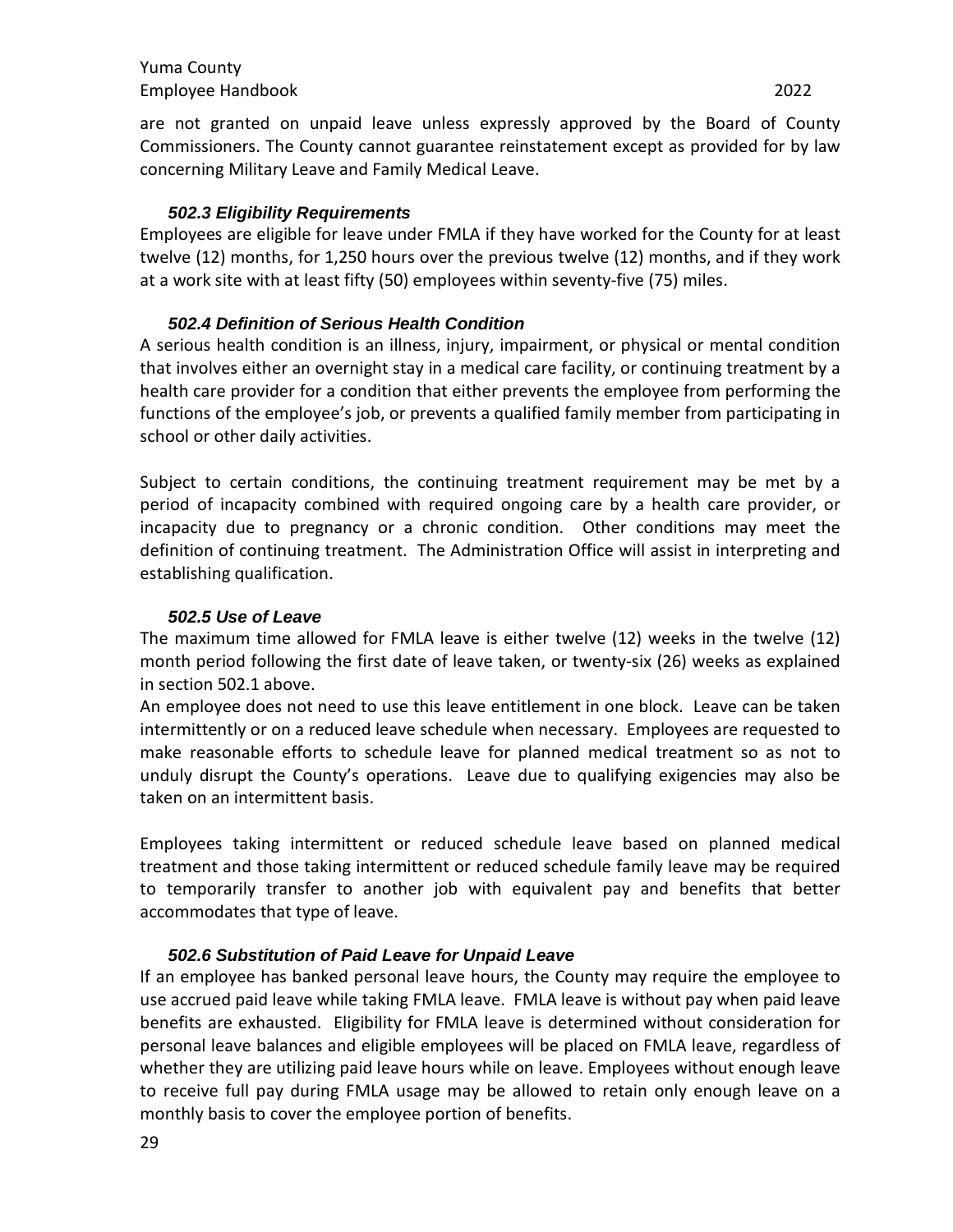are not granted on unpaid leave unless expressly approved by the Board of County Commissioners. The County cannot guarantee reinstatement except as provided for by law concerning Military Leave and Family Medical Leave.

### *502.3 Eligibility Requirements*

Employees are eligible for leave under FMLA if they have worked for the County for at least twelve (12) months, for 1,250 hours over the previous twelve (12) months, and if they work at a work site with at least fifty (50) employees within seventy-five (75) miles.

### *502.4 Definition of Serious Health Condition*

A serious health condition is an illness, injury, impairment, or physical or mental condition that involves either an overnight stay in a medical care facility, or continuing treatment by a health care provider for a condition that either prevents the employee from performing the functions of the employee's job, or prevents a qualified family member from participating in school or other daily activities.

Subject to certain conditions, the continuing treatment requirement may be met by a period of incapacity combined with required ongoing care by a health care provider, or incapacity due to pregnancy or a chronic condition. Other conditions may meet the definition of continuing treatment. The Administration Office will assist in interpreting and establishing qualification.

### *502.5 Use of Leave*

The maximum time allowed for FMLA leave is either twelve (12) weeks in the twelve (12) month period following the first date of leave taken, or twenty-six (26) weeks as explained in section 502.1 above.

An employee does not need to use this leave entitlement in one block. Leave can be taken intermittently or on a reduced leave schedule when necessary. Employees are requested to make reasonable efforts to schedule leave for planned medical treatment so as not to unduly disrupt the County's operations. Leave due to qualifying exigencies may also be taken on an intermittent basis.

Employees taking intermittent or reduced schedule leave based on planned medical treatment and those taking intermittent or reduced schedule family leave may be required to temporarily transfer to another job with equivalent pay and benefits that better accommodates that type of leave.

### *502.6 Substitution of Paid Leave for Unpaid Leave*

If an employee has banked personal leave hours, the County may require the employee to use accrued paid leave while taking FMLA leave. FMLA leave is without pay when paid leave benefits are exhausted. Eligibility for FMLA leave is determined without consideration for personal leave balances and eligible employees will be placed on FMLA leave, regardless of whether they are utilizing paid leave hours while on leave. Employees without enough leave to receive full pay during FMLA usage may be allowed to retain only enough leave on a monthly basis to cover the employee portion of benefits.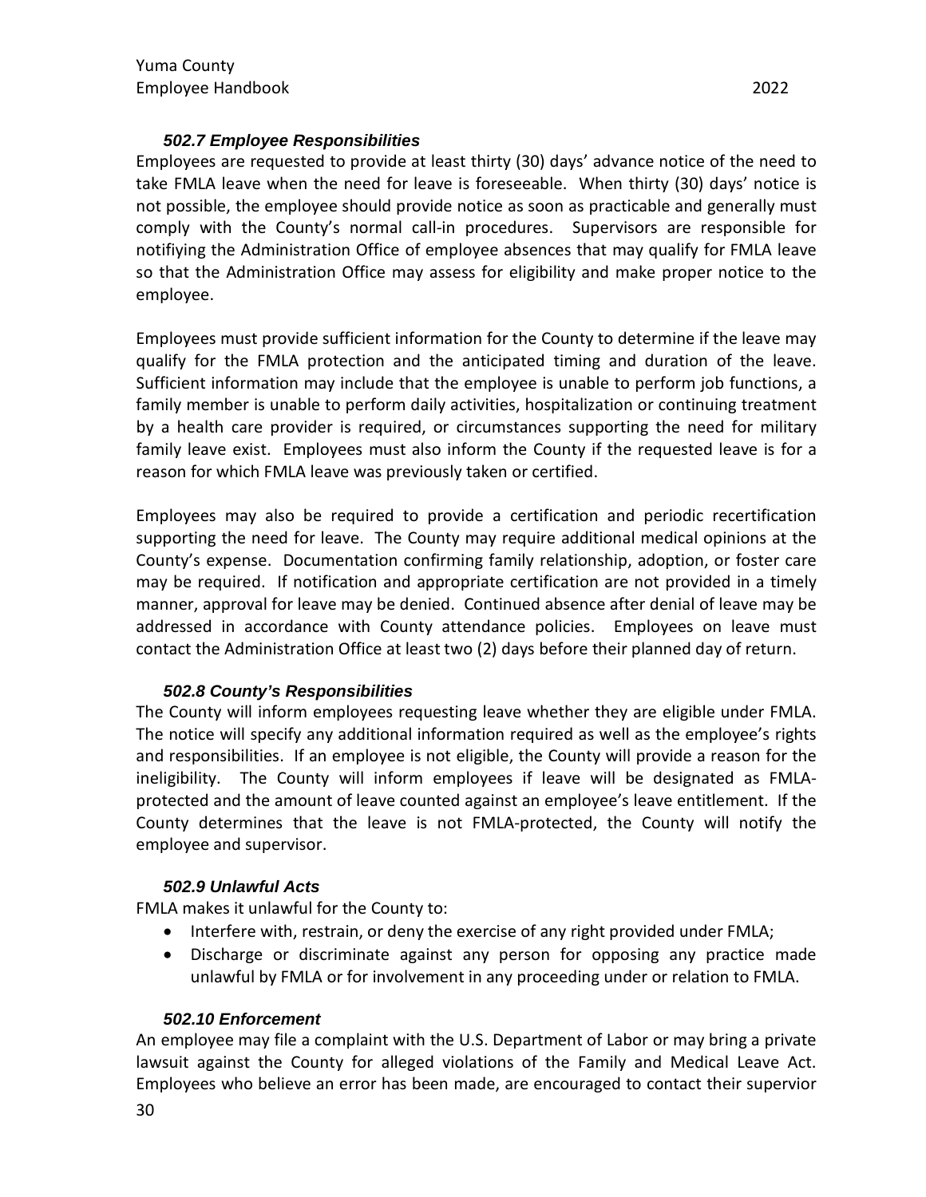### *502.7 Employee Responsibilities*

Employees are requested to provide at least thirty (30) days' advance notice of the need to take FMLA leave when the need for leave is foreseeable. When thirty (30) days' notice is not possible, the employee should provide notice as soon as practicable and generally must comply with the County's normal call-in procedures. Supervisors are responsible for notifiying the Administration Office of employee absences that may qualify for FMLA leave so that the Administration Office may assess for eligibility and make proper notice to the employee.

Employees must provide sufficient information for the County to determine if the leave may qualify for the FMLA protection and the anticipated timing and duration of the leave. Sufficient information may include that the employee is unable to perform job functions, a family member is unable to perform daily activities, hospitalization or continuing treatment by a health care provider is required, or circumstances supporting the need for military family leave exist. Employees must also inform the County if the requested leave is for a reason for which FMLA leave was previously taken or certified.

Employees may also be required to provide a certification and periodic recertification supporting the need for leave. The County may require additional medical opinions at the County's expense. Documentation confirming family relationship, adoption, or foster care may be required. If notification and appropriate certification are not provided in a timely manner, approval for leave may be denied. Continued absence after denial of leave may be addressed in accordance with County attendance policies. Employees on leave must contact the Administration Office at least two (2) days before their planned day of return.

### *502.8 County's Responsibilities*

The County will inform employees requesting leave whether they are eligible under FMLA. The notice will specify any additional information required as well as the employee's rights and responsibilities. If an employee is not eligible, the County will provide a reason for the ineligibility. The County will inform employees if leave will be designated as FMLA-protected and the amount of leave counted against an employee's leave entitlement. If the County determines that the leave is not FMLA-protected, the County will notify the employee and supervisor.

### *502.9 Unlawful Acts*

FMLA makes it unlawful for the County to:

- Interfere with, restrain, or deny the exercise of any right provided under FMLA;
- Discharge or discriminate against any person for opposing any practice made unlawful by FMLA or for involvement in any proceeding under or relation to FMLA.

### *502.10 Enforcement*

An employee may file a complaint with the U.S. Department of Labor or may bring a private lawsuit against the County for alleged violations of the Family and Medical Leave Act. Employees who believe an error has been made, are encouraged to contact their supervior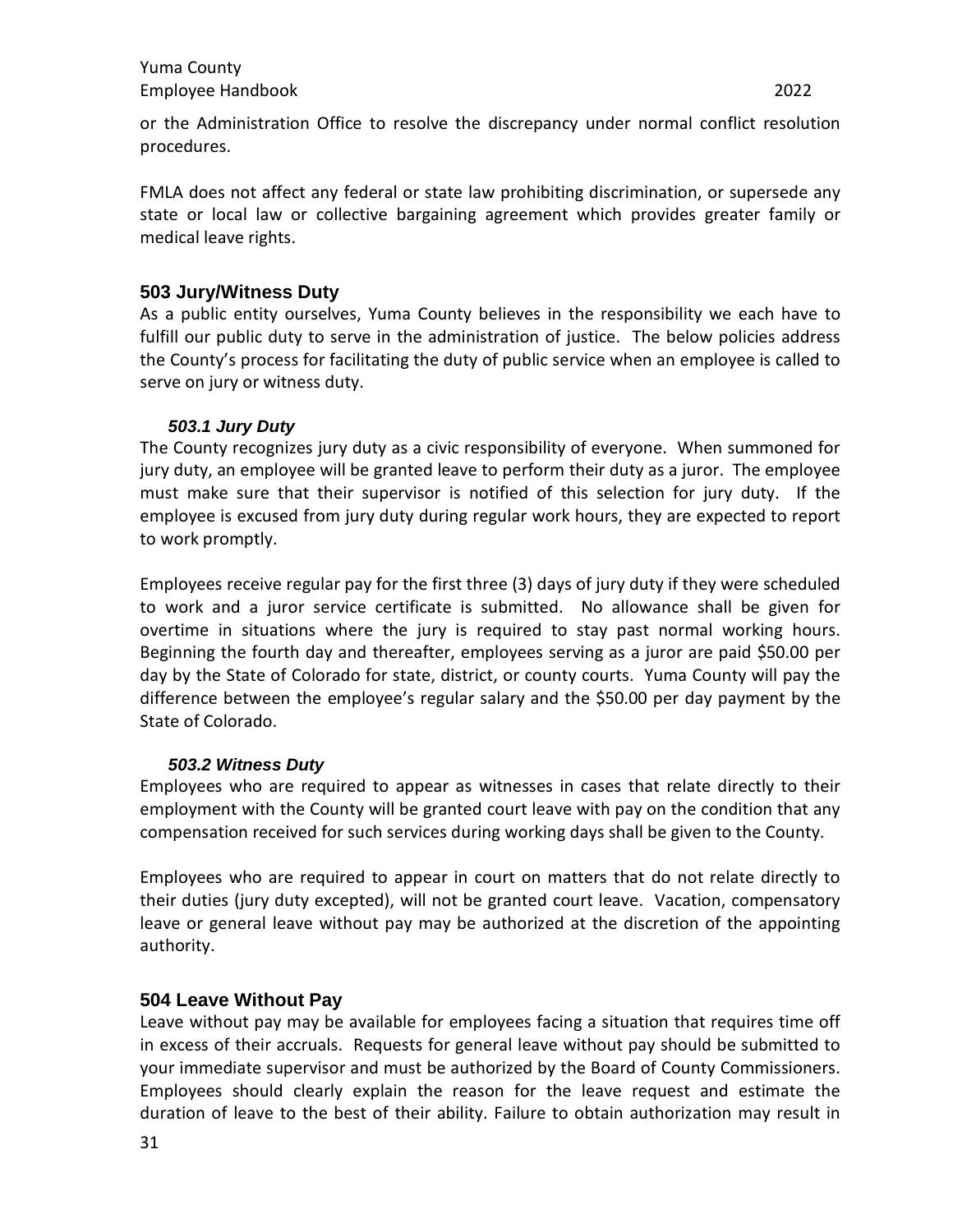or the Administration Office to resolve the discrepancy under normal conflict resolution procedures.

FMLA does not affect any federal or state law prohibiting discrimination, or supersede any state or local law or collective bargaining agreement which provides greater family or medical leave rights.

## 503 Jury/Witness Duty

As a public entity ourselves, Yuma County believes in the responsibility we each have to fulfill our public duty to serve in the administration of justice. The below policies address the County's process for facilitating the duty of public service when an employee is called to serve on jury or witness duty.

### *503.1 Jury Duty*

The County recognizes jury duty as a civic responsibility of everyone. When summoned for jury duty, an employee will be granted leave to perform their duty as a juror. The employee must make sure that their supervisor is notified of this selection for jury duty. If the employee is excused from jury duty during regular work hours, they are expected to report to work promptly.

Employees receive regular pay for the first three (3) days of jury duty if they were scheduled to work and a juror service certificate is submitted. No allowance shall be given for overtime in situations where the jury is required to stay past normal working hours. Beginning the fourth day and thereafter, employees serving as a juror are paid $50.00 per day by the State of Colorado for state, district, or county courts. Yuma County will pay the difference between the employee's regular salary and the $50.00 per day payment by the State of Colorado.

### *503.2 Witness Duty*

Employees who are required to appear as witnesses in cases that relate directly to their employment with the County will be granted court leave with pay on the condition that any compensation received for such services during working days shall be given to the County.

Employees who are required to appear in court on matters that do not relate directly to their duties (jury duty excepted), will not be granted court leave. Vacation, compensatory leave or general leave without pay may be authorized at the discretion of the appointing authority.

## 504 Leave Without Pay

Leave without pay may be available for employees facing a situation that requires time off in excess of their accruals. Requests for general leave without pay should be submitted to your immediate supervisor and must be authorized by the Board of County Commissioners. Employees should clearly explain the reason for the leave request and estimate the duration of leave to the best of their ability. Failure to obtain authorization may result in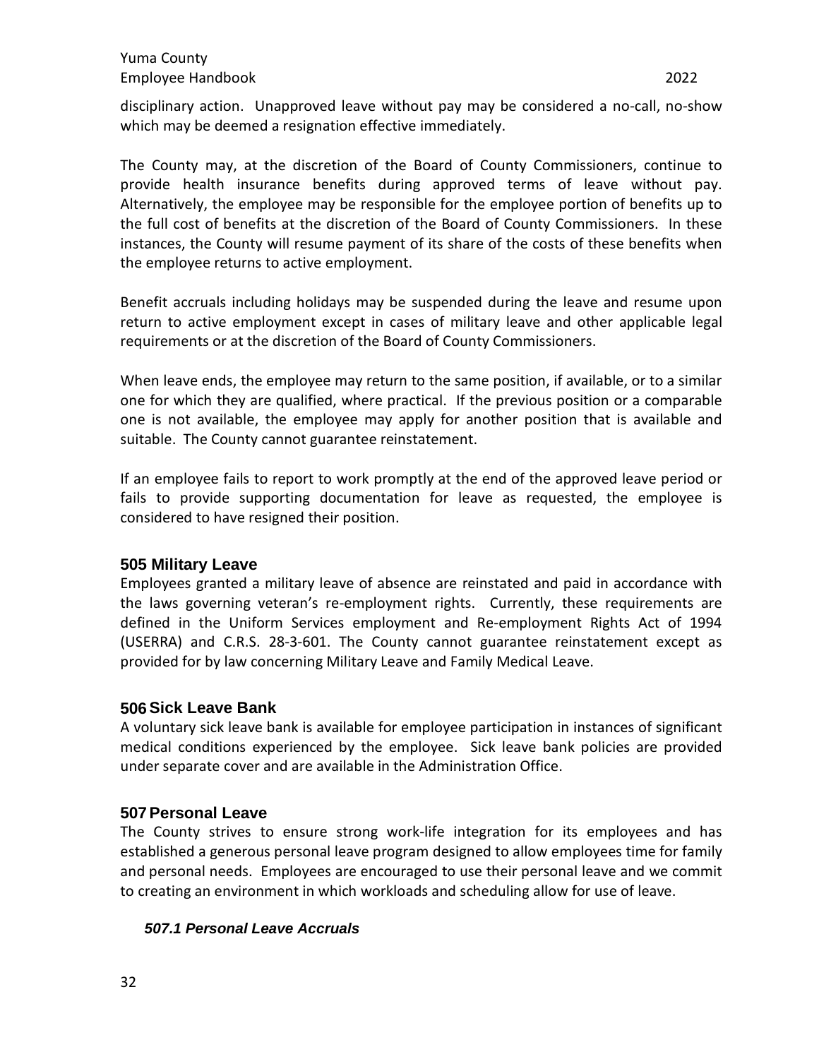disciplinary action. Unapproved leave without pay may be considered a no-call, no-show which may be deemed a resignation effective immediately.

The County may, at the discretion of the Board of County Commissioners, continue to provide health insurance benefits during approved terms of leave without pay. Alternatively, the employee may be responsible for the employee portion of benefits up to the full cost of benefits at the discretion of the Board of County Commissioners. In these instances, the County will resume payment of its share of the costs of these benefits when the employee returns to active employment.

Benefit accruals including holidays may be suspended during the leave and resume upon return to active employment except in cases of military leave and other applicable legal requirements or at the discretion of the Board of County Commissioners.

When leave ends, the employee may return to the same position, if available, or to a similar one for which they are qualified, where practical. If the previous position or a comparable one is not available, the employee may apply for another position that is available and suitable. The County cannot guarantee reinstatement.

If an employee fails to report to work promptly at the end of the approved leave period or fails to provide supporting documentation for leave as requested, the employee is considered to have resigned their position.

## 505 Military Leave

Employees granted a military leave of absence are reinstated and paid in accordance with the laws governing veteran's re-employment rights. Currently, these requirements are defined in the Uniform Services employment and Re-employment Rights Act of 1994 (USERRA) and C.R.S. 28-3-601. The County cannot guarantee reinstatement except as provided for by law concerning Military Leave and Family Medical Leave.

## 506 Sick Leave Bank

A voluntary sick leave bank is available for employee participation in instances of significant medical conditions experienced by the employee. Sick leave bank policies are provided under separate cover and are available in the Administration Office.

## 507 Personal Leave

The County strives to ensure strong work-life integration for its employees and has established a generous personal leave program designed to allow employees time for family and personal needs. Employees are encouraged to use their personal leave and we commit to creating an environment in which workloads and scheduling allow for use of leave.

### *507.1 Personal Leave Accruals*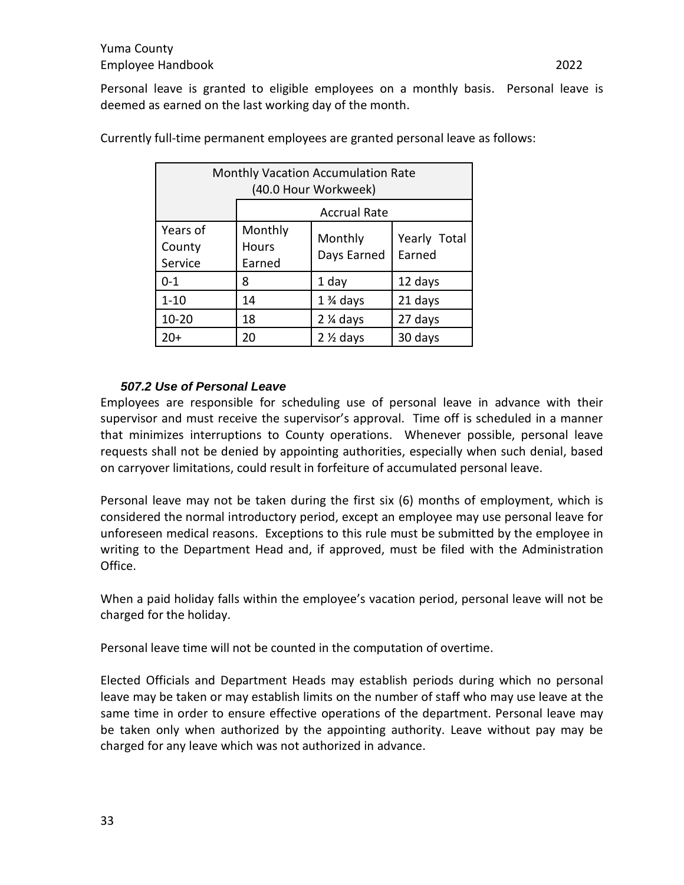Personal leave is granted to eligible employees on a monthly basis. Personal leave is deemed as earned on the last working day of the month.

Currently full-time permanent employees are granted personal leave as follows:

| Monthly Vacation Accumulation Rate (40.0 Hour Workweek) | | | |
|---|---|---|---|
| | Accrual Rate | | |
| Years of County Service | Monthly Hours Earned | Monthly Days Earned | Yearly Total Earned |
| 0-1 | 8 | 1 day | 12 days |
| 1-10 | 14 | 1 ¾ days | 21 days |
| 10-20 | 18 | 2 ¼ days | 27 days |
| 20+ | 20 | 2 ½ days | 30 days |

### *507.2 Use of Personal Leave*

Employees are responsible for scheduling use of personal leave in advance with their supervisor and must receive the supervisor's approval. Time off is scheduled in a manner that minimizes interruptions to County operations. Whenever possible, personal leave requests shall not be denied by appointing authorities, especially when such denial, based on carryover limitations, could result in forfeiture of accumulated personal leave.

Personal leave may not be taken during the first six (6) months of employment, which is considered the normal introductory period, except an employee may use personal leave for unforeseen medical reasons. Exceptions to this rule must be submitted by the employee in writing to the Department Head and, if approved, must be filed with the Administration Office.

When a paid holiday falls within the employee's vacation period, personal leave will not be charged for the holiday.

Personal leave time will not be counted in the computation of overtime.

Elected Officials and Department Heads may establish periods during which no personal leave may be taken or may establish limits on the number of staff who may use leave at the same time in order to ensure effective operations of the department. Personal leave may be taken only when authorized by the appointing authority. Leave without pay may be charged for any leave which was not authorized in advance.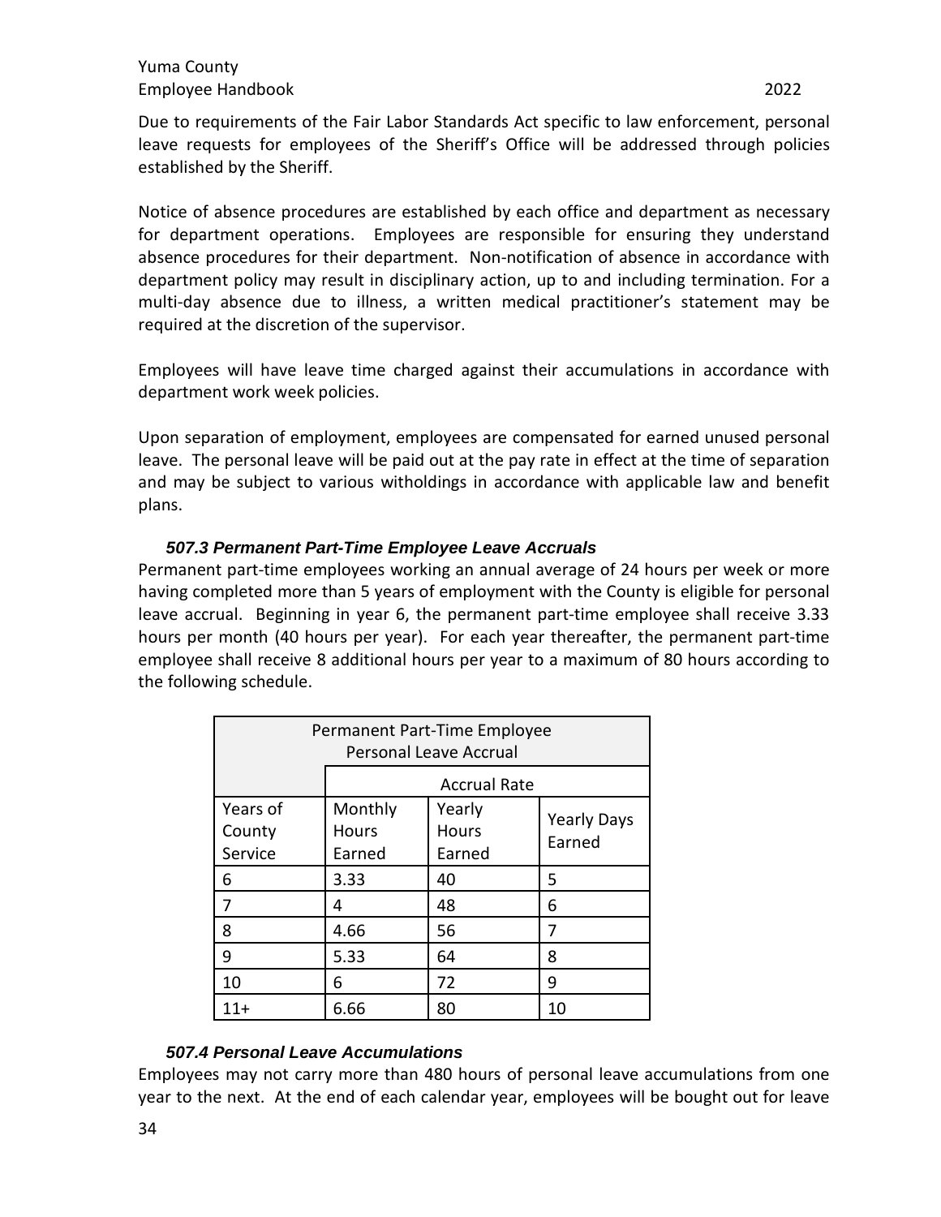Due to requirements of the Fair Labor Standards Act specific to law enforcement, personal leave requests for employees of the Sheriff's Office will be addressed through policies established by the Sheriff.

Notice of absence procedures are established by each office and department as necessary for department operations. Employees are responsible for ensuring they understand absence procedures for their department. Non-notification of absence in accordance with department policy may result in disciplinary action, up to and including termination. For a multi-day absence due to illness, a written medical practitioner's statement may be required at the discretion of the supervisor.

Employees will have leave time charged against their accumulations in accordance with department work week policies.

Upon separation of employment, employees are compensated for earned unused personal leave. The personal leave will be paid out at the pay rate in effect at the time of separation and may be subject to various witholdings in accordance with applicable law and benefit plans.

### *507.3 Permanent Part-Time Employee Leave Accruals*

Permanent part-time employees working an annual average of 24 hours per week or more having completed more than 5 years of employment with the County is eligible for personal leave accrual. Beginning in year 6, the permanent part-time employee shall receive 3.33 hours per month (40 hours per year). For each year thereafter, the permanent part-time employee shall receive 8 additional hours per year to a maximum of 80 hours according to the following schedule.

| Permanent Part-Time Employee Personal Leave Accrual | | | |
|---|---|---|---|
| | Accrual Rate | | |
| Years of County Service | Monthly Hours Earned | Yearly Hours Earned | Yearly Days Earned |
| 6 | 3.33 | 40 | 5 |
| 7 | 4 | 48 | 6 |
| 8 | 4.66 | 56 | 7 |
| 9 | 5.33 | 64 | 8 |
| 10 | 6 | 72 | 9 |
| 11+ | 6.66 | 80 | 10 |

### *507.4 Personal Leave Accumulations*

Employees may not carry more than 480 hours of personal leave accumulations from one year to the next. At the end of each calendar year, employees will be bought out for leave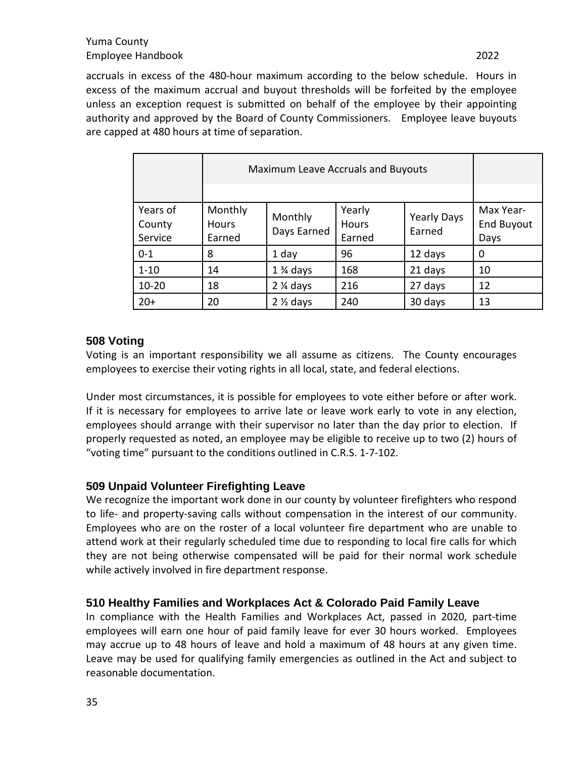accruals in excess of the 480-hour maximum according to the below schedule. Hours in excess of the maximum accrual and buyout thresholds will be forfeited by the employee unless an exception request is submitted on behalf of the employee by their appointing authority and approved by the Board of County Commissioners. Employee leave buyouts are capped at 480 hours at time of separation.

| | Maximum Leave Accruals and Buyouts | | | | |
|---|---|---|---|---|---|
| Years of County Service | Monthly Hours Earned | Monthly Days Earned | Yearly Hours Earned | Yearly Days Earned | Max Year-End Buyout Days |
| 0-1 | 8 | 1 day | 96 | 12 days | 0 |
| 1-10 | 14 | 1 ¾ days | 168 | 21 days | 10 |
| 10-20 | 18 | 2 ¼ days | 216 | 27 days | 12 |
| 20+ | 20 | 2 ½ days | 240 | 30 days | 13 |

### 508 Voting

Voting is an important responsibility we all assume as citizens. The County encourages employees to exercise their voting rights in all local, state, and federal elections.

Under most circumstances, it is possible for employees to vote either before or after work. If it is necessary for employees to arrive late or leave work early to vote in any election, employees should arrange with their supervisor no later than the day prior to election. If properly requested as noted, an employee may be eligible to receive up to two (2) hours of "voting time" pursuant to the conditions outlined in C.R.S. 1-7-102.

### 509 Unpaid Volunteer Firefighting Leave

We recognize the important work done in our county by volunteer firefighters who respond to life- and property-saving calls without compensation in the interest of our community. Employees who are on the roster of a local volunteer fire department who are unable to attend work at their regularly scheduled time due to responding to local fire calls for which they are not being otherwise compensated will be paid for their normal work schedule while actively involved in fire department response.

### 510 Healthy Families and Workplaces Act & Colorado Paid Family Leave

In compliance with the Health Families and Workplaces Act, passed in 2020, part-time employees will earn one hour of paid family leave for ever 30 hours worked. Employees may accrue up to 48 hours of leave and hold a maximum of 48 hours at any given time. Leave may be used for qualifying family emergencies as outlined in the Act and subject to reasonable documentation.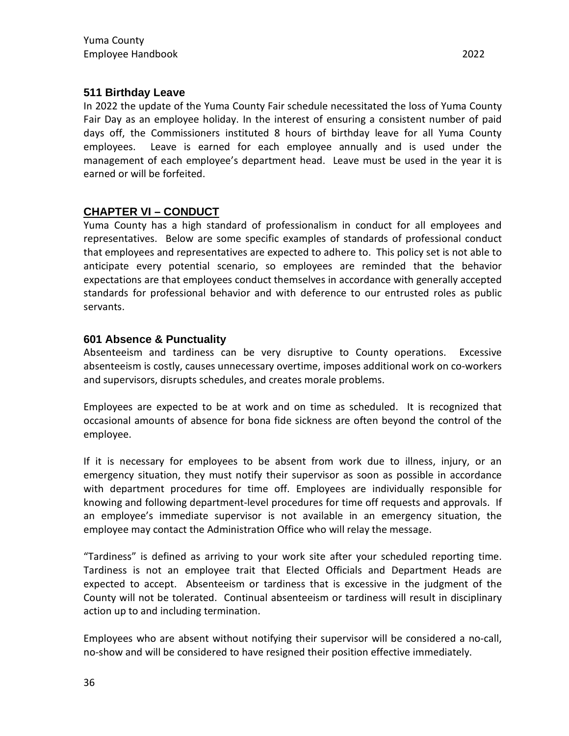### 511 Birthday Leave

In 2022 the update of the Yuma County Fair schedule necessitated the loss of Yuma County Fair Day as an employee holiday. In the interest of ensuring a consistent number of paid days off, the Commissioners instituted 8 hours of birthday leave for all Yuma County employees. Leave is earned for each employee annually and is used under the management of each employee's department head. Leave must be used in the year it is earned or will be forfeited.

## CHAPTER VI – CONDUCT

Yuma County has a high standard of professionalism in conduct for all employees and representatives. Below are some specific examples of standards of professional conduct that employees and representatives are expected to adhere to. This policy set is not able to anticipate every potential scenario, so employees are reminded that the behavior expectations are that employees conduct themselves in accordance with generally accepted standards for professional behavior and with deference to our entrusted roles as public servants.

### 601 Absence & Punctuality

Absenteeism and tardiness can be very disruptive to County operations. Excessive absenteeism is costly, causes unnecessary overtime, imposes additional work on co-workers and supervisors, disrupts schedules, and creates morale problems.

Employees are expected to be at work and on time as scheduled. It is recognized that occasional amounts of absence for bona fide sickness are often beyond the control of the employee.

If it is necessary for employees to be absent from work due to illness, injury, or an emergency situation, they must notify their supervisor as soon as possible in accordance with department procedures for time off. Employees are individually responsible for knowing and following department-level procedures for time off requests and approvals. If an employee's immediate supervisor is not available in an emergency situation, the employee may contact the Administration Office who will relay the message.

"Tardiness" is defined as arriving to your work site after your scheduled reporting time. Tardiness is not an employee trait that Elected Officials and Department Heads are expected to accept. Absenteeism or tardiness that is excessive in the judgment of the County will not be tolerated. Continual absenteeism or tardiness will result in disciplinary action up to and including termination.

Employees who are absent without notifying their supervisor will be considered a no-call, no-show and will be considered to have resigned their position effective immediately.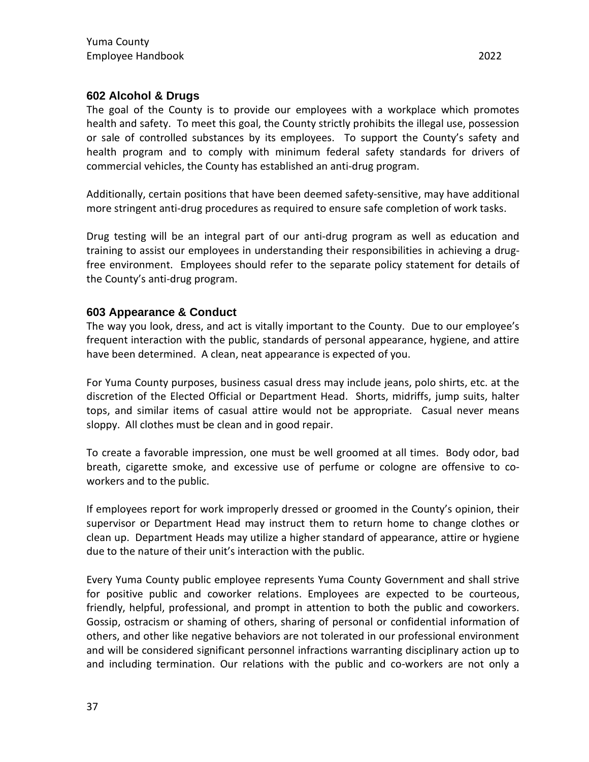## 602 Alcohol & Drugs

The goal of the County is to provide our employees with a workplace which promotes health and safety. To meet this goal, the County strictly prohibits the illegal use, possession or sale of controlled substances by its employees. To support the County's safety and health program and to comply with minimum federal safety standards for drivers of commercial vehicles, the County has established an anti-drug program.

Additionally, certain positions that have been deemed safety-sensitive, may have additional more stringent anti-drug procedures as required to ensure safe completion of work tasks.

Drug testing will be an integral part of our anti-drug program as well as education and training to assist our employees in understanding their responsibilities in achieving a drug-free environment. Employees should refer to the separate policy statement for details of the County's anti-drug program.

## 603 Appearance & Conduct

The way you look, dress, and act is vitally important to the County. Due to our employee's frequent interaction with the public, standards of personal appearance, hygiene, and attire have been determined. A clean, neat appearance is expected of you.

For Yuma County purposes, business casual dress may include jeans, polo shirts, etc. at the discretion of the Elected Official or Department Head. Shorts, midriffs, jump suits, halter tops, and similar items of casual attire would not be appropriate. Casual never means sloppy. All clothes must be clean and in good repair.

To create a favorable impression, one must be well groomed at all times. Body odor, bad breath, cigarette smoke, and excessive use of perfume or cologne are offensive to co-workers and to the public.

If employees report for work improperly dressed or groomed in the County's opinion, their supervisor or Department Head may instruct them to return home to change clothes or clean up. Department Heads may utilize a higher standard of appearance, attire or hygiene due to the nature of their unit's interaction with the public.

Every Yuma County public employee represents Yuma County Government and shall strive for positive public and coworker relations. Employees are expected to be courteous, friendly, helpful, professional, and prompt in attention to both the public and coworkers. Gossip, ostracism or shaming of others, sharing of personal or confidential information of others, and other like negative behaviors are not tolerated in our professional environment and will be considered significant personnel infractions warranting disciplinary action up to and including termination. Our relations with the public and co-workers are not only a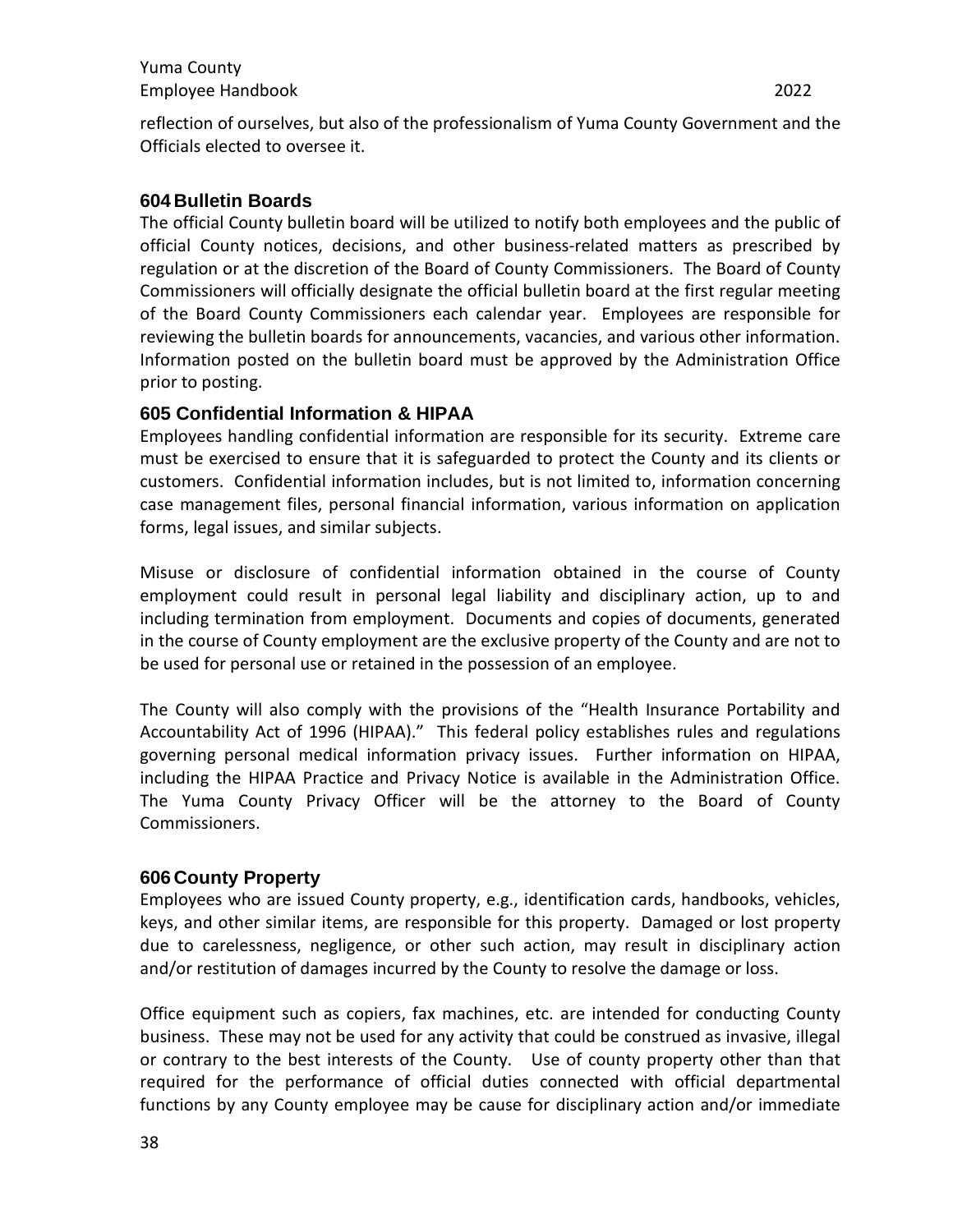reflection of ourselves, but also of the professionalism of Yuma County Government and the Officials elected to oversee it.

### 604 Bulletin Boards

The official County bulletin board will be utilized to notify both employees and the public of official County notices, decisions, and other business-related matters as prescribed by regulation or at the discretion of the Board of County Commissioners. The Board of County Commissioners will officially designate the official bulletin board at the first regular meeting of the Board County Commissioners each calendar year. Employees are responsible for reviewing the bulletin boards for announcements, vacancies, and various other information. Information posted on the bulletin board must be approved by the Administration Office prior to posting.

### 605 Confidential Information & HIPAA

Employees handling confidential information are responsible for its security. Extreme care must be exercised to ensure that it is safeguarded to protect the County and its clients or customers. Confidential information includes, but is not limited to, information concerning case management files, personal financial information, various information on application forms, legal issues, and similar subjects.

Misuse or disclosure of confidential information obtained in the course of County employment could result in personal legal liability and disciplinary action, up to and including termination from employment. Documents and copies of documents, generated in the course of County employment are the exclusive property of the County and are not to be used for personal use or retained in the possession of an employee.

The County will also comply with the provisions of the "Health Insurance Portability and Accountability Act of 1996 (HIPAA)." This federal policy establishes rules and regulations governing personal medical information privacy issues. Further information on HIPAA, including the HIPAA Practice and Privacy Notice is available in the Administration Office. The Yuma County Privacy Officer will be the attorney to the Board of County Commissioners.

### 606 County Property

Employees who are issued County property, e.g., identification cards, handbooks, vehicles, keys, and other similar items, are responsible for this property. Damaged or lost property due to carelessness, negligence, or other such action, may result in disciplinary action and/or restitution of damages incurred by the County to resolve the damage or loss.

Office equipment such as copiers, fax machines, etc. are intended for conducting County business. These may not be used for any activity that could be construed as invasive, illegal or contrary to the best interests of the County. Use of county property other than that required for the performance of official duties connected with official departmental functions by any County employee may be cause for disciplinary action and/or immediate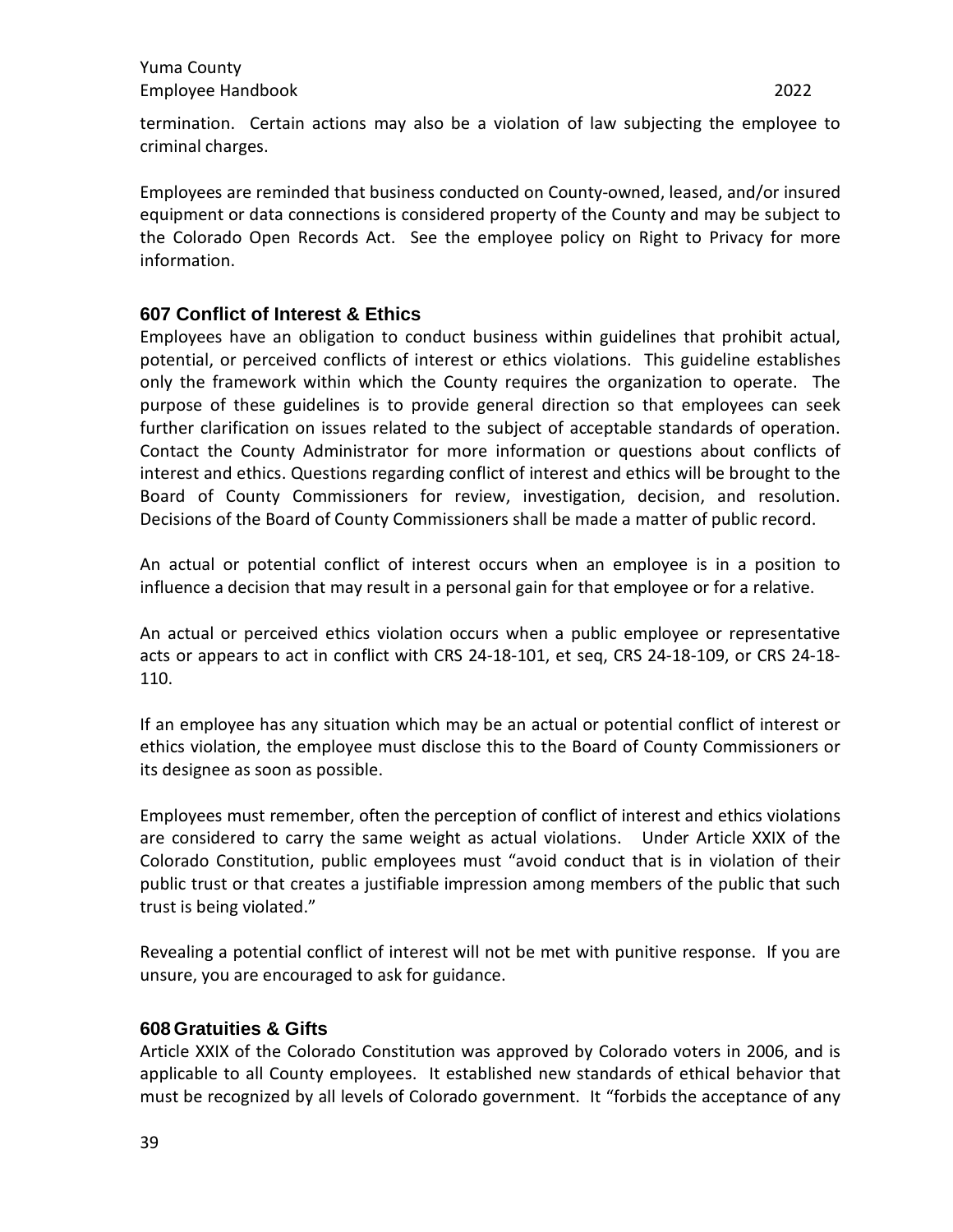termination. Certain actions may also be a violation of law subjecting the employee to criminal charges.

Employees are reminded that business conducted on County-owned, leased, and/or insured equipment or data connections is considered property of the County and may be subject to the Colorado Open Records Act. See the employee policy on Right to Privacy for more information.

## 607 Conflict of Interest & Ethics

Employees have an obligation to conduct business within guidelines that prohibit actual, potential, or perceived conflicts of interest or ethics violations. This guideline establishes only the framework within which the County requires the organization to operate. The purpose of these guidelines is to provide general direction so that employees can seek further clarification on issues related to the subject of acceptable standards of operation. Contact the County Administrator for more information or questions about conflicts of interest and ethics. Questions regarding conflict of interest and ethics will be brought to the Board of County Commissioners for review, investigation, decision, and resolution. Decisions of the Board of County Commissioners shall be made a matter of public record.

An actual or potential conflict of interest occurs when an employee is in a position to influence a decision that may result in a personal gain for that employee or for a relative.

An actual or perceived ethics violation occurs when a public employee or representative acts or appears to act in conflict with CRS 24-18-101, et seq, CRS 24-18-109, or CRS 24-18-110.

If an employee has any situation which may be an actual or potential conflict of interest or ethics violation, the employee must disclose this to the Board of County Commissioners or its designee as soon as possible.

Employees must remember, often the perception of conflict of interest and ethics violations are considered to carry the same weight as actual violations. Under Article XXIX of the Colorado Constitution, public employees must "avoid conduct that is in violation of their public trust or that creates a justifiable impression among members of the public that such trust is being violated."

Revealing a potential conflict of interest will not be met with punitive response. If you are unsure, you are encouraged to ask for guidance.

## 608 Gratuities & Gifts

Article XXIX of the Colorado Constitution was approved by Colorado voters in 2006, and is applicable to all County employees. It established new standards of ethical behavior that must be recognized by all levels of Colorado government. It "forbids the acceptance of any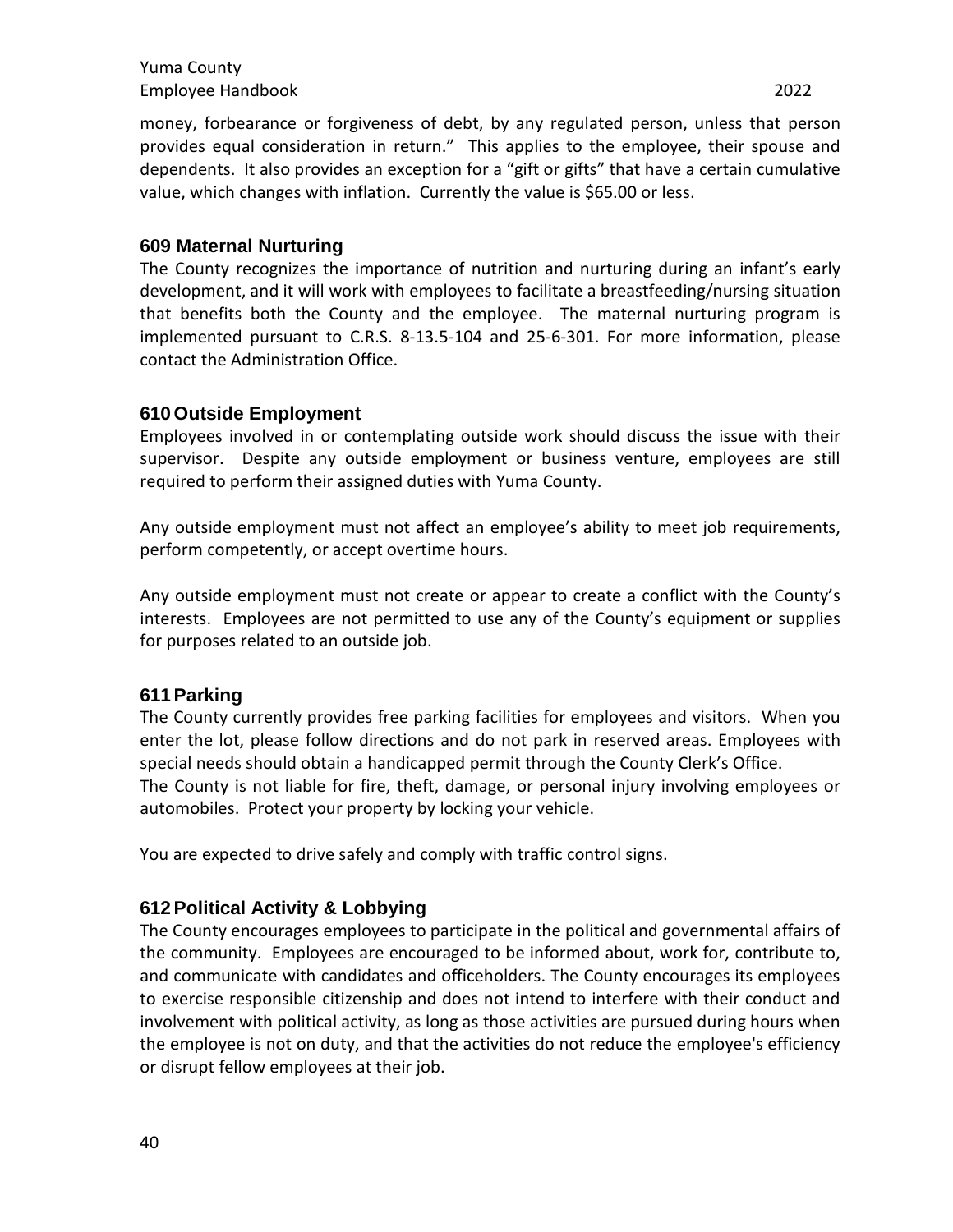money, forbearance or forgiveness of debt, by any regulated person, unless that person provides equal consideration in return." This applies to the employee, their spouse and dependents. It also provides an exception for a "gift or gifts" that have a certain cumulative value, which changes with inflation. Currently the value is $65.00 or less.

## 609 Maternal Nurturing

The County recognizes the importance of nutrition and nurturing during an infant's early development, and it will work with employees to facilitate a breastfeeding/nursing situation that benefits both the County and the employee. The maternal nurturing program is implemented pursuant to C.R.S. 8-13.5-104 and 25-6-301. For more information, please contact the Administration Office.

## 610 Outside Employment

Employees involved in or contemplating outside work should discuss the issue with their supervisor. Despite any outside employment or business venture, employees are still required to perform their assigned duties with Yuma County.

Any outside employment must not affect an employee's ability to meet job requirements, perform competently, or accept overtime hours.

Any outside employment must not create or appear to create a conflict with the County's interests. Employees are not permitted to use any of the County's equipment or supplies for purposes related to an outside job.

## 611 Parking

The County currently provides free parking facilities for employees and visitors. When you enter the lot, please follow directions and do not park in reserved areas. Employees with special needs should obtain a handicapped permit through the County Clerk's Office.
The County is not liable for fire, theft, damage, or personal injury involving employees or automobiles. Protect your property by locking your vehicle.

You are expected to drive safely and comply with traffic control signs.

## 612 Political Activity & Lobbying

The County encourages employees to participate in the political and governmental affairs of the community. Employees are encouraged to be informed about, work for, contribute to, and communicate with candidates and officeholders. The County encourages its employees to exercise responsible citizenship and does not intend to interfere with their conduct and involvement with political activity, as long as those activities are pursued during hours when the employee is not on duty, and that the activities do not reduce the employee's efficiency or disrupt fellow employees at their job.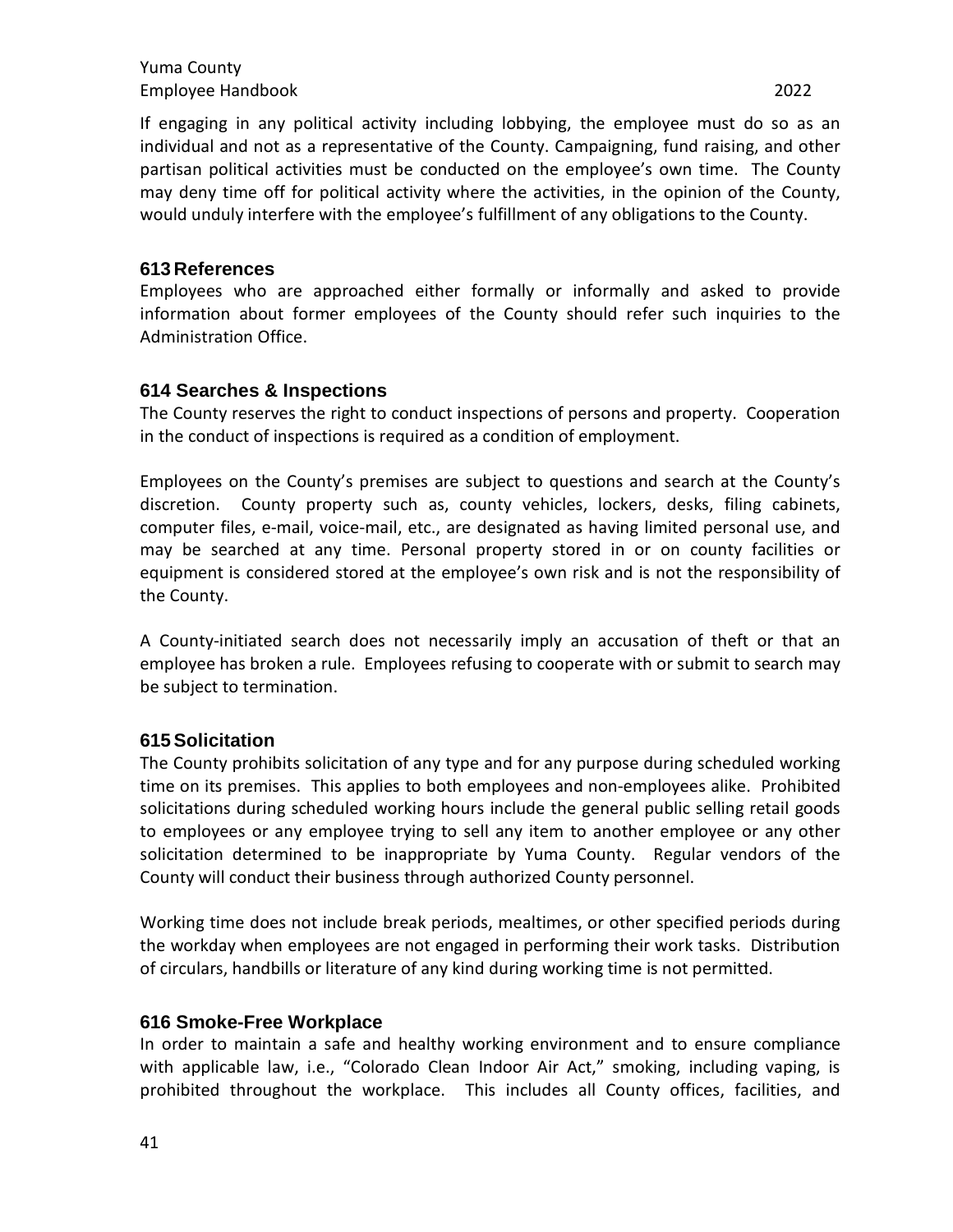If engaging in any political activity including lobbying, the employee must do so as an individual and not as a representative of the County. Campaigning, fund raising, and other partisan political activities must be conducted on the employee's own time. The County may deny time off for political activity where the activities, in the opinion of the County, would unduly interfere with the employee's fulfillment of any obligations to the County.

### 613 References

Employees who are approached either formally or informally and asked to provide information about former employees of the County should refer such inquiries to the Administration Office.

### 614 Searches & Inspections

The County reserves the right to conduct inspections of persons and property. Cooperation in the conduct of inspections is required as a condition of employment.

Employees on the County's premises are subject to questions and search at the County's discretion. County property such as, county vehicles, lockers, desks, filing cabinets, computer files, e-mail, voice-mail, etc., are designated as having limited personal use, and may be searched at any time. Personal property stored in or on county facilities or equipment is considered stored at the employee's own risk and is not the responsibility of the County.

A County-initiated search does not necessarily imply an accusation of theft or that an employee has broken a rule. Employees refusing to cooperate with or submit to search may be subject to termination.

### 615 Solicitation

The County prohibits solicitation of any type and for any purpose during scheduled working time on its premises. This applies to both employees and non-employees alike. Prohibited solicitations during scheduled working hours include the general public selling retail goods to employees or any employee trying to sell any item to another employee or any other solicitation determined to be inappropriate by Yuma County. Regular vendors of the County will conduct their business through authorized County personnel.

Working time does not include break periods, mealtimes, or other specified periods during the workday when employees are not engaged in performing their work tasks. Distribution of circulars, handbills or literature of any kind during working time is not permitted.

### 616 Smoke-Free Workplace

In order to maintain a safe and healthy working environment and to ensure compliance with applicable law, i.e., "Colorado Clean Indoor Air Act," smoking, including vaping, is prohibited throughout the workplace. This includes all County offices, facilities, and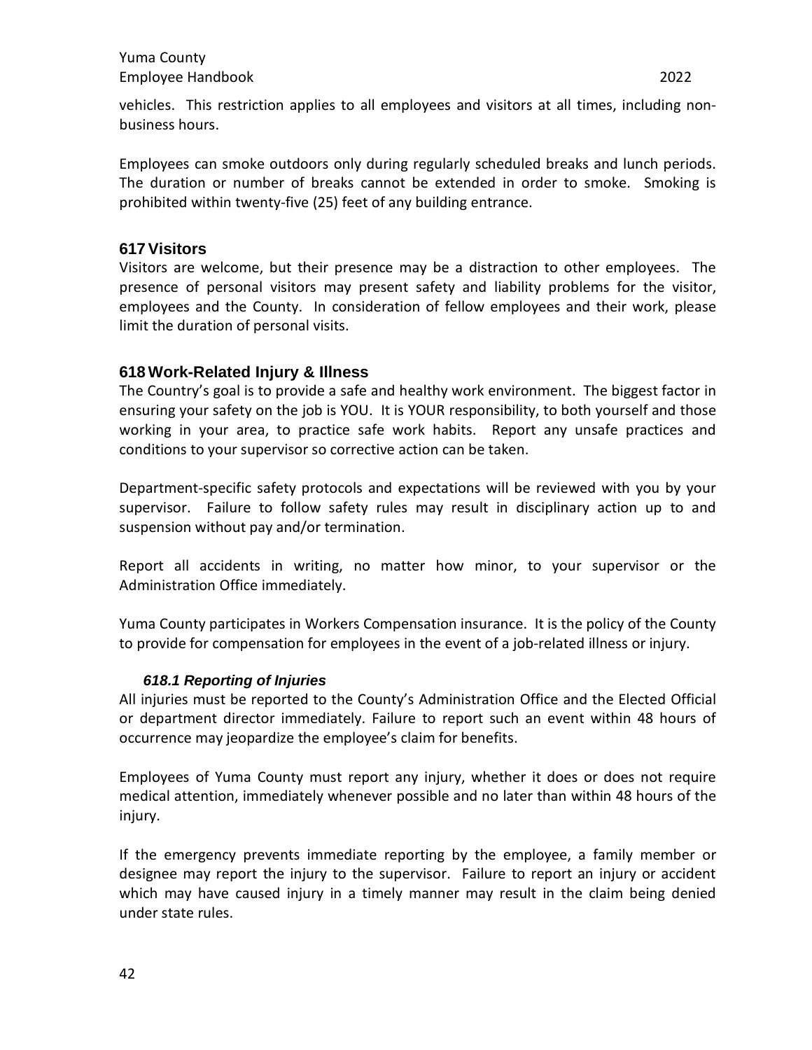vehicles. This restriction applies to all employees and visitors at all times, including non-business hours.

Employees can smoke outdoors only during regularly scheduled breaks and lunch periods. The duration or number of breaks cannot be extended in order to smoke. Smoking is prohibited within twenty-five (25) feet of any building entrance.

## 617 Visitors

Visitors are welcome, but their presence may be a distraction to other employees. The presence of personal visitors may present safety and liability problems for the visitor, employees and the County. In consideration of fellow employees and their work, please limit the duration of personal visits.

## 618 Work-Related Injury & Illness

The Country's goal is to provide a safe and healthy work environment. The biggest factor in ensuring your safety on the job is YOU. It is YOUR responsibility, to both yourself and those working in your area, to practice safe work habits. Report any unsafe practices and conditions to your supervisor so corrective action can be taken.

Department-specific safety protocols and expectations will be reviewed with you by your supervisor. Failure to follow safety rules may result in disciplinary action up to and suspension without pay and/or termination.

Report all accidents in writing, no matter how minor, to your supervisor or the Administration Office immediately.

Yuma County participates in Workers Compensation insurance. It is the policy of the County to provide for compensation for employees in the event of a job-related illness or injury.

### *618.1 Reporting of Injuries*

All injuries must be reported to the County's Administration Office and the Elected Official or department director immediately. Failure to report such an event within 48 hours of occurrence may jeopardize the employee's claim for benefits.

Employees of Yuma County must report any injury, whether it does or does not require medical attention, immediately whenever possible and no later than within 48 hours of the injury.

If the emergency prevents immediate reporting by the employee, a family member or designee may report the injury to the supervisor. Failure to report an injury or accident which may have caused injury in a timely manner may result in the claim being denied under state rules.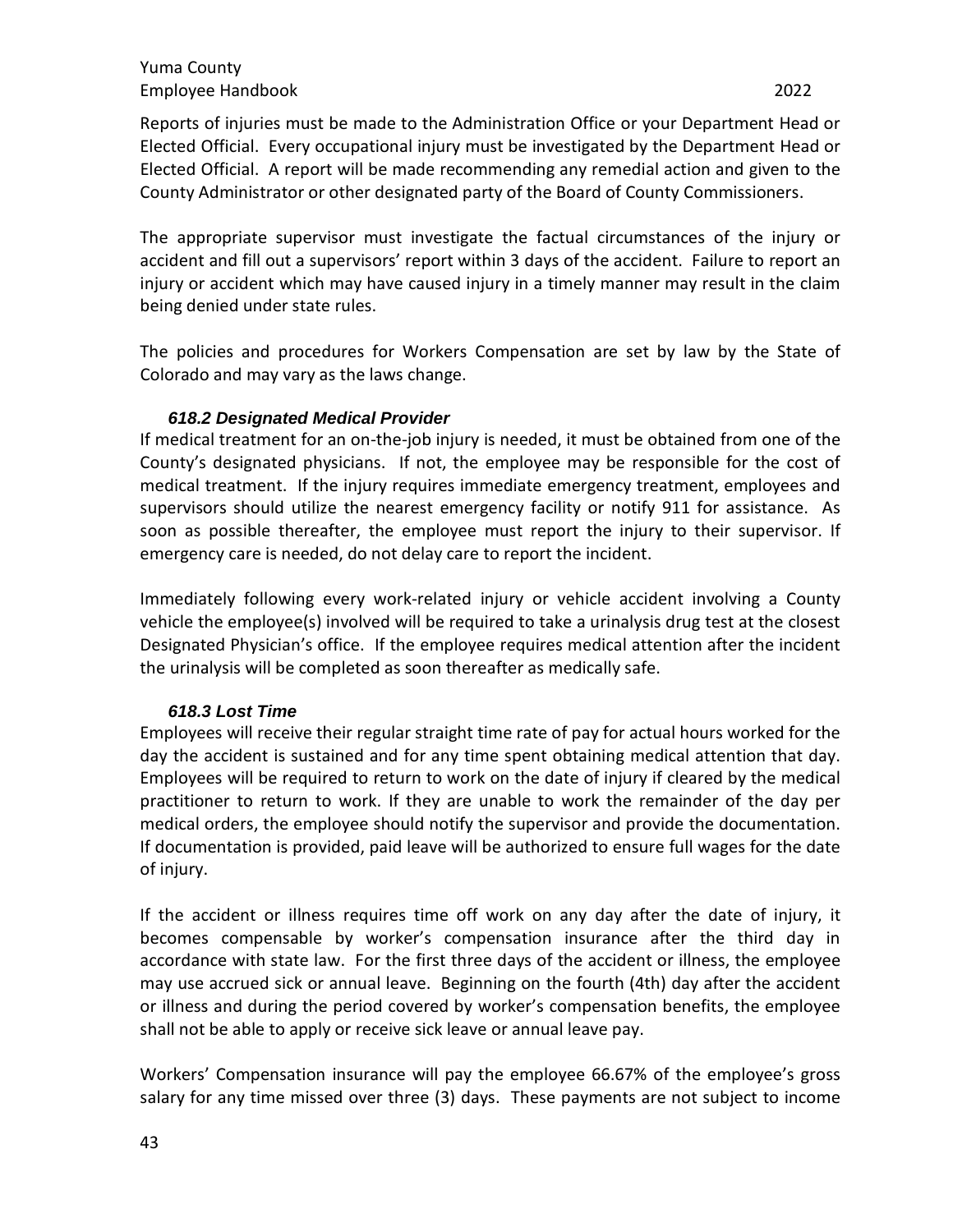Reports of injuries must be made to the Administration Office or your Department Head or Elected Official. Every occupational injury must be investigated by the Department Head or Elected Official. A report will be made recommending any remedial action and given to the County Administrator or other designated party of the Board of County Commissioners.

The appropriate supervisor must investigate the factual circumstances of the injury or accident and fill out a supervisors' report within 3 days of the accident. Failure to report an injury or accident which may have caused injury in a timely manner may result in the claim being denied under state rules.

The policies and procedures for Workers Compensation are set by law by the State of Colorado and may vary as the laws change.

### *618.2 Designated Medical Provider*

If medical treatment for an on-the-job injury is needed, it must be obtained from one of the County's designated physicians. If not, the employee may be responsible for the cost of medical treatment. If the injury requires immediate emergency treatment, employees and supervisors should utilize the nearest emergency facility or notify 911 for assistance. As soon as possible thereafter, the employee must report the injury to their supervisor. If emergency care is needed, do not delay care to report the incident.

Immediately following every work-related injury or vehicle accident involving a County vehicle the employee(s) involved will be required to take a urinalysis drug test at the closest Designated Physician's office. If the employee requires medical attention after the incident the urinalysis will be completed as soon thereafter as medically safe.

### *618.3 Lost Time*

Employees will receive their regular straight time rate of pay for actual hours worked for the day the accident is sustained and for any time spent obtaining medical attention that day. Employees will be required to return to work on the date of injury if cleared by the medical practitioner to return to work. If they are unable to work the remainder of the day per medical orders, the employee should notify the supervisor and provide the documentation. If documentation is provided, paid leave will be authorized to ensure full wages for the date of injury.

If the accident or illness requires time off work on any day after the date of injury, it becomes compensable by worker's compensation insurance after the third day in accordance with state law. For the first three days of the accident or illness, the employee may use accrued sick or annual leave. Beginning on the fourth (4th) day after the accident or illness and during the period covered by worker's compensation benefits, the employee shall not be able to apply or receive sick leave or annual leave pay.

Workers' Compensation insurance will pay the employee 66.67% of the employee's gross salary for any time missed over three (3) days. These payments are not subject to income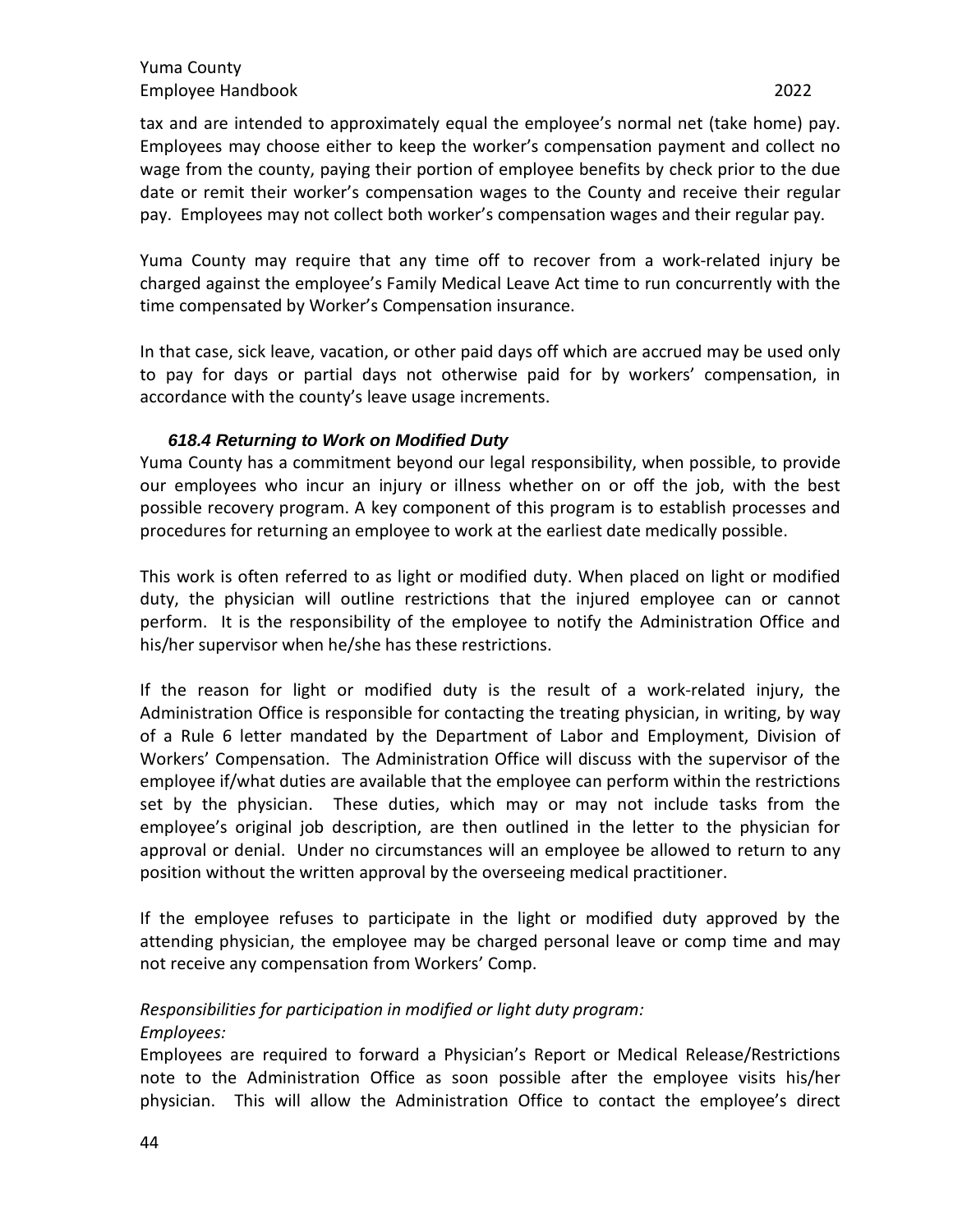tax and are intended to approximately equal the employee's normal net (take home) pay. Employees may choose either to keep the worker's compensation payment and collect no wage from the county, paying their portion of employee benefits by check prior to the due date or remit their worker's compensation wages to the County and receive their regular pay. Employees may not collect both worker's compensation wages and their regular pay.

Yuma County may require that any time off to recover from a work-related injury be charged against the employee's Family Medical Leave Act time to run concurrently with the time compensated by Worker's Compensation insurance.

In that case, sick leave, vacation, or other paid days off which are accrued may be used only to pay for days or partial days not otherwise paid for by workers' compensation, in accordance with the county's leave usage increments.

### *618.4 Returning to Work on Modified Duty*

Yuma County has a commitment beyond our legal responsibility, when possible, to provide our employees who incur an injury or illness whether on or off the job, with the best possible recovery program. A key component of this program is to establish processes and procedures for returning an employee to work at the earliest date medically possible.

This work is often referred to as light or modified duty. When placed on light or modified duty, the physician will outline restrictions that the injured employee can or cannot perform. It is the responsibility of the employee to notify the Administration Office and his/her supervisor when he/she has these restrictions.

If the reason for light or modified duty is the result of a work-related injury, the Administration Office is responsible for contacting the treating physician, in writing, by way of a Rule 6 letter mandated by the Department of Labor and Employment, Division of Workers' Compensation. The Administration Office will discuss with the supervisor of the employee if/what duties are available that the employee can perform within the restrictions set by the physician. These duties, which may or may not include tasks from the employee's original job description, are then outlined in the letter to the physician for approval or denial. Under no circumstances will an employee be allowed to return to any position without the written approval by the overseeing medical practitioner.

If the employee refuses to participate in the light or modified duty approved by the attending physician, the employee may be charged personal leave or comp time and may not receive any compensation from Workers' Comp.

*Responsibilities for participation in modified or light duty program:*
*Employees:*
Employees are required to forward a Physician's Report or Medical Release/Restrictions note to the Administration Office as soon possible after the employee visits his/her physician. This will allow the Administration Office to contact the employee's direct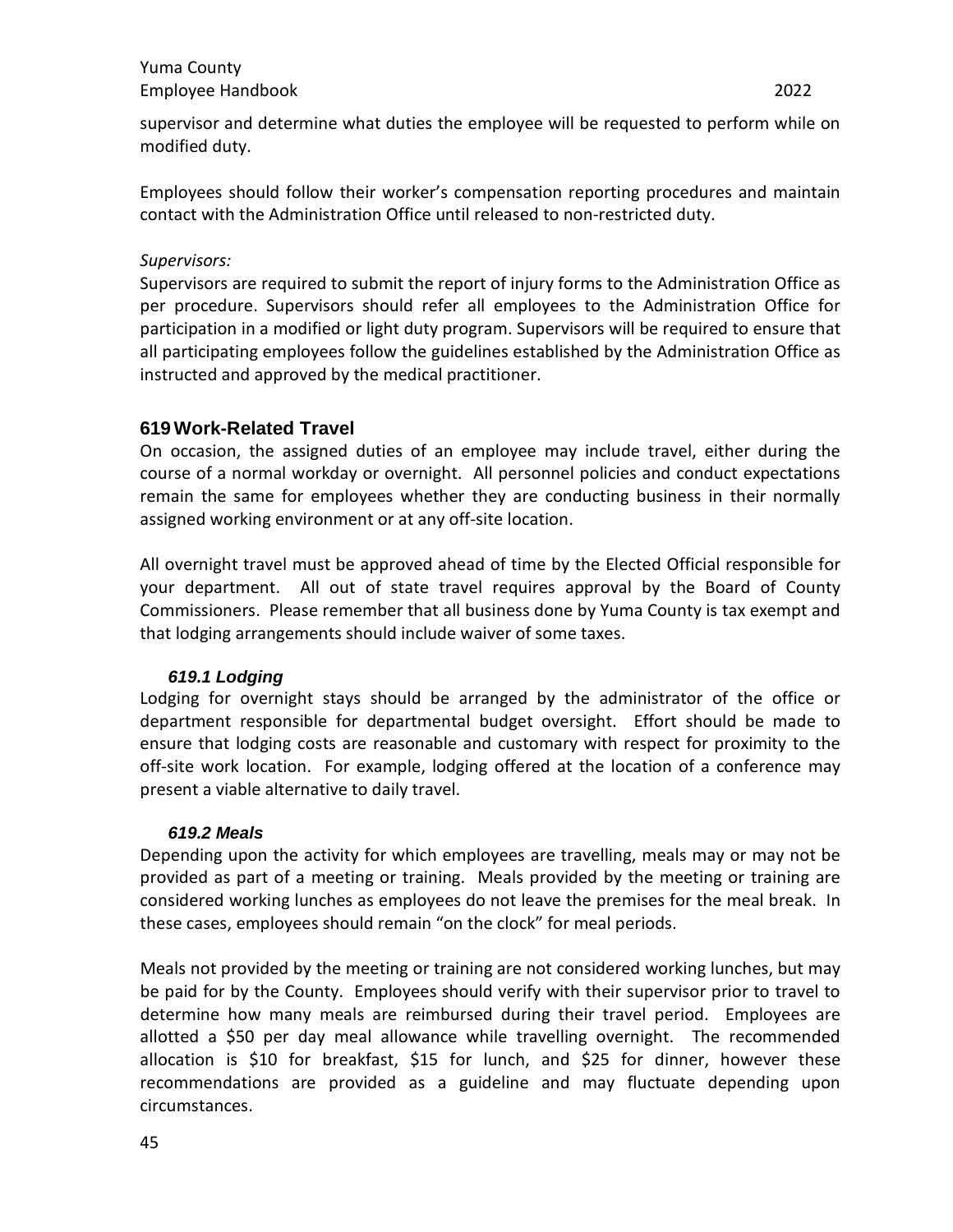supervisor and determine what duties the employee will be requested to perform while on modified duty.

Employees should follow their worker's compensation reporting procedures and maintain contact with the Administration Office until released to non-restricted duty.

*Supervisors:*

Supervisors are required to submit the report of injury forms to the Administration Office as per procedure. Supervisors should refer all employees to the Administration Office for participation in a modified or light duty program. Supervisors will be required to ensure that all participating employees follow the guidelines established by the Administration Office as instructed and approved by the medical practitioner.

## 619 Work-Related Travel

On occasion, the assigned duties of an employee may include travel, either during the course of a normal workday or overnight. All personnel policies and conduct expectations remain the same for employees whether they are conducting business in their normally assigned working environment or at any off-site location.

All overnight travel must be approved ahead of time by the Elected Official responsible for your department. All out of state travel requires approval by the Board of County Commissioners. Please remember that all business done by Yuma County is tax exempt and that lodging arrangements should include waiver of some taxes.

### *619.1 Lodging*

Lodging for overnight stays should be arranged by the administrator of the office or department responsible for departmental budget oversight. Effort should be made to ensure that lodging costs are reasonable and customary with respect for proximity to the off-site work location. For example, lodging offered at the location of a conference may present a viable alternative to daily travel.

### *619.2 Meals*

Depending upon the activity for which employees are travelling, meals may or may not be provided as part of a meeting or training. Meals provided by the meeting or training are considered working lunches as employees do not leave the premises for the meal break. In these cases, employees should remain "on the clock" for meal periods.

Meals not provided by the meeting or training are not considered working lunches, but may be paid for by the County. Employees should verify with their supervisor prior to travel to determine how many meals are reimbursed during their travel period. Employees are allotted a $50 per day meal allowance while travelling overnight. The recommended allocation is $10 for breakfast, $15 for lunch, and $25 for dinner, however these recommendations are provided as a guideline and may fluctuate depending upon circumstances.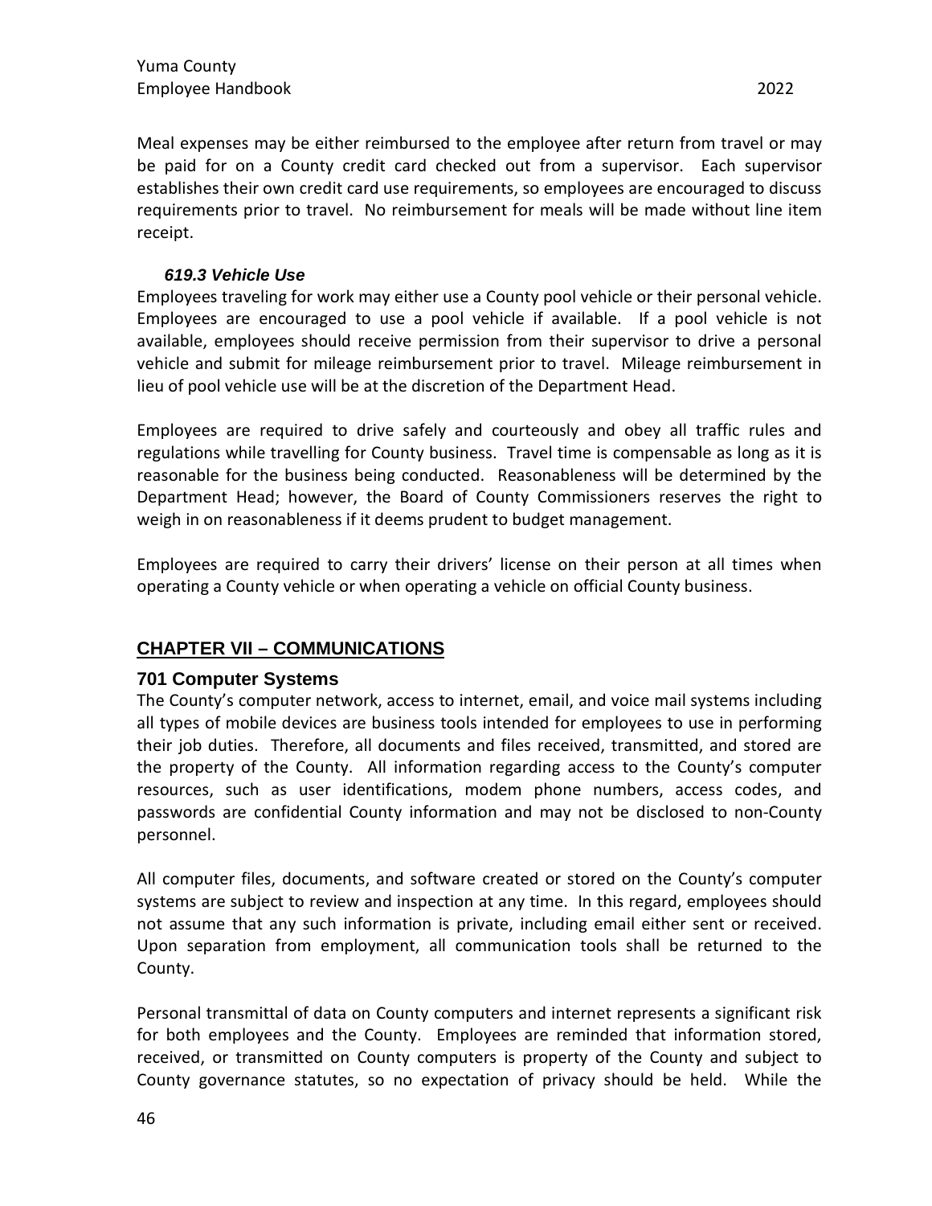Meal expenses may be either reimbursed to the employee after return from travel or may be paid for on a County credit card checked out from a supervisor. Each supervisor establishes their own credit card use requirements, so employees are encouraged to discuss requirements prior to travel. No reimbursement for meals will be made without line item receipt.

#### *619.3 Vehicle Use*

Employees traveling for work may either use a County pool vehicle or their personal vehicle. Employees are encouraged to use a pool vehicle if available. If a pool vehicle is not available, employees should receive permission from their supervisor to drive a personal vehicle and submit for mileage reimbursement prior to travel. Mileage reimbursement in lieu of pool vehicle use will be at the discretion of the Department Head.

Employees are required to drive safely and courteously and obey all traffic rules and regulations while travelling for County business. Travel time is compensable as long as it is reasonable for the business being conducted. Reasonableness will be determined by the Department Head; however, the Board of County Commissioners reserves the right to weigh in on reasonableness if it deems prudent to budget management.

Employees are required to carry their drivers' license on their person at all times when operating a County vehicle or when operating a vehicle on official County business.

## CHAPTER VII – COMMUNICATIONS

### 701 Computer Systems

The County's computer network, access to internet, email, and voice mail systems including all types of mobile devices are business tools intended for employees to use in performing their job duties. Therefore, all documents and files received, transmitted, and stored are the property of the County. All information regarding access to the County's computer resources, such as user identifications, modem phone numbers, access codes, and passwords are confidential County information and may not be disclosed to non-County personnel.

All computer files, documents, and software created or stored on the County's computer systems are subject to review and inspection at any time. In this regard, employees should not assume that any such information is private, including email either sent or received. Upon separation from employment, all communication tools shall be returned to the County.

Personal transmittal of data on County computers and internet represents a significant risk for both employees and the County. Employees are reminded that information stored, received, or transmitted on County computers is property of the County and subject to County governance statutes, so no expectation of privacy should be held. While the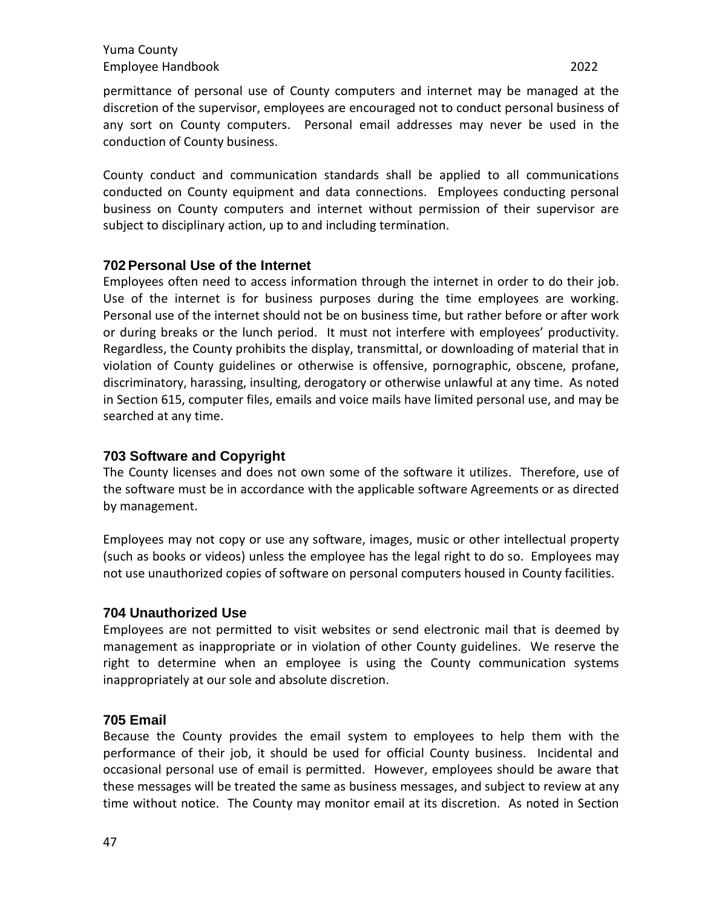permittance of personal use of County computers and internet may be managed at the discretion of the supervisor, employees are encouraged not to conduct personal business of any sort on County computers. Personal email addresses may never be used in the conduction of County business.

County conduct and communication standards shall be applied to all communications conducted on County equipment and data connections. Employees conducting personal business on County computers and internet without permission of their supervisor are subject to disciplinary action, up to and including termination.

### 702 Personal Use of the Internet

Employees often need to access information through the internet in order to do their job. Use of the internet is for business purposes during the time employees are working. Personal use of the internet should not be on business time, but rather before or after work or during breaks or the lunch period. It must not interfere with employees' productivity. Regardless, the County prohibits the display, transmittal, or downloading of material that in violation of County guidelines or otherwise is offensive, pornographic, obscene, profane, discriminatory, harassing, insulting, derogatory or otherwise unlawful at any time. As noted in Section 615, computer files, emails and voice mails have limited personal use, and may be searched at any time.

### 703 Software and Copyright

The County licenses and does not own some of the software it utilizes. Therefore, use of the software must be in accordance with the applicable software Agreements or as directed by management.

Employees may not copy or use any software, images, music or other intellectual property (such as books or videos) unless the employee has the legal right to do so. Employees may not use unauthorized copies of software on personal computers housed in County facilities.

### 704 Unauthorized Use

Employees are not permitted to visit websites or send electronic mail that is deemed by management as inappropriate or in violation of other County guidelines. We reserve the right to determine when an employee is using the County communication systems inappropriately at our sole and absolute discretion.

### 705 Email

Because the County provides the email system to employees to help them with the performance of their job, it should be used for official County business. Incidental and occasional personal use of email is permitted. However, employees should be aware that these messages will be treated the same as business messages, and subject to review at any time without notice. The County may monitor email at its discretion. As noted in Section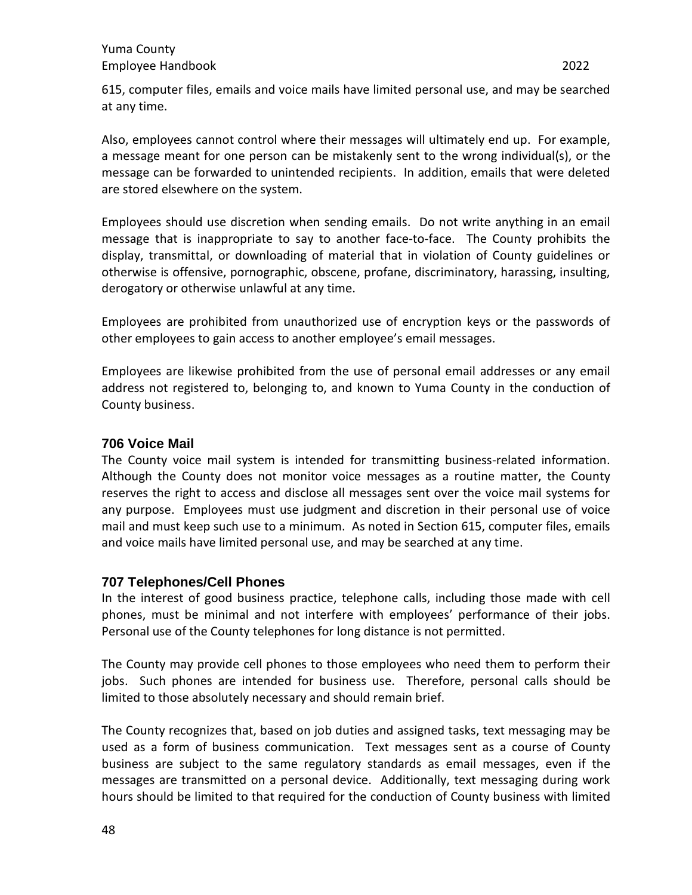615, computer files, emails and voice mails have limited personal use, and may be searched at any time.

Also, employees cannot control where their messages will ultimately end up. For example, a message meant for one person can be mistakenly sent to the wrong individual(s), or the message can be forwarded to unintended recipients. In addition, emails that were deleted are stored elsewhere on the system.

Employees should use discretion when sending emails. Do not write anything in an email message that is inappropriate to say to another face-to-face. The County prohibits the display, transmittal, or downloading of material that in violation of County guidelines or otherwise is offensive, pornographic, obscene, profane, discriminatory, harassing, insulting, derogatory or otherwise unlawful at any time.

Employees are prohibited from unauthorized use of encryption keys or the passwords of other employees to gain access to another employee's email messages.

Employees are likewise prohibited from the use of personal email addresses or any email address not registered to, belonging to, and known to Yuma County in the conduction of County business.

## 706 Voice Mail

The County voice mail system is intended for transmitting business-related information. Although the County does not monitor voice messages as a routine matter, the County reserves the right to access and disclose all messages sent over the voice mail systems for any purpose. Employees must use judgment and discretion in their personal use of voice mail and must keep such use to a minimum. As noted in Section 615, computer files, emails and voice mails have limited personal use, and may be searched at any time.

## 707 Telephones/Cell Phones

In the interest of good business practice, telephone calls, including those made with cell phones, must be minimal and not interfere with employees' performance of their jobs. Personal use of the County telephones for long distance is not permitted.

The County may provide cell phones to those employees who need them to perform their jobs. Such phones are intended for business use. Therefore, personal calls should be limited to those absolutely necessary and should remain brief.

The County recognizes that, based on job duties and assigned tasks, text messaging may be used as a form of business communication. Text messages sent as a course of County business are subject to the same regulatory standards as email messages, even if the messages are transmitted on a personal device. Additionally, text messaging during work hours should be limited to that required for the conduction of County business with limited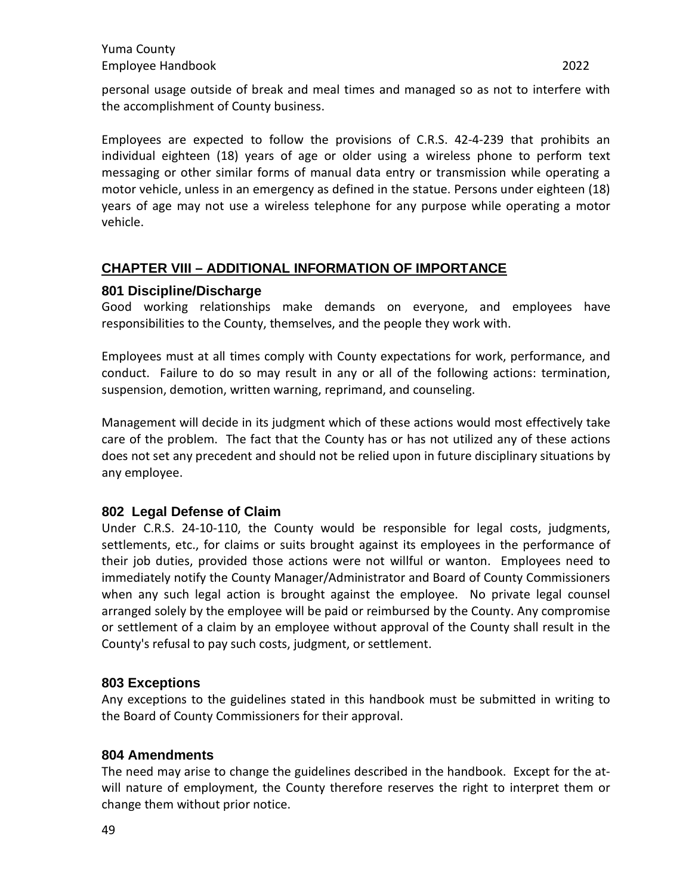personal usage outside of break and meal times and managed so as not to interfere with the accomplishment of County business.

Employees are expected to follow the provisions of C.R.S. 42-4-239 that prohibits an individual eighteen (18) years of age or older using a wireless phone to perform text messaging or other similar forms of manual data entry or transmission while operating a motor vehicle, unless in an emergency as defined in the statue. Persons under eighteen (18) years of age may not use a wireless telephone for any purpose while operating a motor vehicle.

## CHAPTER VIII – ADDITIONAL INFORMATION OF IMPORTANCE

### 801 Discipline/Discharge

Good working relationships make demands on everyone, and employees have responsibilities to the County, themselves, and the people they work with.

Employees must at all times comply with County expectations for work, performance, and conduct. Failure to do so may result in any or all of the following actions: termination, suspension, demotion, written warning, reprimand, and counseling.

Management will decide in its judgment which of these actions would most effectively take care of the problem. The fact that the County has or has not utilized any of these actions does not set any precedent and should not be relied upon in future disciplinary situations by any employee.

### 802 Legal Defense of Claim

Under C.R.S. 24-10-110, the County would be responsible for legal costs, judgments, settlements, etc., for claims or suits brought against its employees in the performance of their job duties, provided those actions were not willful or wanton. Employees need to immediately notify the County Manager/Administrator and Board of County Commissioners when any such legal action is brought against the employee. No private legal counsel arranged solely by the employee will be paid or reimbursed by the County. Any compromise or settlement of a claim by an employee without approval of the County shall result in the County's refusal to pay such costs, judgment, or settlement.

### 803 Exceptions

Any exceptions to the guidelines stated in this handbook must be submitted in writing to the Board of County Commissioners for their approval.

### 804 Amendments

The need may arise to change the guidelines described in the handbook. Except for the at-will nature of employment, the County therefore reserves the right to interpret them or change them without prior notice.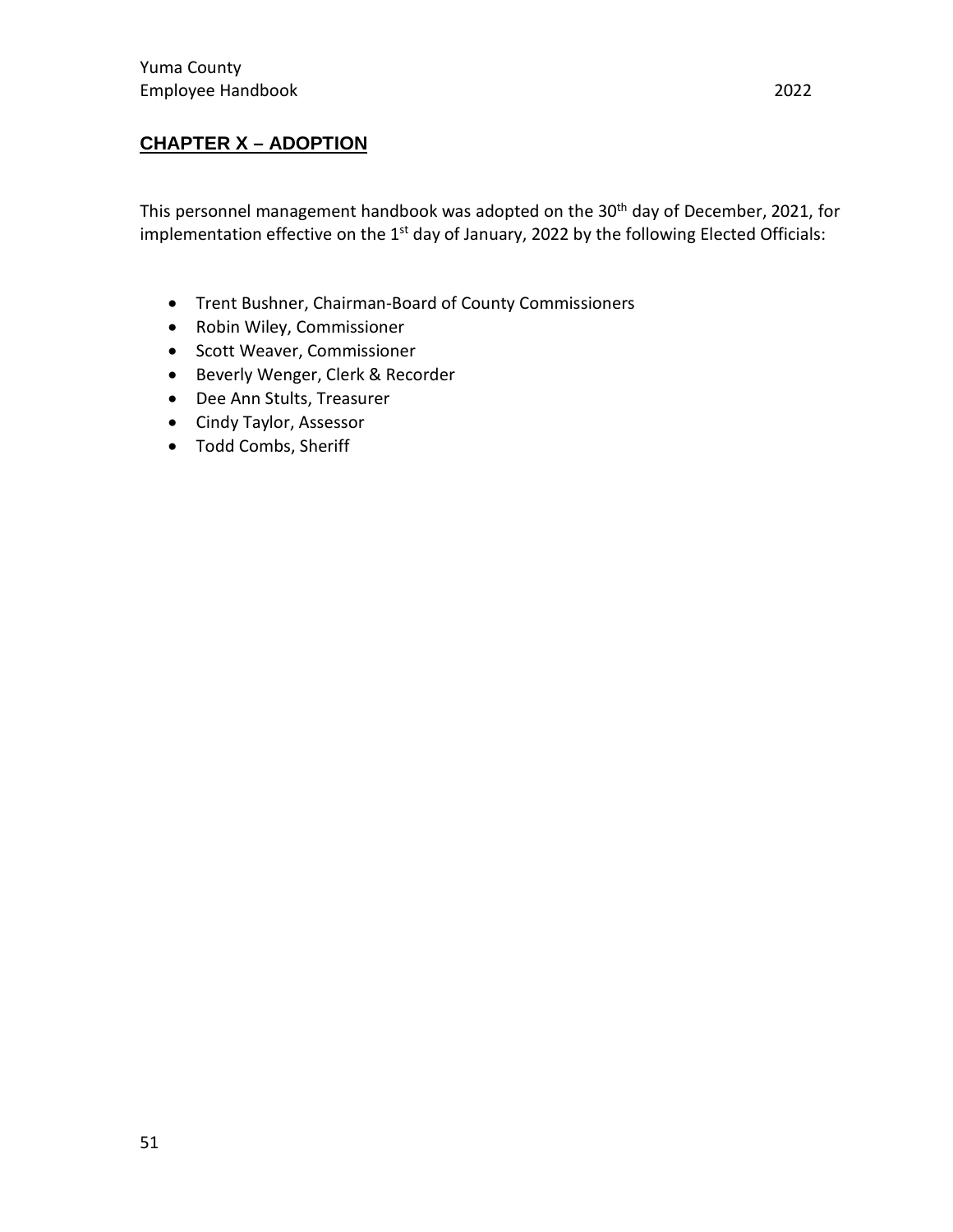## CHAPTER X – ADOPTION

This personnel management handbook was adopted on the 30th day of December, 2021, for implementation effective on the 1st day of January, 2022 by the following Elected Officials:

- Trent Bushner, Chairman-Board of County Commissioners
- Robin Wiley, Commissioner
- Scott Weaver, Commissioner
- Beverly Wenger, Clerk & Recorder
- Dee Ann Stults, Treasurer
- Cindy Taylor, Assessor
- Todd Combs, Sheriff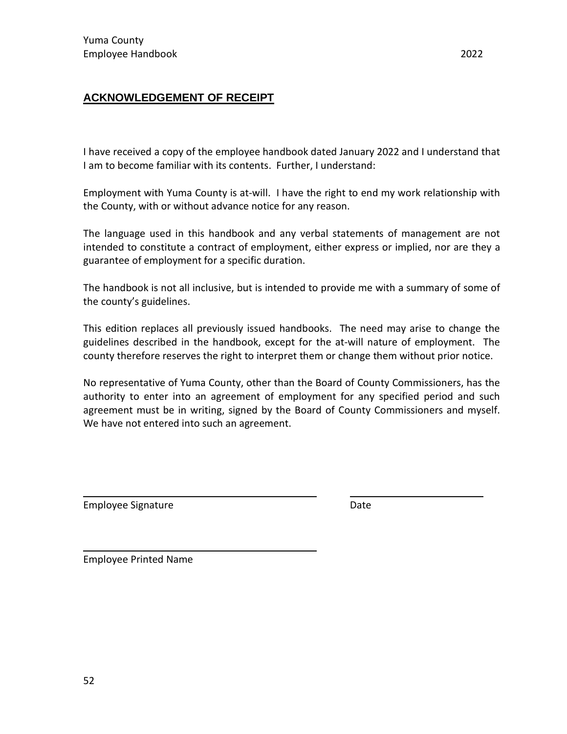## ACKNOWLEDGEMENT OF RECEIPT

I have received a copy of the employee handbook dated January 2022 and I understand that I am to become familiar with its contents. Further, I understand:

Employment with Yuma County is at-will. I have the right to end my work relationship with the County, with or without advance notice for any reason.

The language used in this handbook and any verbal statements of management are not intended to constitute a contract of employment, either express or implied, nor are they a guarantee of employment for a specific duration.

The handbook is not all inclusive, but is intended to provide me with a summary of some of the county's guidelines.

This edition replaces all previously issued handbooks. The need may arise to change the guidelines described in the handbook, except for the at-will nature of employment. The county therefore reserves the right to interpret them or change them without prior notice.

No representative of Yuma County, other than the Board of County Commissioners, has the authority to enter into an agreement of employment for any specified period and such agreement must be in writing, signed by the Board of County Commissioners and myself. We have not entered into such an agreement.

______________________________ ____________________

Employee Signature Date

______________________________

Employee Printed Name